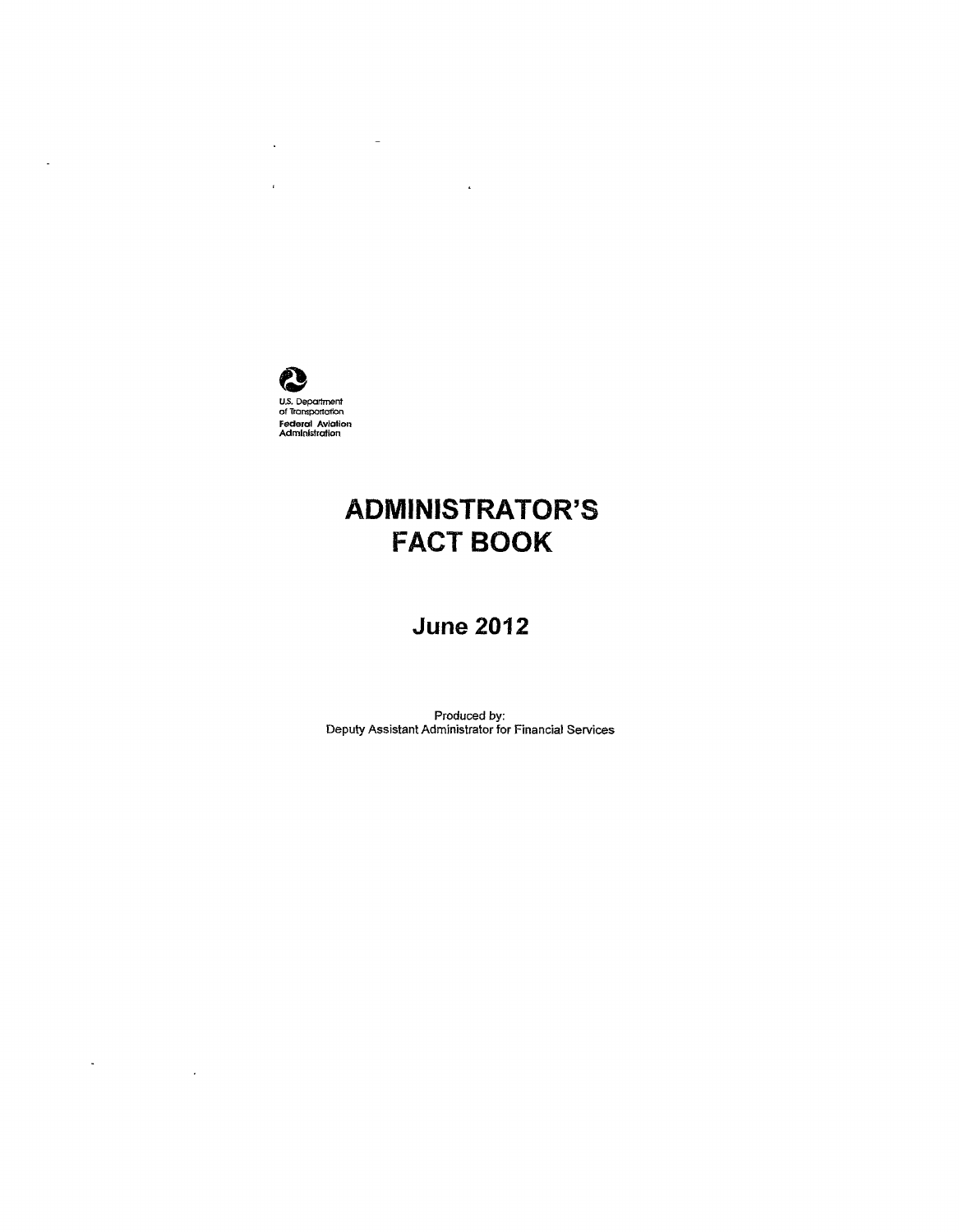U.S. Department of Transportation
Federal Aviation Administration

# ADMINISTRATOR'S FACT BOOK

## June 2012

Produced by:
Deputy Assistant Administrator for Financial Services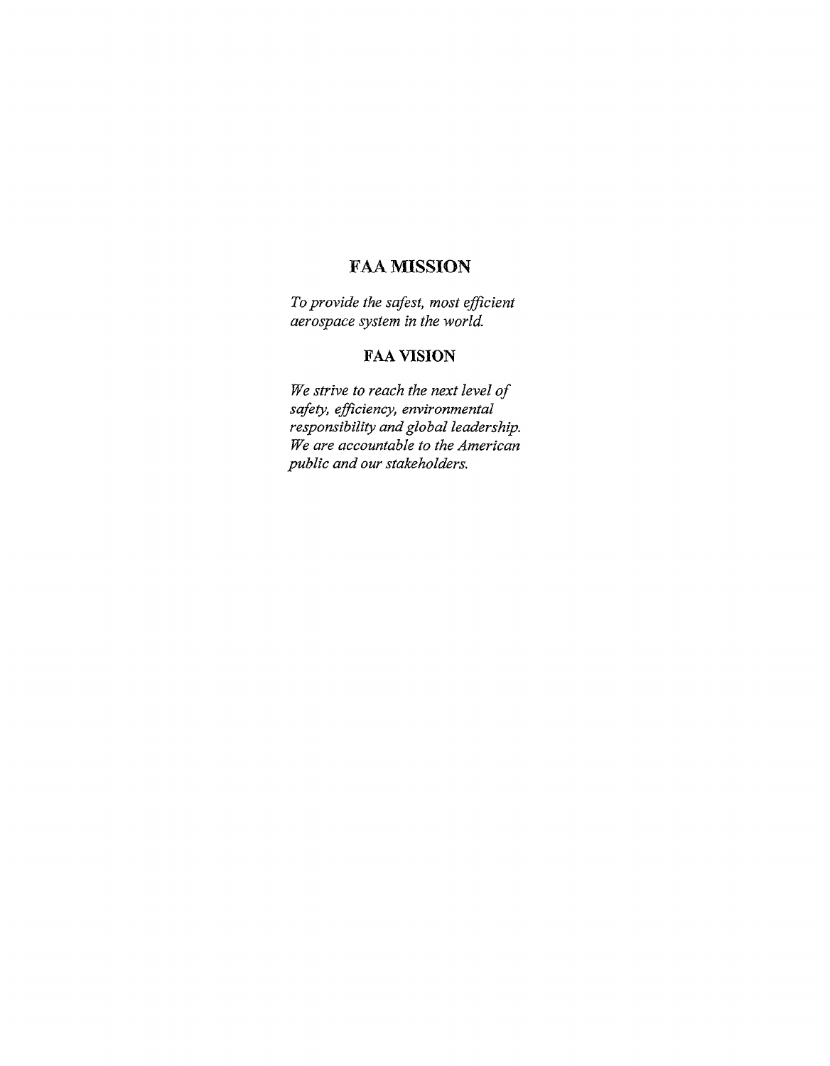## FAA MISSION

*To provide the safest, most efficient aerospace system in the world.*

## FAA VISION

*We strive to reach the next level of safety, efficiency, environmental responsibility and global leadership. We are accountable to the American public and our stakeholders.*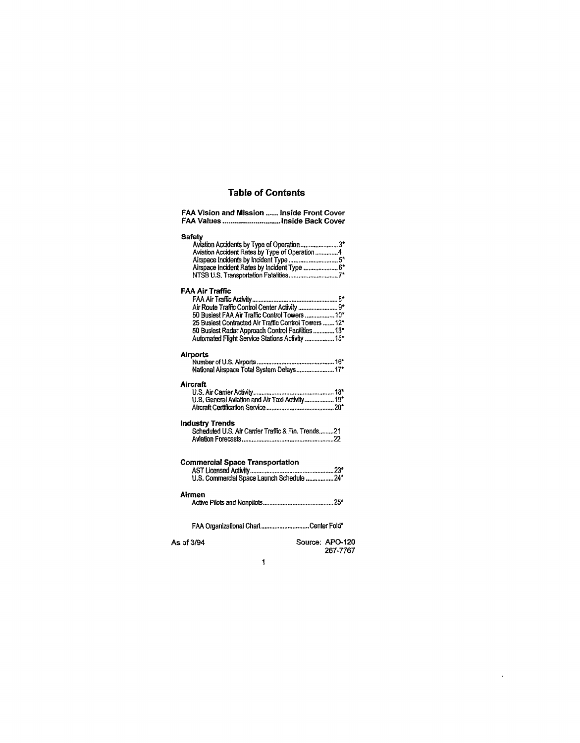# Table of Contents

**FAA Vision and Mission ...... Inside Front Cover**
**FAA Values ............................ Inside Back Cover**

## Safety

- Aviation Accidents by Type of Operation ........................ 3*
- Aviation Accident Rates by Type of Operation .............. 4
- Airspace Incidents by Incident Type ............................. 5*
- Airspace Incident Rates by Incident Type ..................... 6*
- NTSB U.S. Transportation Fatalities .............................. 7*

## FAA Air Traffic

- FAA Air Traffic Activity ..................................................... 8*
- Air Route Traffic Control Center Activity ........................ 9*
- 50 Busiest FAA Air Traffic Control Towers .................. 10*
- 25 Busiest Contracted Air Traffic Control Towers ....... 12*
- 50 Busiest Radar Approach Control Facilities ............. 13*
- Automated Flight Service Stations Activity .................. 15*

## Airports

- Number of U.S. Airports ............................................... 16*
- National Airspace Total System Delays ....................... 17*

## Aircraft

- U.S. Air Carrier Activity ................................................ 18*
- U.S. General Aviation and Air Taxi Activity .................. 19*
- Aircraft Certification Service ........................................ 20*

## Industry Trends

- Scheduled U.S. Air Carrier Traffic & Fin. Trends ......... 21
- Aviation Forecasts ........................................................ 22

## Commercial Space Transportation

- AST Licensed Activity .................................................. 23*
- U.S. Commercial Space Launch Schedule ................. 24*

## Airmen

- Active Pilots and Nonpilots ........................................... 25*

FAA Organizational Chart ............................. Center Fold*

As of 3/94

Source: APO-120
267-7767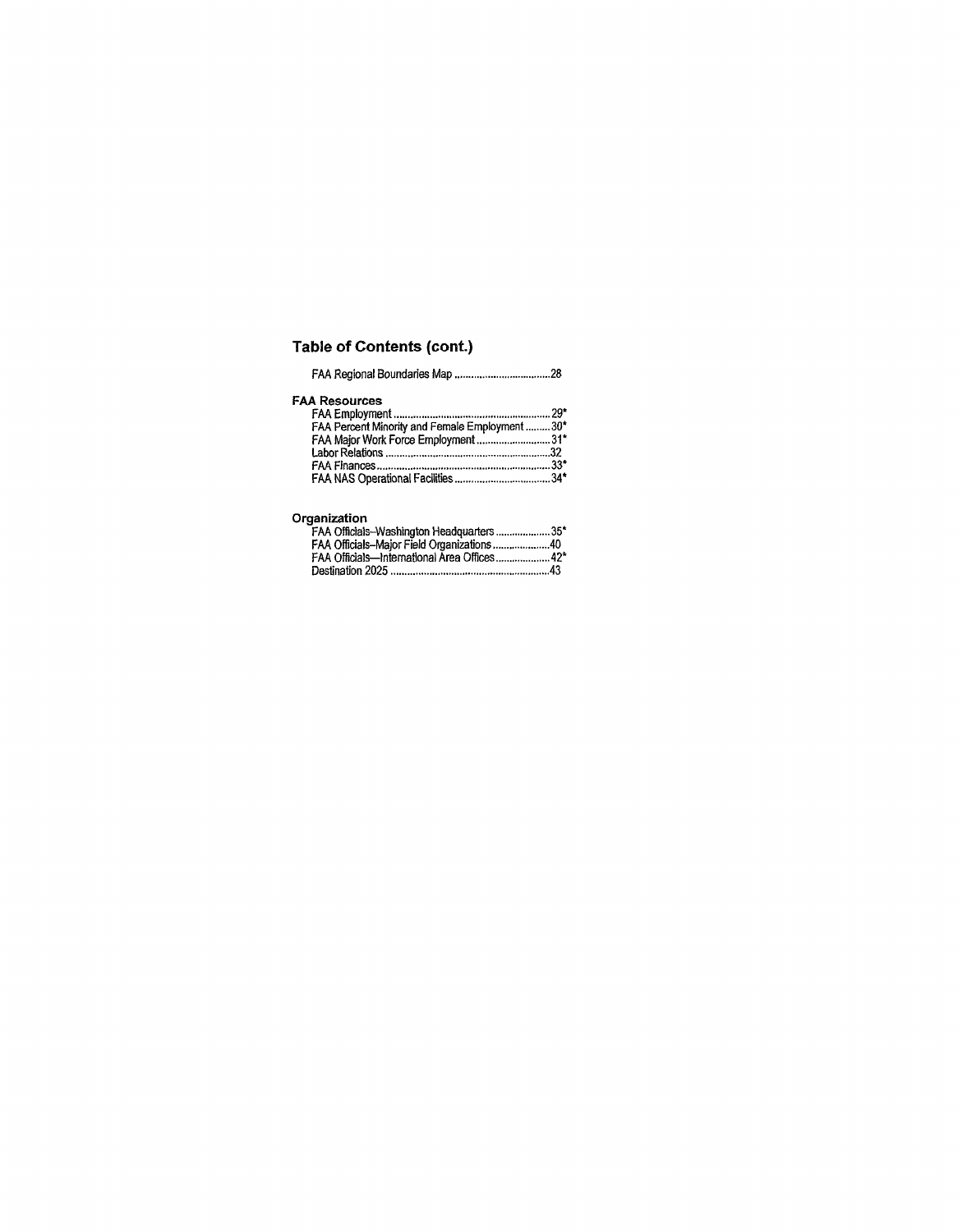## Table of Contents (cont.)

FAA Regional Boundaries Map ....................................28

### FAA Resources

FAA Employment ..........................................................29*
FAA Percent Minority and Female Employment .........30*
FAA Major Work Force Employment ...........................31*
Labor Relations ............................................................32
FAA Finances ...............................................................33*
FAA NAS Operational Facilities ....................................34*

### Organization

FAA Officials–Washington Headquarters ....................35*
FAA Officials–Major Field Organizations .....................40
FAA Officials—International Area Offices ....................42*
Destination 2025 ...........................................................43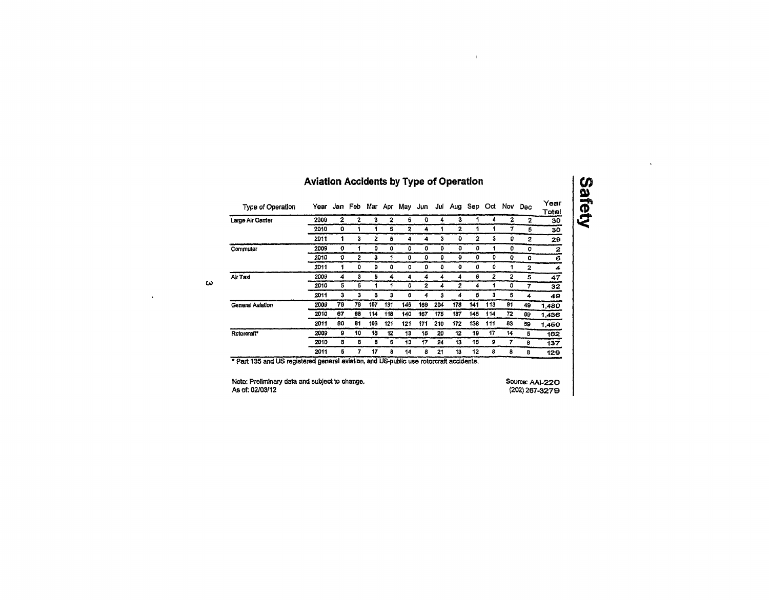## Aviation Accidents by Type of Operation

| Type of Operation | Year | Jan | Feb | Mar | Apr | May | Jun | Jul | Aug | Sep | Oct | Nov | Dec | Year Total |
|---|---|---|---|---|---|---|---|---|---|---|---|---|---|---|
| Large Air Carrier | 2009 | 2 | 2 | 3 | 2 | 5 | 0 | 4 | 3 | 1 | 4 | 2 | 2 | 30 |
| | 2010 | 0 | 1 | 1 | 5 | 2 | 4 | 1 | 2 | 1 | 1 | 7 | 5 | 30 |
| | 2011 | 1 | 3 | 2 | 5 | 4 | 4 | 3 | 0 | 2 | 3 | 0 | 2 | 29 |
| Commuter | 2009 | 0 | 1 | 0 | 0 | 0 | 0 | 0 | 0 | 0 | 1 | 0 | 0 | 2 |
| | 2010 | 0 | 2 | 3 | 1 | 0 | 0 | 0 | 0 | 0 | 0 | 0 | 0 | 6 |
| | 2011 | 1 | 0 | 0 | 0 | 0 | 0 | 0 | 0 | 0 | 0 | 1 | 2 | 4 |
| Air Taxi | 2009 | 4 | 3 | 5 | 4 | 4 | 4 | 4 | 4 | 6 | 2 | 2 | 5 | 47 |
| | 2010 | 5 | 5 | 1 | 1 | 0 | 2 | 4 | 2 | 4 | 1 | 0 | 7 | 32 |
| | 2011 | 3 | 3 | 6 | 3 | 6 | 4 | 3 | 4 | 5 | 3 | 5 | 4 | 49 |
| General Aviation | 2009 | 79 | 78 | 107 | 131 | 145 | 166 | 204 | 178 | 141 | 113 | 91 | 49 | 1,480 |
| | 2010 | 67 | 68 | 114 | 118 | 140 | 167 | 175 | 187 | 145 | 114 | 72 | 69 | 1,436 |
| | 2011 | 60 | 81 | 103 | 121 | 121 | 171 | 210 | 172 | 138 | 111 | 83 | 59 | 1,450 |
| Rotorcraft* | 2009 | 9 | 10 | 16 | 12 | 13 | 15 | 20 | 12 | 19 | 17 | 14 | 5 | 162 |
| | 2010 | 8 | 8 | 8 | 6 | 13 | 17 | 24 | 13 | 16 | 9 | 7 | 8 | 137 |
| | 2011 | 5 | 7 | 17 | 8 | 14 | 8 | 21 | 13 | 12 | 8 | 8 | 8 | 129 |

* Part 135 and US registered general aviation, and US-public use rotorcraft accidents.

Note: Preliminary data and subject to change.
As of: 02/03/12

Source: AAI-220
(202) 267-3279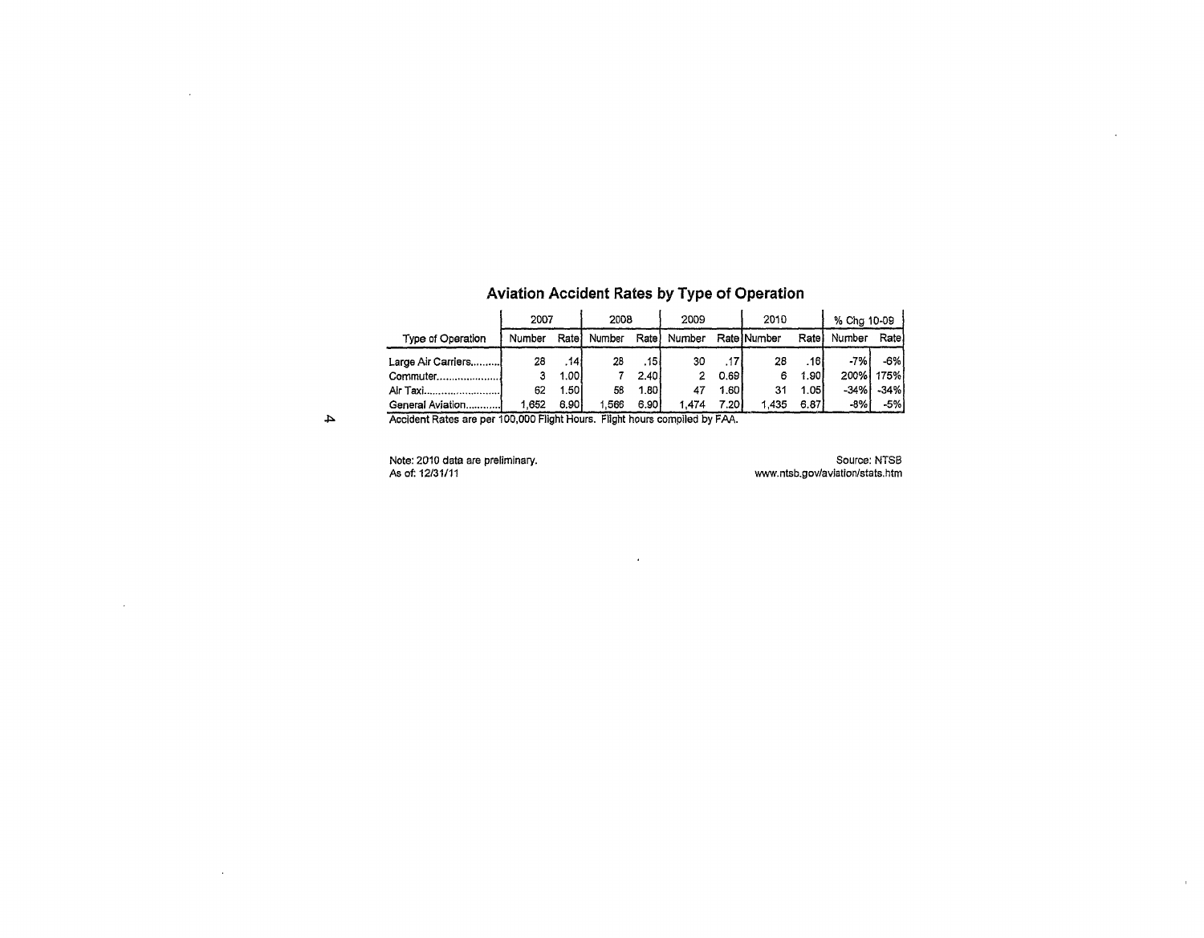## Aviation Accident Rates by Type of Operation

| Type of Operation | 2007 | | 2008 | | 2009 | | 2010 | | % Chg 10-09 | |
|---|---|---|---|---|---|---|---|---|---|---|
| | Number | Rate | Number | Rate | Number | Rate | Number | Rate | Number | Rate |
| Large Air Carriers.......... | 28 | .14 | 28 | .15 | 30 | .17 | 28 | .16 | -7% | -6% |
| Commuter...................... | 3 | 1.00 | 7 | 2.40 | 2 | 0.69 | 6 | 1.90 | 200% | 175% |
| Air Taxi.......................... | 62 | 1.50 | 58 | 1.80 | 47 | 1.60 | 31 | 1.05 | -34% | -34% |
| General Aviation............ | 1,652 | 6.90 | 1,566 | 6.90 | 1,474 | 7.20 | 1,435 | 6.87 | -8% | -5% |

Accident Rates are per 100,000 Flight Hours. Flight hours compiled by FAA.

Note: 2010 data are preliminary.
As of: 12/31/11

Source: NTSB
www.ntsb.gov/aviation/stats.htm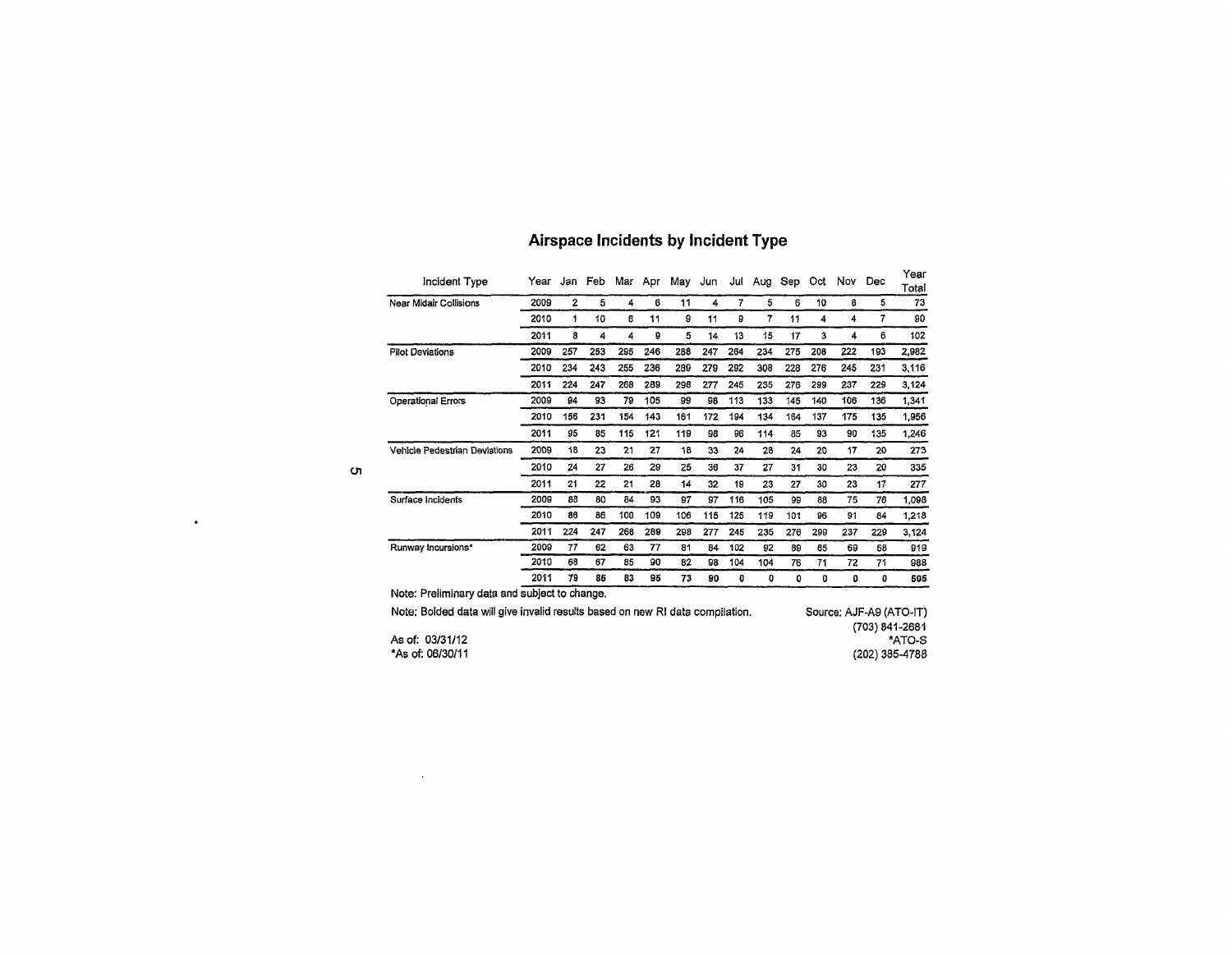## Airspace Incidents by Incident Type

| Incident Type | Year | Jan | Feb | Mar | Apr | May | Jun | Jul | Aug | Sep | Oct | Nov | Dec | Year Total |
|---|---|---|---|---|---|---|---|---|---|---|---|---|---|---|
| Near Midair Collisions | 2009 | 2 | 5 | 4 | 6 | 11 | 4 | 7 | 5 | 6 | 10 | 8 | 5 | 73 |
| | 2010 | 1 | 10 | 8 | 11 | 9 | 11 | 9 | 7 | 11 | 4 | 4 | 7 | 90 |
| | 2011 | 8 | 4 | 4 | 9 | 5 | 14 | 13 | 15 | 17 | 3 | 4 | 6 | 102 |
| Pilot Deviations | 2009 | 257 | 253 | 295 | 246 | 288 | 247 | 264 | 234 | 275 | 208 | 222 | 193 | 2,982 |
| | 2010 | 234 | 243 | 255 | 236 | 289 | 279 | 292 | 308 | 228 | 276 | 245 | 231 | 3,116 |
| | 2011 | 224 | 247 | 268 | 289 | 298 | 277 | 245 | 235 | 276 | 299 | 237 | 229 | 3,124 |
| Operational Errors | 2009 | 94 | 93 | 79 | 105 | 99 | 98 | 113 | 133 | 145 | 140 | 106 | 136 | 1,341 |
| | 2010 | 156 | 231 | 154 | 143 | 161 | 172 | 194 | 134 | 164 | 137 | 175 | 135 | 1,956 |
| | 2011 | 95 | 85 | 115 | 121 | 119 | 98 | 96 | 114 | 85 | 93 | 90 | 135 | 1,246 |
| Vehicle Pedestrian Deviations | 2009 | 18 | 23 | 21 | 27 | 18 | 33 | 24 | 28 | 24 | 20 | 17 | 20 | 273 |
| | 2010 | 24 | 27 | 26 | 29 | 25 | 36 | 37 | 27 | 31 | 30 | 23 | 20 | 335 |
| | 2011 | 21 | 22 | 21 | 28 | 14 | 32 | 19 | 23 | 27 | 30 | 23 | 17 | 277 |
| Surface Incidents | 2009 | 88 | 80 | 84 | 93 | 97 | 97 | 116 | 105 | 99 | 88 | 75 | 76 | 1,098 |
| | 2010 | 86 | 86 | 100 | 109 | 106 | 115 | 125 | 119 | 101 | 96 | 91 | 84 | 1,218 |
| | 2011 | 224 | 247 | 268 | 289 | 298 | 277 | 245 | 235 | 276 | 299 | 237 | 229 | 3,124 |
| Runway Incursions* | 2009 | 77 | 62 | 63 | 77 | 81 | 84 | 102 | 92 | 89 | 65 | 69 | 58 | 919 |
| | 2010 | 68 | 67 | 85 | 90 | 82 | 98 | 104 | 104 | 76 | 71 | 72 | 71 | 988 |
| | **2011** | **79** | **86** | **83** | **95** | **73** | **90** | **0** | **0** | **0** | **0** | **0** | **0** | **505** |

Note: Preliminary data and subject to change.

Note: Bolded data will give invalid results based on new RI data compilation.

Source: AJF-A9 (ATO-IT)
(703) 841-2681
*ATO-S
(202) 385-4788

As of: 03/31/12
*As of: 06/30/11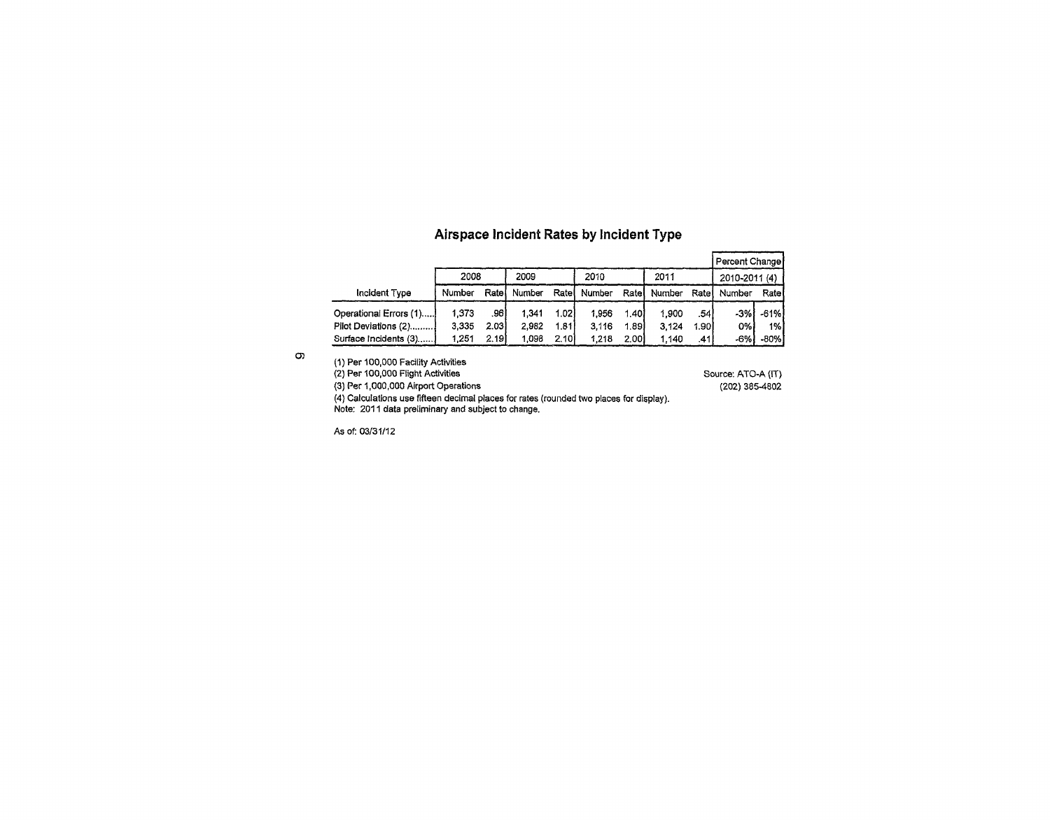## Airspace Incident Rates by Incident Type

| Incident Type | 2008 | | 2009 | | 2010 | | 2011 | | Percent Change 2010-2011 (4) | |
|---|---|---|---|---|---|---|---|---|---|---|
| | Number | Rate | Number | Rate | Number | Rate | Number | Rate | Number | Rate |
| Operational Errors (1)..... | 1,373 | .96 | 1,341 | 1.02 | 1,956 | 1.40 | 1,900 | .54 | -3% | -61% |
| Pilot Deviations (2).......... | 3,335 | 2.03 | 2,982 | 1.81 | 3,116 | 1.89 | 3,124 | 1.90 | 0% | 1% |
| Surface Incidents (3)...... | 1,251 | 2.19 | 1,098 | 2.10 | 1,218 | 2.00 | 1,140 | .41 | -6% | -80% |

(1) Per 100,000 Facility Activities
(2) Per 100,000 Flight Activities
(3) Per 1,000,000 Airport Operations
(4) Calculations use fifteen decimal places for rates (rounded two places for display).
Note: 2011 data preliminary and subject to change.

Source: ATO-A (IT)
(202) 385-4802

As of: 03/31/12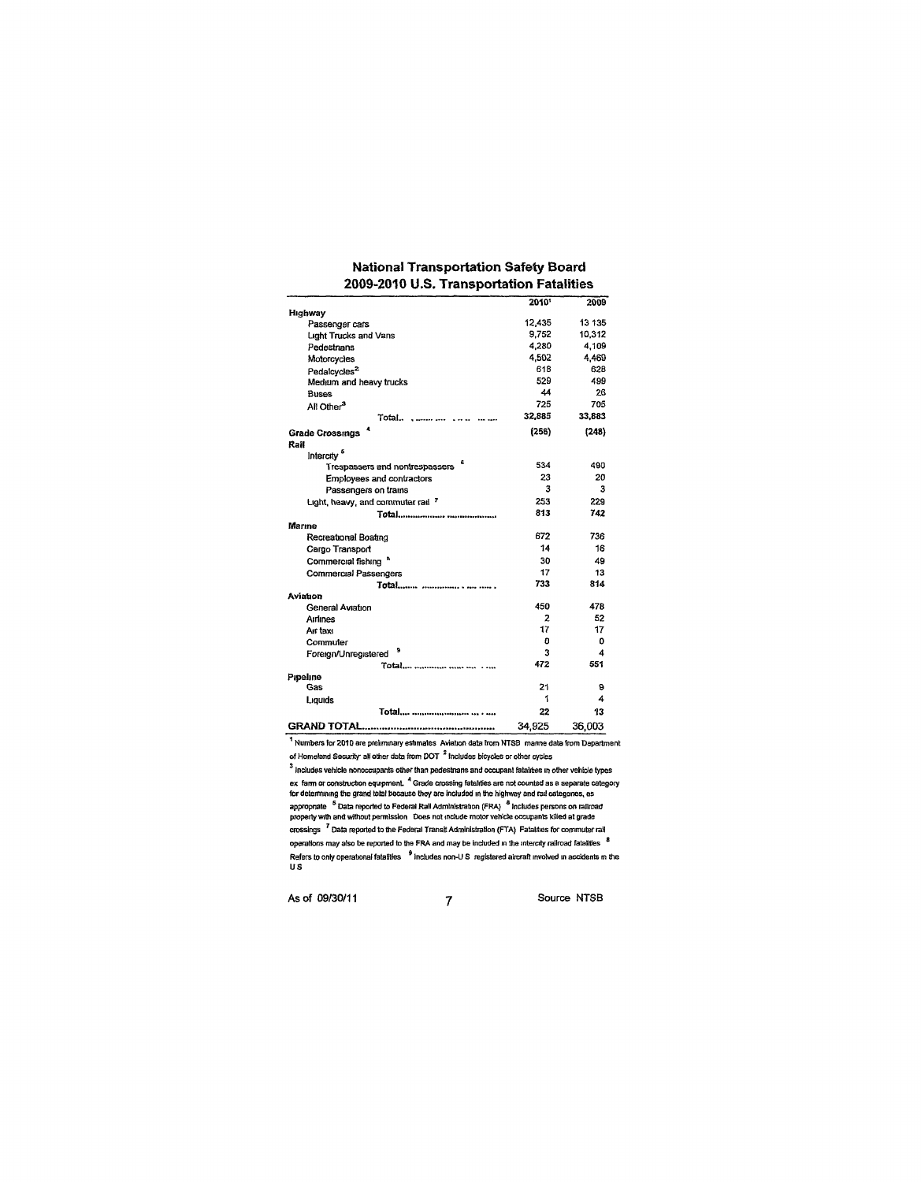## National Transportation Safety Board
## 2009-2010 U.S. Transportation Fatalities

| | 2010[1] | 2009 |
|---|---|---|
| **Highway** | | |
| Passenger cars | 12,435 | 13 135 |
| Light Trucks and Vans | 9,752 | 10,312 |
| Pedestrians | 4,280 | 4,109 |
| Motorcycles | 4,502 | 4,469 |
| Pedalcycles[2] | 618 | 628 |
| Medium and heavy trucks | 529 | 499 |
| Buses | 44 | 26 |
| All Other[3] | 725 | 705 |
| Total | 32,885 | 33,883 |
| **Grade Crossings** [4] | (256) | (248) |
| **Rail** | | |
| Intercity [5] | | |
| Trespassers and nontrespassers [6] | 534 | 490 |
| Employees and contractors | 23 | 20 |
| Passengers on trains | 3 | 3 |
| Light, heavy, and commuter rail [7] | 253 | 229 |
| **Total** | 813 | 742 |
| **Marine** | | |
| Recreational Boating | 672 | 736 |
| Cargo Transport | 14 | 16 |
| Commercial fishing [8] | 30 | 49 |
| Commercial Passengers | 17 | 13 |
| **Total** | 733 | 814 |
| **Aviation** | | |
| General Aviation | 450 | 478 |
| Airlines | 2 | 52 |
| Air taxi | 17 | 17 |
| Commuter | 0 | 0 |
| Foreign/Unregistered [9] | 3 | 4 |
| **Total** | 472 | 551 |
| **Pipeline** | | |
| Gas | 21 | 9 |
| Liquids | 1 | 4 |
| **Total** | 22 | 13 |
| **GRAND TOTAL** | 34,925 | 36,003 |

[1] Numbers for 2010 are preliminary estimates Aviation data from NTSB marine data from Department of Homeland Security all other data from DOT [2] Includes bicycles or other cycles [3] Includes vehicle nonoccupants other than pedestrians and occupant fatalities in other vehicle types ex farm or construction equipment. [4] Grade crossing fatalities are not counted as a separate category for determining the grand total because they are included in the highway and rail categories, as appropriate [5] Data reported to Federal Rail Administration (FRA) [6] Includes persons on railroad property with and without permission Does not include motor vehicle occupants killed at grade crossings [7] Data reported to the Federal Transit Administration (FTA) Fatalities for commuter rail operations may also be reported to the FRA and may be included in the intercity railroad fatalities [8] Refers to only operational fatalities [9] Includes non-U S registered aircraft involved in accidents in the U S

As of 09/30/11 Source NTSB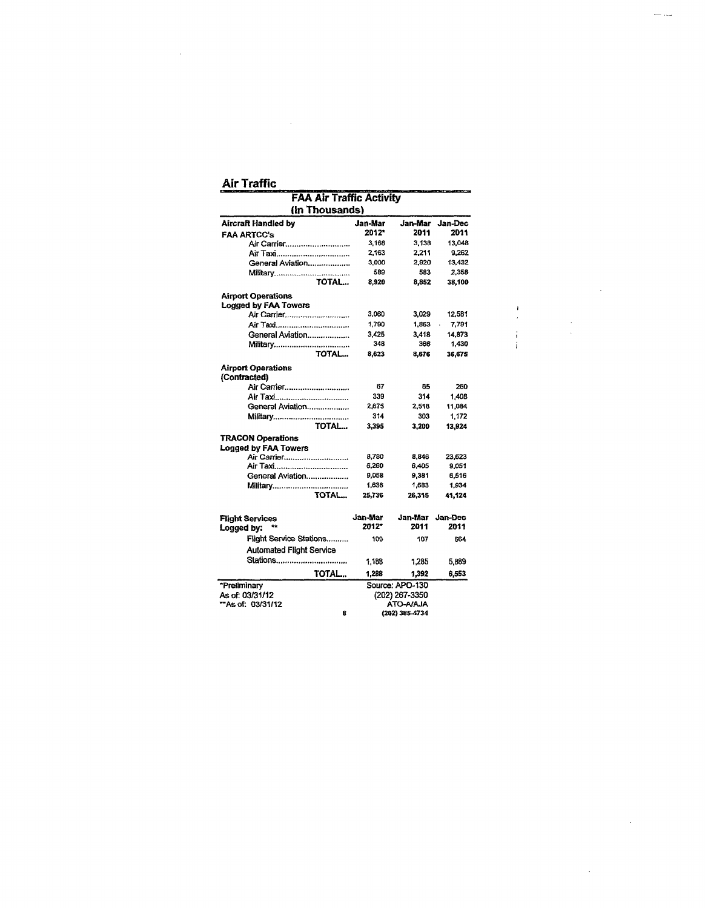## Air Traffic

### FAA Air Traffic Activity
### (In Thousands)

| Aircraft Handled by FAA ARTCC's | Jan-Mar 2012* | Jan-Mar 2011 | Jan-Dec 2011 |
|---|---|---|---|
| Air Carrier | 3,168 | 3,138 | 13,048 |
| Air Taxi | 2,163 | 2,211 | 9,262 |
| General Aviation | 3,000 | 2,920 | 13,432 |
| Military | 589 | 583 | 2,358 |
| TOTAL | 8,920 | 8,852 | 38,100 |
| **Airport Operations Logged by FAA Towers** | | | |
| Air Carrier | 3,060 | 3,029 | 12,581 |
| Air Taxi | 1,790 | 1,863 | 7,791 |
| General Aviation | 3,425 | 3,418 | 14,873 |
| Military | 348 | 366 | 1,430 |
| TOTAL | 8,623 | 8,676 | 36,675 |
| **Airport Operations (Contracted)** | | | |
| Air Carrier | 67 | 65 | 260 |
| Air Taxi | 339 | 314 | 1,408 |
| General Aviation | 2,675 | 2,518 | 11,084 |
| Military | 314 | 303 | 1,172 |
| TOTAL | 3,395 | 3,200 | 13,924 |
| **TRACON Operations Logged by FAA Towers** | | | |
| Air Carrier | 8,780 | 8,846 | 23,623 |
| Air Taxi | 6,260 | 6,405 | 9,051 |
| General Aviation | 9,058 | 9,381 | 6,516 |
| Military | 1,638 | 1,683 | 1,934 |
| TOTAL | 25,736 | 26,315 | 41,124 |

| Flight Services Logged by: ** | Jan-Mar 2012* | Jan-Mar 2011 | Jan-Dec 2011 |
|---|---|---|---|
| Flight Service Stations | 100 | 107 | 664 |
| Automated Flight Service Stations | 1,188 | 1,285 | 5,889 |
| TOTAL | 1,288 | 1,392 | 6,553 |

*Preliminary
As of: 03/31/12
**As of: 03/31/12

Source: APO-130
(202) 267-3350
ATO-A/AJA
(202) 385-4734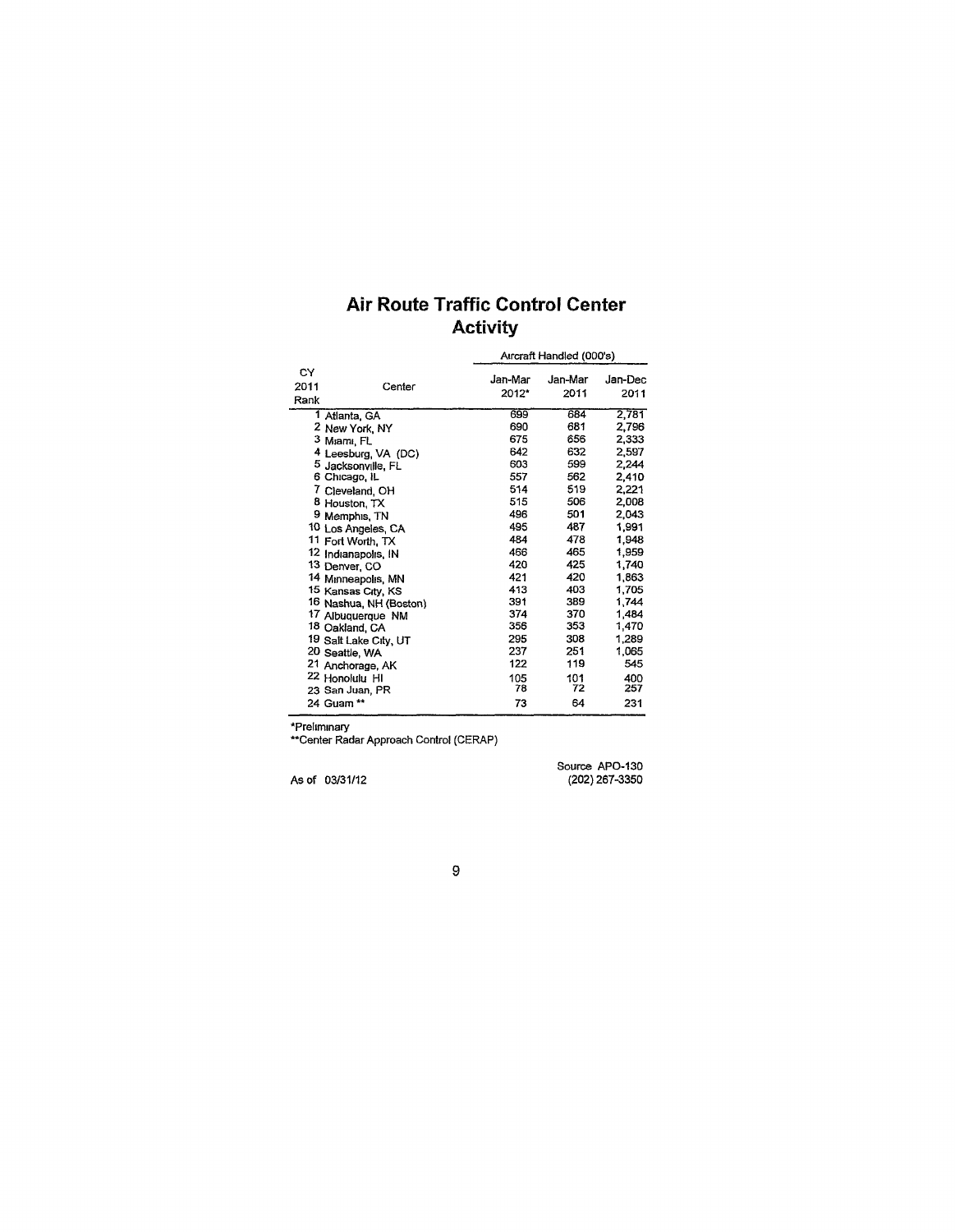# Air Route Traffic Control Center Activity

| CY 2011 Rank | Center | Aircraft Handled (000's) | | |
|---|---|---|---|---|
| | | Jan-Mar 2012* | Jan-Mar 2011 | Jan-Dec 2011 |
| 1 | Atlanta, GA | 699 | 684 | 2,781 |
| 2 | New York, NY | 690 | 681 | 2,796 |
| 3 | Miami, FL | 675 | 656 | 2,333 |
| 4 | Leesburg, VA (DC) | 642 | 632 | 2,597 |
| 5 | Jacksonville, FL | 603 | 599 | 2,244 |
| 6 | Chicago, IL | 557 | 562 | 2,410 |
| 7 | Cleveland, OH | 514 | 519 | 2,221 |
| 8 | Houston, TX | 515 | 506 | 2,008 |
| 9 | Memphis, TN | 496 | 501 | 2,043 |
| 10 | Los Angeles, CA | 495 | 487 | 1,991 |
| 11 | Fort Worth, TX | 484 | 478 | 1,948 |
| 12 | Indianapolis, IN | 466 | 465 | 1,959 |
| 13 | Denver, CO | 420 | 425 | 1,740 |
| 14 | Minneapolis, MN | 421 | 420 | 1,863 |
| 15 | Kansas City, KS | 413 | 403 | 1,705 |
| 16 | Nashua, NH (Boston) | 391 | 389 | 1,744 |
| 17 | Albuquerque NM | 374 | 370 | 1,484 |
| 18 | Oakland, CA | 356 | 353 | 1,470 |
| 19 | Salt Lake City, UT | 295 | 308 | 1,289 |
| 20 | Seattle, WA | 237 | 251 | 1,065 |
| 21 | Anchorage, AK | 122 | 119 | 545 |
| 22 | Honolulu HI | 105 | 101 | 400 |
| 23 | San Juan, PR | 78 | 72 | 257 |
| 24 | Guam ** | 73 | 64 | 231 |

*Preliminary

**Center Radar Approach Control (CERAP)

As of 03/31/12

Source APO-130
(202) 267-3350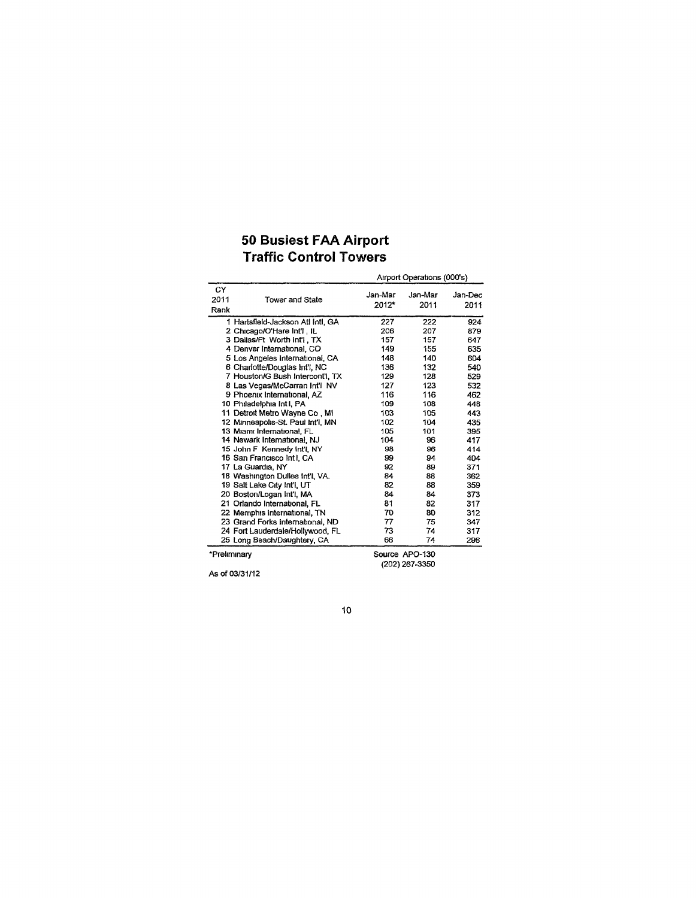# 50 Busiest FAA Airport Traffic Control Towers

| CY 2011 Rank | Tower and State | Airport Operations (000's) Jan-Mar 2012* | Jan-Mar 2011 | Jan-Dec 2011 |
|---|---|---|---|---|
| 1 | Hartsfield-Jackson Atl Intl, GA | 227 | 222 | 924 |
| 2 | Chicago/O'Hare Int'l , IL | 206 | 207 | 879 |
| 3 | Dallas/Ft Worth Int'l , TX | 157 | 157 | 647 |
| 4 | Denver International, CO | 149 | 155 | 635 |
| 5 | Los Angeles International, CA | 148 | 140 | 604 |
| 6 | Charlotte/Douglas Int'l, NC | 136 | 132 | 540 |
| 7 | Houston/G Bush Intercont'l, TX | 129 | 128 | 529 |
| 8 | Las Vegas/McCarran Int'l NV | 127 | 123 | 532 |
| 9 | Phoenix International, AZ | 116 | 116 | 462 |
| 10 | Philadelphia Intl, PA | 109 | 108 | 448 |
| 11 | Detroit Metro Wayne Co , MI | 103 | 105 | 443 |
| 12 | Minneapolis-St. Paul Int'l, MN | 102 | 104 | 435 |
| 13 | Miami International, FL | 105 | 101 | 395 |
| 14 | Newark International, NJ | 104 | 96 | 417 |
| 15 | John F Kennedy Int'l, NY | 98 | 96 | 414 |
| 16 | San Francisco Intl, CA | 99 | 94 | 404 |
| 17 | La Guardia, NY | 92 | 89 | 371 |
| 18 | Washington Dulles Int'l, VA. | 84 | 88 | 362 |
| 19 | Salt Lake City Int'l, UT | 82 | 88 | 359 |
| 20 | Boston/Logan Int'l, MA | 84 | 84 | 373 |
| 21 | Orlando International, FL | 81 | 82 | 317 |
| 22 | Memphis International, TN | 70 | 80 | 312 |
| 23 | Grand Forks International, ND | 77 | 75 | 347 |
| 24 | Fort Lauderdale/Hollywood, FL | 73 | 74 | 317 |
| 25 | Long Beach/Daughtery, CA | 66 | 74 | 296 |

*Preliminary

Source APO-130
(202) 267-3350

As of 03/31/12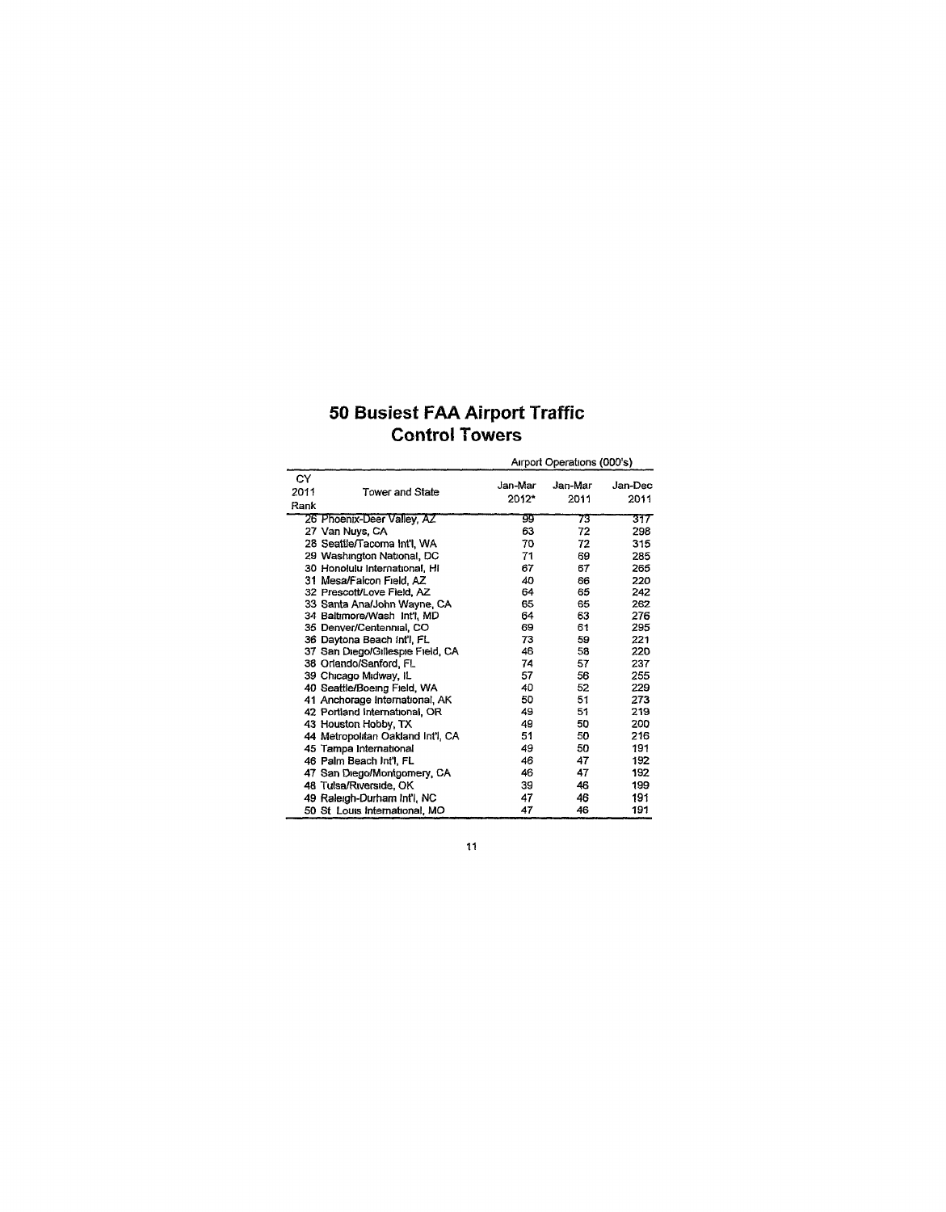# 50 Busiest FAA Airport Traffic Control Towers

| CY 2011 Rank | Tower and State | Airport Operations (000's) | | |
|---|---|---|---|---|
| | | Jan-Mar 2012* | Jan-Mar 2011 | Jan-Dec 2011 |
| 26 | Phoenix-Deer Valley, AZ | 99 | 73 | 317 |
| 27 | Van Nuys, CA | 63 | 72 | 298 |
| 28 | Seattle/Tacoma Int'l, WA | 70 | 72 | 315 |
| 29 | Washington National, DC | 71 | 69 | 285 |
| 30 | Honolulu International, HI | 67 | 67 | 265 |
| 31 | Mesa/Falcon Field, AZ | 40 | 66 | 220 |
| 32 | Prescott/Love Field, AZ | 64 | 65 | 242 |
| 33 | Santa Ana/John Wayne, CA | 65 | 65 | 262 |
| 34 | Baltimore/Wash Int'l, MD | 64 | 63 | 276 |
| 35 | Denver/Centennial, CO | 69 | 61 | 295 |
| 36 | Daytona Beach Int'l, FL | 73 | 59 | 221 |
| 37 | San Diego/Gillespie Field, CA | 46 | 58 | 220 |
| 38 | Orlando/Sanford, FL | 74 | 57 | 237 |
| 39 | Chicago Midway, IL | 57 | 56 | 255 |
| 40 | Seattle/Boeing Field, WA | 40 | 52 | 229 |
| 41 | Anchorage International, AK | 50 | 51 | 273 |
| 42 | Portland International, OR | 49 | 51 | 219 |
| 43 | Houston Hobby, TX | 49 | 50 | 200 |
| 44 | Metropolitan Oakland Int'l, CA | 51 | 50 | 216 |
| 45 | Tampa International | 49 | 50 | 191 |
| 46 | Palm Beach Int'l, FL | 46 | 47 | 192 |
| 47 | San Diego/Montgomery, CA | 46 | 47 | 192 |
| 48 | Tulsa/Riverside, OK | 39 | 46 | 199 |
| 49 | Raleigh-Durham Int'l, NC | 47 | 46 | 191 |
| 50 | St Louis International, MO | 47 | 46 | 191 |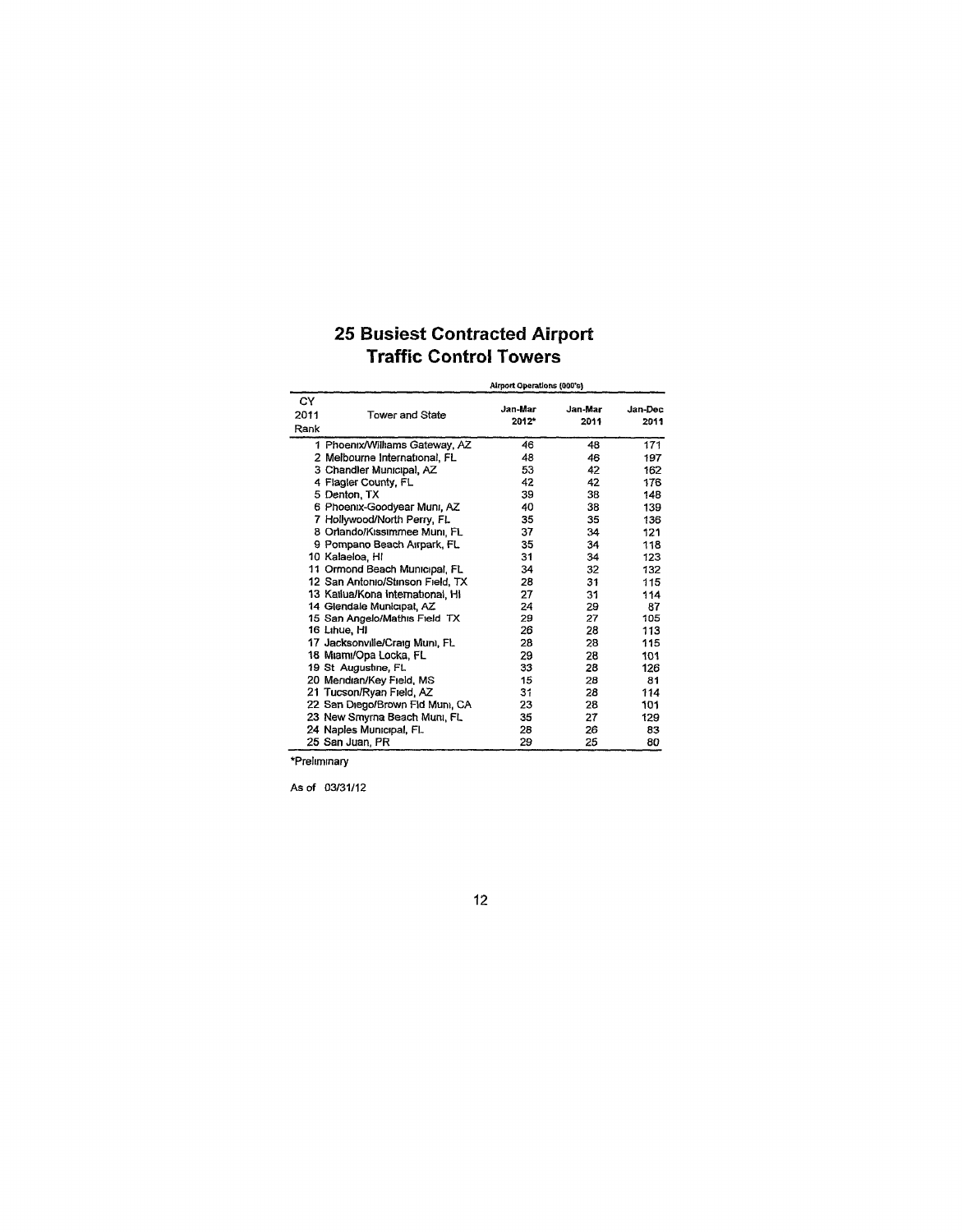# 25 Busiest Contracted Airport Traffic Control Towers

| CY 2011 Rank | Tower and State | Airport Operations (000's) Jan-Mar 2012* | Jan-Mar 2011 | Jan-Dec 2011 |
|---|---|---|---|---|
| 1 | Phoenix/Williams Gateway, AZ | 46 | 48 | 171 |
| 2 | Melbourne International, FL | 48 | 46 | 197 |
| 3 | Chandler Municipal, AZ | 53 | 42 | 162 |
| 4 | Flagler County, FL | 42 | 42 | 176 |
| 5 | Denton, TX | 39 | 38 | 148 |
| 6 | Phoenix-Goodyear Muni, AZ | 40 | 38 | 139 |
| 7 | Hollywood/North Perry, FL | 35 | 35 | 136 |
| 8 | Orlando/Kissimmee Muni, FL | 37 | 34 | 121 |
| 9 | Pompano Beach Airpark, FL | 35 | 34 | 118 |
| 10 | Kalaeloa, HI | 31 | 34 | 123 |
| 11 | Ormond Beach Municipal, FL | 34 | 32 | 132 |
| 12 | San Antonio/Stinson Field, TX | 28 | 31 | 115 |
| 13 | Kailua/Kona International, HI | 27 | 31 | 114 |
| 14 | Glendale Municipal, AZ | 24 | 29 | 87 |
| 15 | San Angelo/Mathis Field TX | 29 | 27 | 105 |
| 16 | Lihue, HI | 26 | 28 | 113 |
| 17 | Jacksonville/Craig Muni, FL | 28 | 28 | 115 |
| 18 | Miami/Opa Locka, FL | 29 | 28 | 101 |
| 19 | St Augustine, FL | 33 | 28 | 126 |
| 20 | Meridian/Key Field, MS | 15 | 28 | 81 |
| 21 | Tucson/Ryan Field, AZ | 31 | 28 | 114 |
| 22 | San Diego/Brown Fld Muni, CA | 23 | 28 | 101 |
| 23 | New Smyrna Beach Muni, FL | 35 | 27 | 129 |
| 24 | Naples Municipal, FL | 28 | 26 | 83 |
| 25 | San Juan, PR | 29 | 25 | 80 |

*Preliminary

As of 03/31/12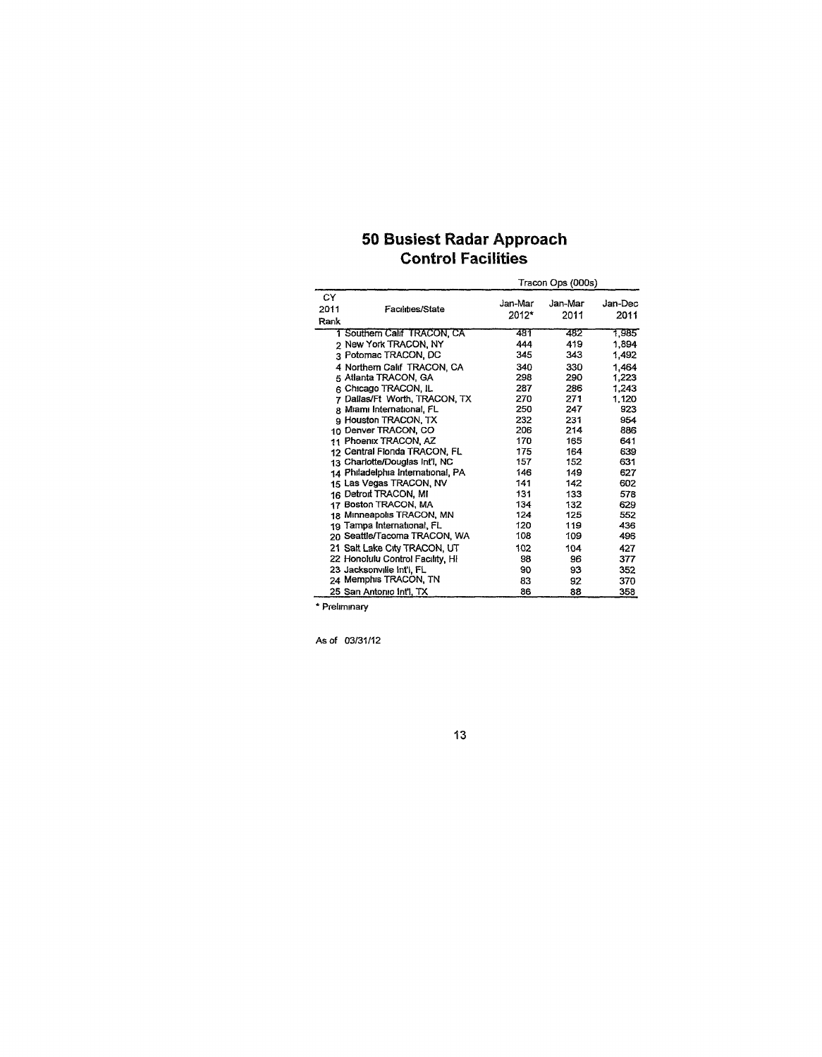# 50 Busiest Radar Approach Control Facilities

| CY 2011 Rank | Facilities/State | Tracon Ops (000s) Jan-Mar 2012* | Jan-Mar 2011 | Jan-Dec 2011 |
|---|---|---|---|---|
| 1 | Southern Calif TRACON, CA | 481 | 482 | 1,985 |
| 2 | New York TRACON, NY | 444 | 419 | 1,894 |
| 3 | Potomac TRACON, DC | 345 | 343 | 1,492 |
| 4 | Northern Calif TRACON, CA | 340 | 330 | 1,464 |
| 5 | Atlanta TRACON, GA | 298 | 290 | 1,223 |
| 6 | Chicago TRACON, IL | 287 | 286 | 1,243 |
| 7 | Dallas/Ft Worth, TRACON, TX | 270 | 271 | 1,120 |
| 8 | Miami International, FL | 250 | 247 | 923 |
| 9 | Houston TRACON, TX | 232 | 231 | 954 |
| 10 | Denver TRACON, CO | 206 | 214 | 886 |
| 11 | Phoenix TRACON, AZ | 170 | 165 | 641 |
| 12 | Central Florida TRACON, FL | 175 | 164 | 639 |
| 13 | Charlotte/Douglas Int'l, NC | 157 | 152 | 631 |
| 14 | Philadelphia International, PA | 146 | 149 | 627 |
| 15 | Las Vegas TRACON, NV | 141 | 142 | 602 |
| 16 | Detroit TRACON, MI | 131 | 133 | 578 |
| 17 | Boston TRACON, MA | 134 | 132 | 629 |
| 18 | Minneapolis TRACON, MN | 124 | 125 | 552 |
| 19 | Tampa International, FL | 120 | 119 | 436 |
| 20 | Seattle/Tacoma TRACON, WA | 108 | 109 | 496 |
| 21 | Salt Lake City TRACON, UT | 102 | 104 | 427 |
| 22 | Honolulu Control Facility, HI | 98 | 96 | 377 |
| 23 | Jacksonville Int'l, FL | 90 | 93 | 352 |
| 24 | Memphis TRACON, TN | 83 | 92 | 370 |
| 25 | San Antonio Int'l, TX | 86 | 88 | 358 |

* Preliminary

As of 03/31/12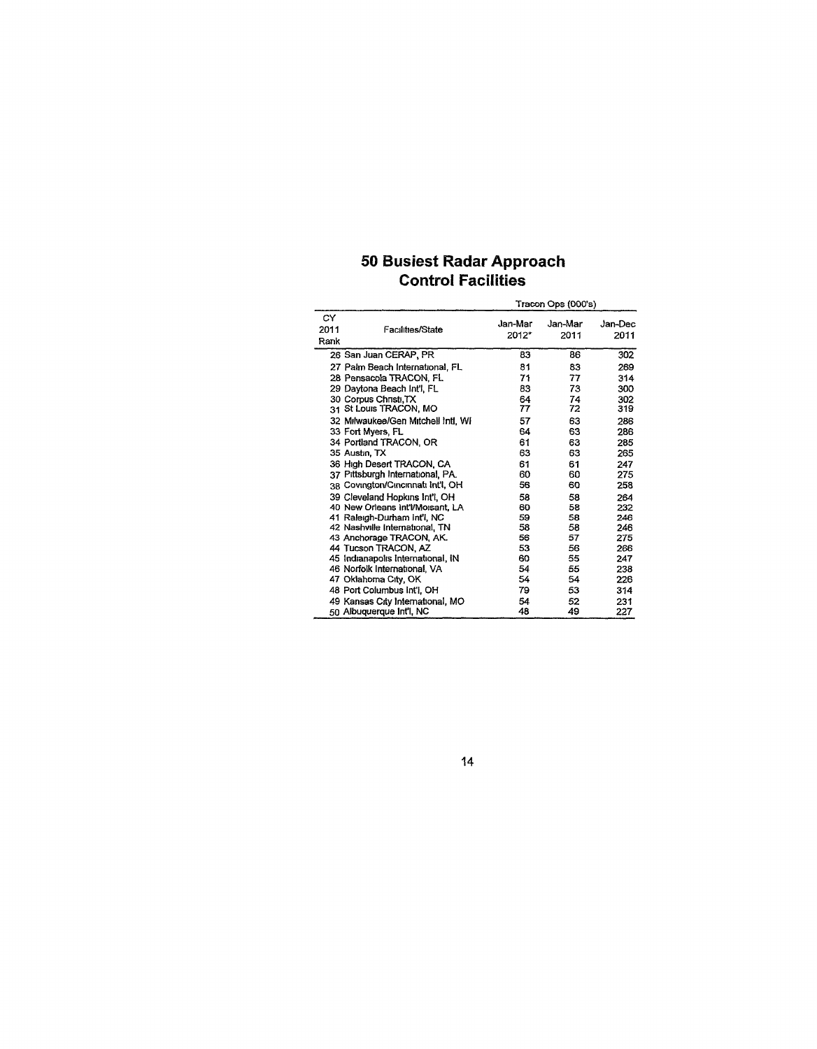## 50 Busiest Radar Approach Control Facilities

| CY 2011 Rank | Facilities/State | Tracon Ops (000's) Jan-Mar 2012* | Jan-Mar 2011 | Jan-Dec 2011 |
|---|---|---|---|---|
| 26 | San Juan CERAP, PR | 83 | 86 | 302 |
| 27 | Palm Beach International, FL | 81 | 83 | 269 |
| 28 | Pensacola TRACON, FL | 71 | 77 | 314 |
| 29 | Daytona Beach Int'l, FL | 83 | 73 | 300 |
| 30 | Corpus Christi,TX | 64 | 74 | 302 |
| 31 | St Louis TRACON, MO | 77 | 72 | 319 |
| 32 | Milwaukee/Gen Mitchell Intl, WI | 57 | 63 | 286 |
| 33 | Fort Myers, FL | 64 | 63 | 286 |
| 34 | Portland TRACON, OR | 61 | 63 | 285 |
| 35 | Austin, TX | 63 | 63 | 265 |
| 36 | High Desert TRACON, CA | 61 | 61 | 247 |
| 37 | Pittsburgh International, PA. | 60 | 60 | 275 |
| 38 | Covington/Cincinnati Int'l, OH | 56 | 60 | 258 |
| 39 | Cleveland Hopkins Int'l, OH | 58 | 58 | 264 |
| 40 | New Orleans Int'l/Moisant, LA | 60 | 58 | 232 |
| 41 | Raleigh-Durham Int'l, NC | 59 | 58 | 246 |
| 42 | Nashville International, TN | 58 | 58 | 246 |
| 43 | Anchorage TRACON, AK. | 56 | 57 | 275 |
| 44 | Tucson TRACON, AZ | 53 | 56 | 266 |
| 45 | Indianapolis International, IN | 60 | 55 | 247 |
| 46 | Norfolk International, VA | 54 | 55 | 238 |
| 47 | Oklahoma City, OK | 54 | 54 | 226 |
| 48 | Port Columbus Int'l, OH | 79 | 53 | 314 |
| 49 | Kansas City International, MO | 54 | 52 | 231 |
| 50 | Albuquerque Int'l, NC | 48 | 49 | 227 |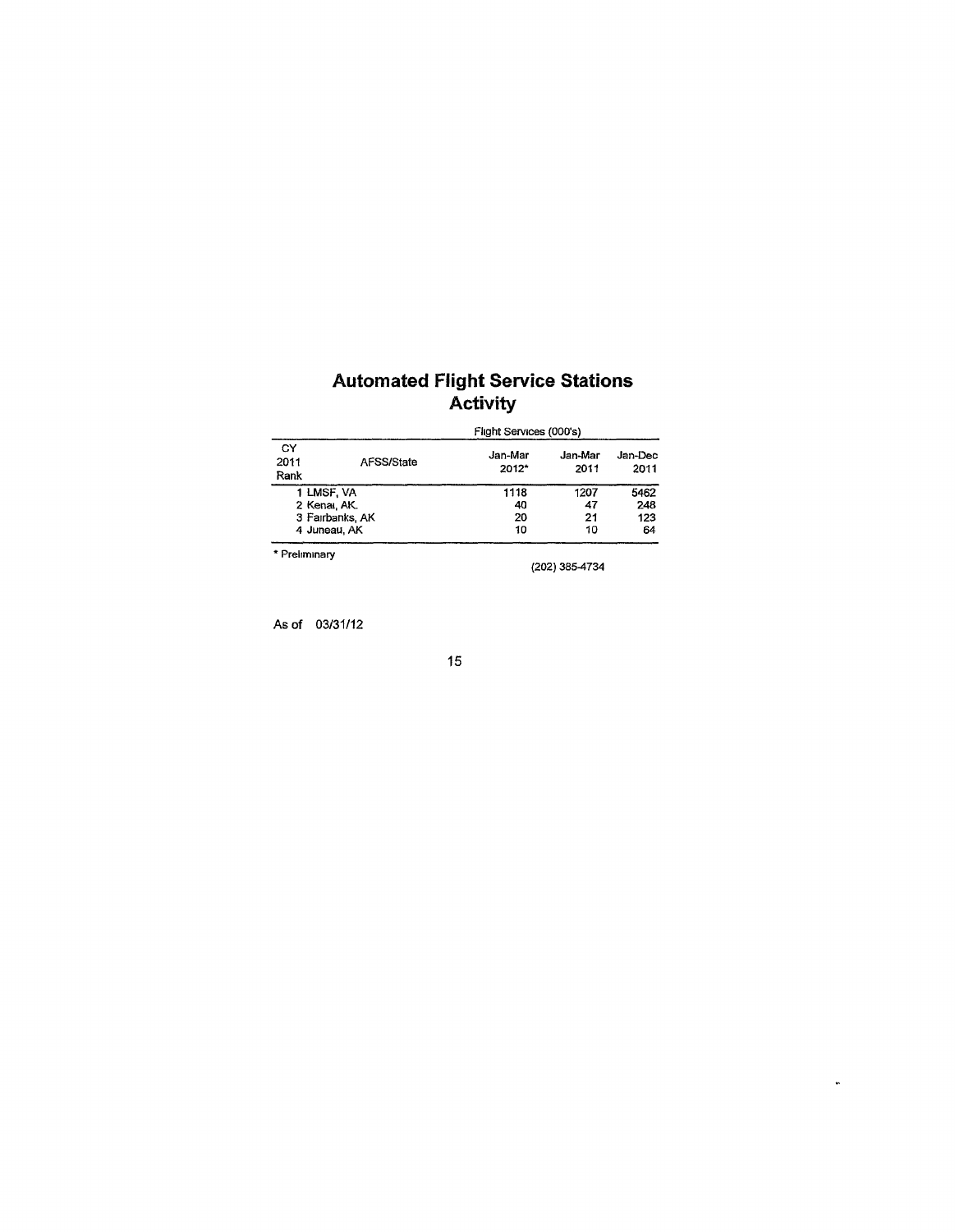# Automated Flight Service Stations Activity

| CY 2011 Rank | AFSS/State | Flight Services (000's) Jan-Mar 2012* | Jan-Mar 2011 | Jan-Dec 2011 |
|---|---|---|---|---|
| 1 | LMSF, VA | 1118 | 1207 | 5462 |
| 2 | Kenai, AK | 40 | 47 | 248 |
| 3 | Fairbanks, AK | 20 | 21 | 123 |
| 4 | Juneau, AK | 10 | 10 | 64 |

* Preliminary

(202) 385-4734

As of 03/31/12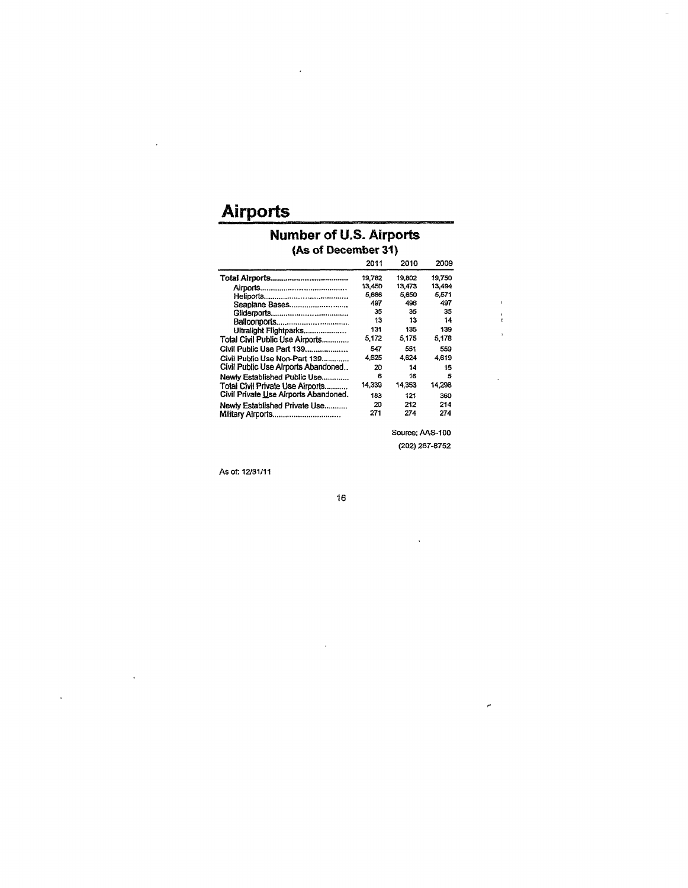# Airports

## Number of U.S. Airports

### (As of December 31)

| | 2011 | 2010 | 2009 |
|---|---|---|---|
| **Total Airports** | 19,782 | 19,802 | 19,750 |
| Airports | 13,450 | 13,473 | 13,494 |
| Heliports | 5,686 | 5,650 | 5,571 |
| Seaplane Bases | 497 | 496 | 497 |
| Gliderports | 35 | 35 | 35 |
| Balloonports | 13 | 13 | 14 |
| Ultralight Flightparks | 131 | 135 | 139 |
| Total Civil Public Use Airports | 5,172 | 5,175 | 5,178 |
| Civil Public Use Part 139 | 547 | 551 | 559 |
| Civil Public Use Non-Part 139 | 4,625 | 4,624 | 4,619 |
| Civil Public Use Airports Abandoned | 20 | 14 | 16 |
| Newly Established Public Use | 6 | 16 | 5 |
| Total Civil Private Use Airports | 14,339 | 14,353 | 14,298 |
| Civil Private Use Airports Abandoned | 183 | 121 | 360 |
| Newly Established Private Use | 20 | 212 | 214 |
| Military Airports | 271 | 274 | 274 |

Source: AAS-100

(202) 267-8752

As of: 12/31/11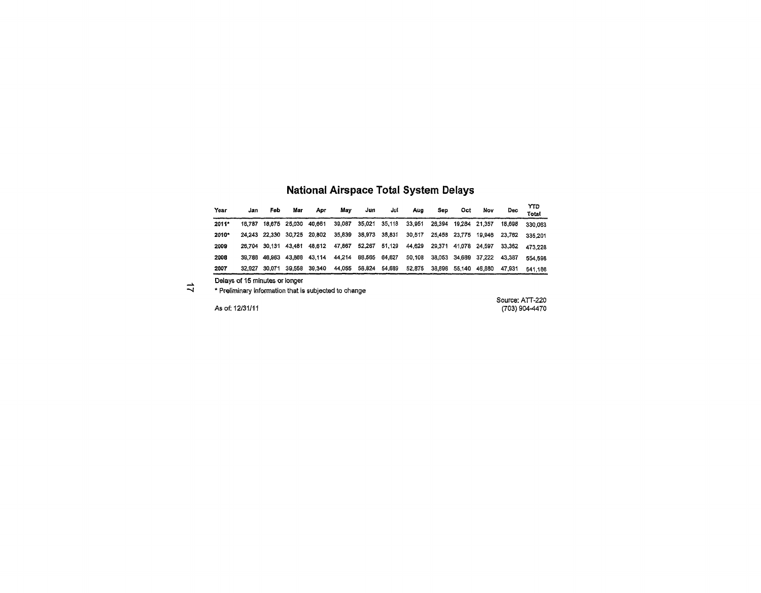## National Airspace Total System Delays

| Year | Jan | Feb | Mar | Apr | May | Jun | Jul | Aug | Sep | Oct | Nov | Dec | YTD Total |
|---|---|---|---|---|---|---|---|---|---|---|---|---|---|
| 2011* | 16,787 | 18,675 | 25,030 | 40,661 | 39,087 | 35,021 | 35,118 | 33,951 | 26,394 | 19,284 | 21,357 | 18,698 | 330,063 |
| 2010* | 24,243 | 22,330 | 30,725 | 20,802 | 35,839 | 38,973 | 38,831 | 30,517 | 25,458 | 23,775 | 19,946 | 23,762 | 335,201 |
| 2009 | 26,704 | 30,131 | 43,481 | 48,612 | 47,867 | 52,267 | 51,129 | 44,629 | 29,371 | 41,078 | 24,597 | 33,362 | 473,228 |
| 2008 | 39,788 | 46,963 | 43,868 | 43,114 | 44,214 | 68,565 | 64,627 | 50,108 | 38,053 | 34,689 | 37,222 | 43,387 | 554,598 |
| 2007 | 32,927 | 30,071 | 39,558 | 39,340 | 44,055 | 58,824 | 54,689 | 52,875 | 38,896 | 55,140 | 46,880 | 47,931 | 541,186 |

Delays of 15 minutes or longer

* Preliminary information that is subjected to change

As of: 12/31/11

Source: ATT-220
(703) 904-4470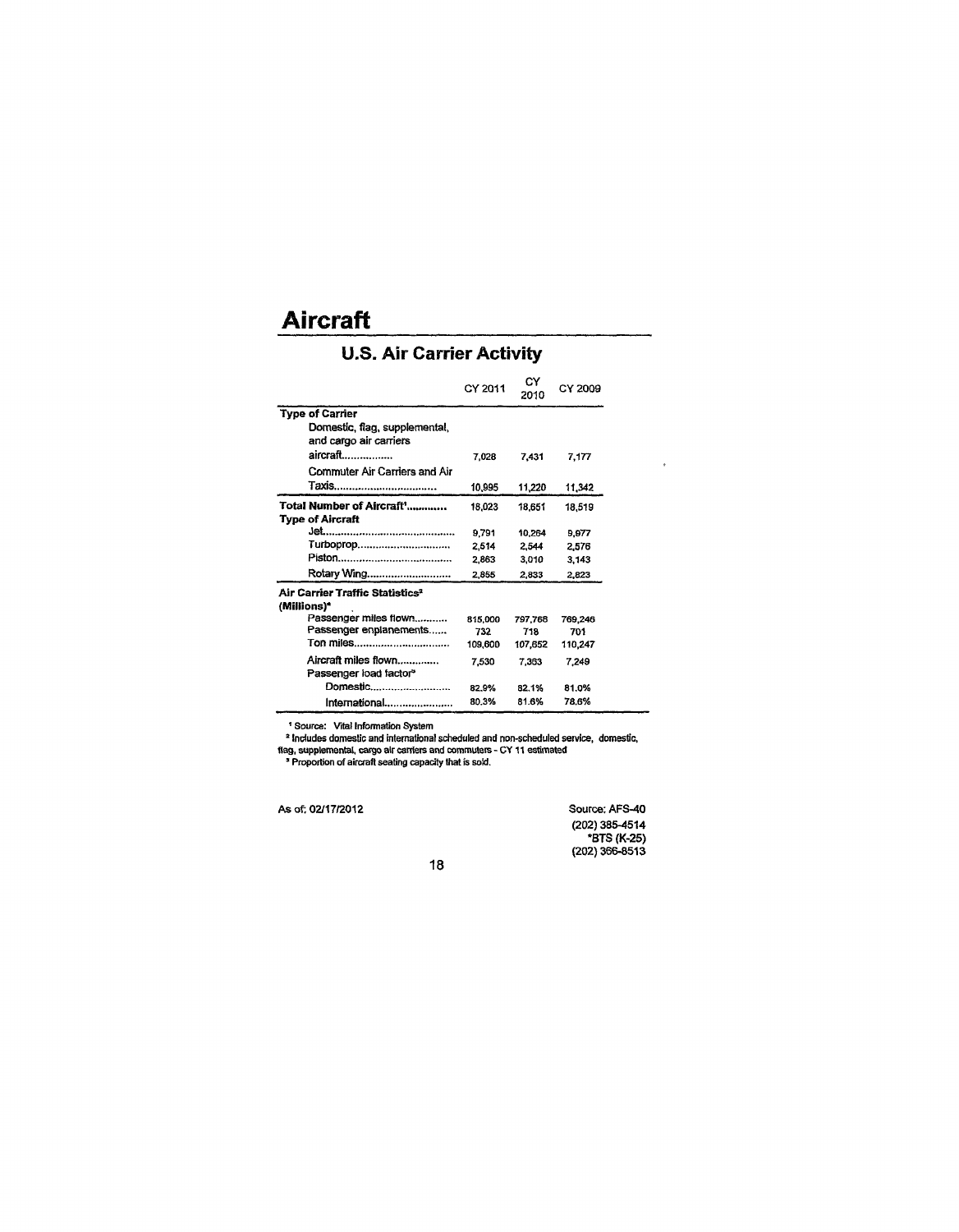# Aircraft

## U.S. Air Carrier Activity

| | CY 2011 | CY 2010 | CY 2009 |
|---|---|---|---|
| **Type of Carrier** | | | |
| Domestic, flag, supplemental, and cargo air carriers aircraft................ | 7,028 | 7,431 | 7,177 |
| Commuter Air Carriers and Air Taxis................................ | 10,995 | 11,220 | 11,342 |
| **Total Number of Aircraft[1]............** | 18,023 | 18,651 | 18,519 |
| **Type of Aircraft** | | | |
| Jet........................................ | 9,791 | 10,264 | 9,977 |
| Turboprop.............................. | 2,514 | 2,544 | 2,576 |
| Piston..................................... | 2,863 | 3,010 | 3,143 |
| Rotary Wing........................... | 2,855 | 2,833 | 2,823 |
| **Air Carrier Traffic Statistics[2] (Millions)*** | | | |
| Passenger miles flown........... | 815,000 | 797,768 | 769,246 |
| Passenger enplanements...... | 732 | 718 | 701 |
| Ton miles................................ | 109,600 | 107,652 | 110,247 |
| Aircraft miles flown.............. | 7,530 | 7,363 | 7,249 |
| Passenger load factor[3] | | | |
| Domestic.......................... | 82.9% | 82.1% | 81.0% |
| International...................... | 80.3% | 81.6% | 78.6% |

[1] Source: Vital Information System

[2] Includes domestic and international scheduled and non-scheduled service, domestic, flag, supplemental, cargo air carriers and commuters - CY 11 estimated

[3] Proportion of aircraft seating capacity that is sold.

As of: 02/17/2012

Source: AFS-40
(202) 385-4514
*BTS (K-25)
(202) 366-8513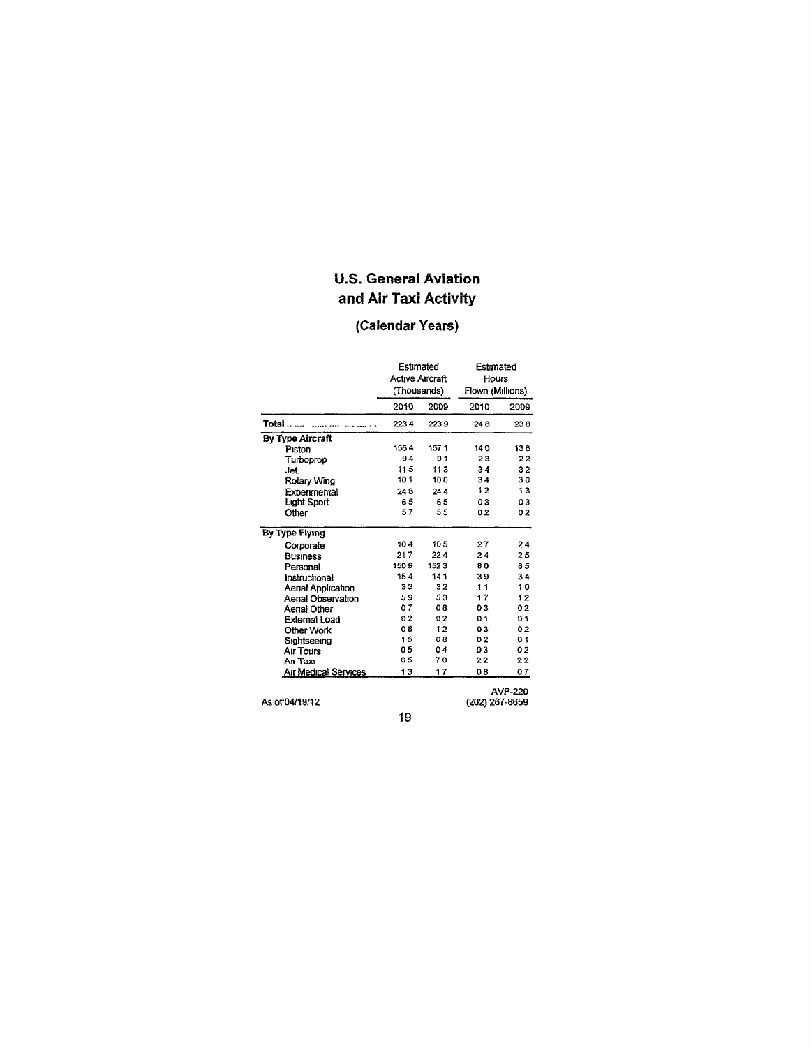# U.S. General Aviation and Air Taxi Activity

## (Calendar Years)

| | Estimated Active Aircraft (Thousands) | | Estimated Hours Flown (Millions) | |
|---|---|---|---|---|
| | 2010 | 2009 | 2010 | 2009 |
| **Total** | 223.4 | 223.9 | 24.8 | 23.8 |
| **By Type Aircraft** | | | | |
| Piston | 155.4 | 157.1 | 14.0 | 13.6 |
| Turboprop | 9.4 | 9.1 | 2.3 | 2.2 |
| Jet | 11.5 | 11.3 | 3.4 | 3.2 |
| Rotary Wing | 10.1 | 10.0 | 3.4 | 3.0 |
| Experimental | 24.8 | 24.4 | 1.2 | 1.3 |
| Light Sport | 6.5 | 6.5 | 0.3 | 0.3 |
| Other | 5.7 | 5.5 | 0.2 | 0.2 |
| **By Type Flying** | | | | |
| Corporate | 10.4 | 10.5 | 2.7 | 2.4 |
| Business | 21.7 | 22.4 | 2.4 | 2.5 |
| Personal | 150.9 | 152.3 | 8.0 | 8.5 |
| Instructional | 15.4 | 14.1 | 3.9 | 3.4 |
| Aerial Application | 3.3 | 3.2 | 1.1 | 1.0 |
| Aerial Observation | 5.9 | 5.3 | 1.7 | 1.2 |
| Aerial Other | 0.7 | 0.8 | 0.3 | 0.2 |
| External Load | 0.2 | 0.2 | 0.1 | 0.1 |
| Other Work | 0.8 | 1.2 | 0.3 | 0.2 |
| Sightseeing | 1.5 | 0.8 | 0.2 | 0.1 |
| Air Tours | 0.5 | 0.4 | 0.3 | 0.2 |
| Air Taxi | 6.5 | 7.0 | 2.2 | 2.2 |
| Air Medical Services | 1.3 | 1.7 | 0.8 | 0.7 |

As of 04/19/12

AVP-220
(202) 267-8659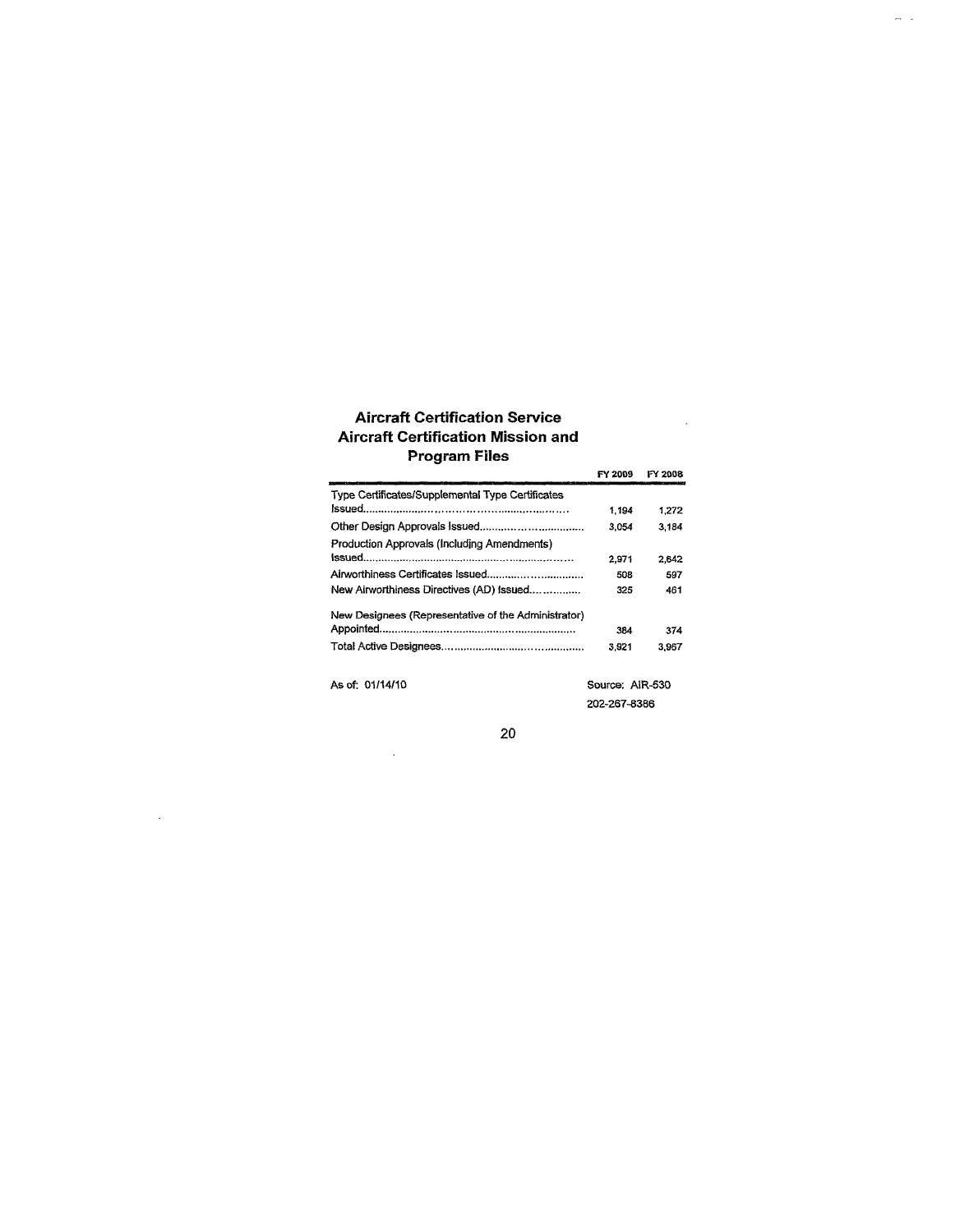## Aircraft Certification Service
## Aircraft Certification Mission and Program Files

| | FY 2009 | FY 2008 |
|---|---|---|
| Type Certificates/Supplemental Type Certificates Issued | 1,194 | 1,272 |
| Other Design Approvals Issued | 3,054 | 3,184 |
| Production Approvals (Including Amendments) Issued | 2,971 | 2,642 |
| Airworthiness Certificates Issued | 508 | 597 |
| New Airworthiness Directives (AD) Issued | 325 | 461 |
| New Designees (Representative of the Administrator) Appointed | 384 | 374 |
| Total Active Designees | 3,921 | 3,967 |

As of: 01/14/10

Source: AIR-530
202-267-8386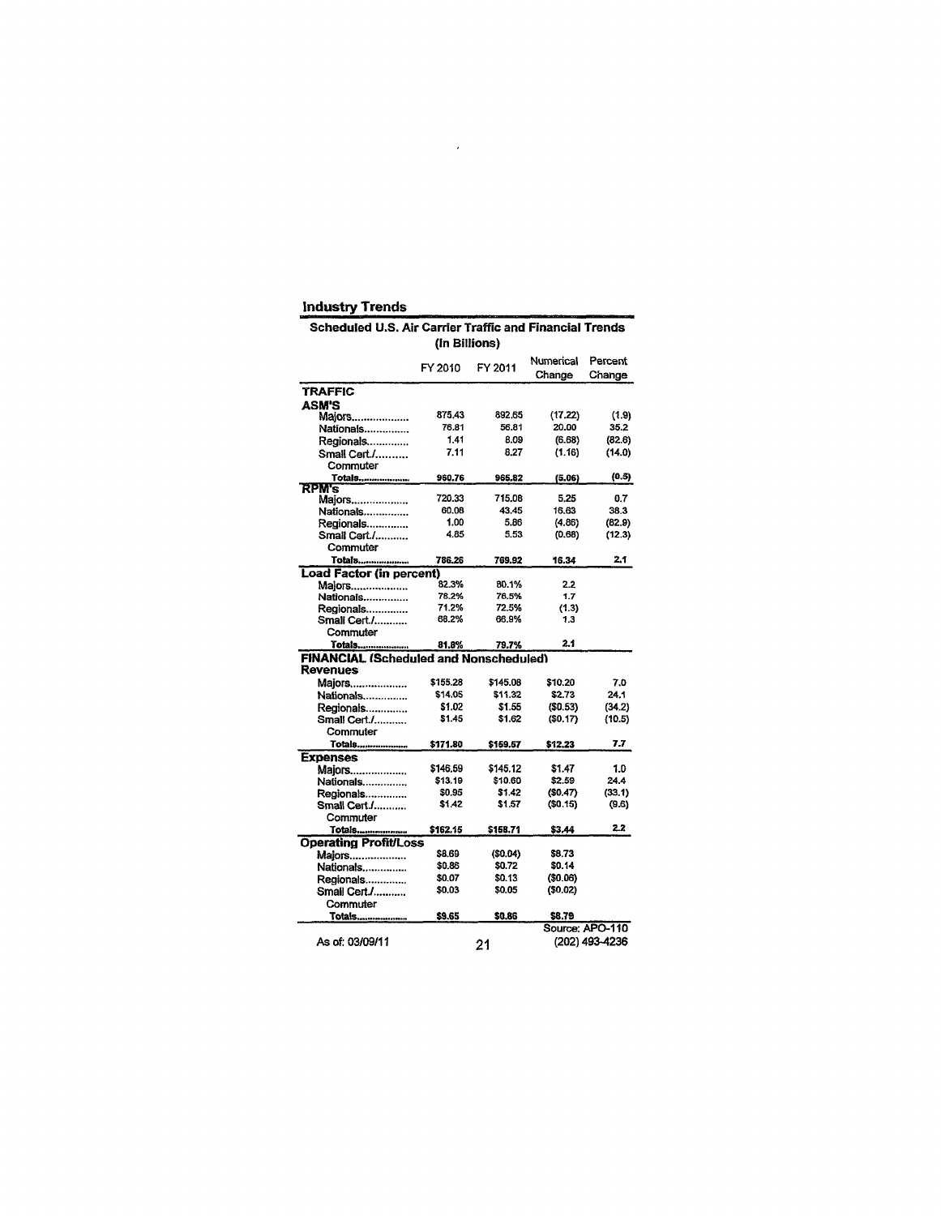## Industry Trends

### Scheduled U.S. Air Carrier Traffic and Financial Trends (In Billions)

| | FY 2010 | FY 2011 | Numerical Change | Percent Change |
|---|---|---|---|---|
| **TRAFFIC** | | | | |
| **ASM'S** | | | | |
| Majors.................. | 875.43 | 892.65 | (17.22) | (1.9) |
| Nationals............... | 76.81 | 56.81 | 20.00 | 35.2 |
| Regionals............. | 1.41 | 8.09 | (6.68) | (82.6) |
| Small Cert./.......... Commuter | 7.11 | 8.27 | (1.16) | (14.0) |
| **Totals..................** | **960.76** | **965.82** | **(5.06)** | **(0.5)** |
| **RPM's** | | | | |
| Majors.................. | 720.33 | 715.08 | 5.25 | 0.7 |
| Nationals............... | 60.08 | 43.45 | 16.63 | 38.3 |
| Regionals............. | 1.00 | 5.86 | (4.86) | (82.9) |
| Small Cert./.......... Commuter | 4.85 | 5.53 | (0.68) | (12.3) |
| **Totals..................** | **786.26** | **769.92** | **16.34** | **2.1** |
| **Load Factor (in percent)** | | | | |
| Majors.................. | 82.3% | 80.1% | 2.2 | |
| Nationals............... | 78.2% | 76.5% | 1.7 | |
| Regionals............. | 71.2% | 72.5% | (1.3) | |
| Small Cert./.......... Commuter | 68.2% | 66.9% | 1.3 | |
| **Totals..................** | **81.8%** | **79.7%** | **2.1** | |
| **FINANCIAL (Scheduled and Nonscheduled)** | | | | |
| **Revenues** | | | | |
| Majors.................. | $155.28 | $145.08 | $10.20 | 7.0 |
| Nationals............... | $14.05 | $11.32 | $2.73 | 24.1 |
| Regionals............. | $1.02 | $1.55 | ($0.53) | (34.2) |
| Small Cert./.......... Commuter | $1.45 | $1.62 | ($0.17) | (10.5) |
| **Totals..................** | **$171.80** | **$159.57** | **$12.23** | **7.7** |
| **Expenses** | | | | |
| Majors.................. | $146.59 | $145.12 | $1.47 | 1.0 |
| Nationals............... | $13.19 | $10.60 | $2.59 | 24.4 |
| Regionals............. | $0.95 | $1.42 | ($0.47) | (33.1) |
| Small Cert./.......... Commuter | $1.42 | $1.57 | ($0.15) | (9.6) |
| **Totals..................** | **$162.15** | **$158.71** | **$3.44** | **2.2** |
| **Operating Profit/Loss** | | | | |
| Majors.................. | $8.69 | ($0.04) | $8.73 | |
| Nationals............... | $0.86 | $0.72 | $0.14 | |
| Regionals............. | $0.07 | $0.13 | ($0.06) | |
| Small Cert./.......... Commuter | $0.03 | $0.05 | ($0.02) | |
| **Totals..................** | **$9.65** | **$0.86** | **$8.79** | |

Source: APO-110 (202) 493-4236

As of: 03/09/11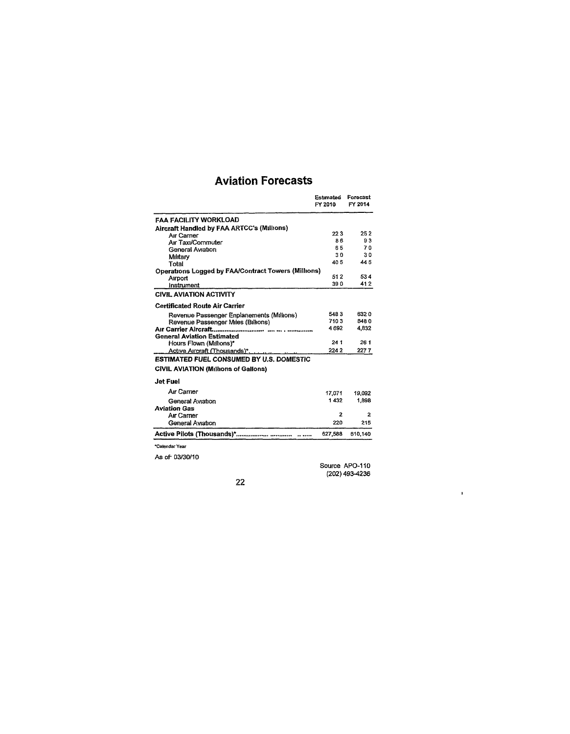# Aviation Forecasts

| | Estimated FY 2010 | Forecast FY 2014 |
|---|---|---|
| **FAA FACILITY WORKLOAD** | | |
| **Aircraft Handled by FAA ARTCC's (Millions)** | | |
| Air Carrier | 22.3 | 25.2 |
| Air Taxi/Commuter | 8.6 | 9.3 |
| General Aviation | 6.5 | 7.0 |
| Military | 3.0 | 3.0 |
| Total | 40.5 | 44.5 |
| **Operations Logged by FAA/Contract Towers (Millions)** | | |
| Airport | 51.2 | 53.4 |
| Instrument | 39.0 | 41.2 |
| **CIVIL AVIATION ACTIVITY** | | |
| **Certificated Route Air Carrier** | | |
| Revenue Passenger Enplanements (Millions) | 548.3 | 632.0 |
| Revenue Passenger Miles (Billions) | 710.3 | 848.0 |
| **Air Carrier Aircraft** | 4,692 | 4,832 |
| **General Aviation Estimated** | | |
| Hours Flown (Millions)* | 24.1 | 26.1 |
| Active Aircraft (Thousands)* | 224.2 | 227.7 |
| **ESTIMATED FUEL CONSUMED BY U.S. DOMESTIC** | | |
| **CIVIL AVIATION (Millions of Gallons)** | | |
| **Jet Fuel** | | |
| Air Carrier | 17,071 | 19,092 |
| General Aviation | 1,432 | 1,898 |
| **Aviation Gas** | | |
| Air Carrier | 2 | 2 |
| General Aviation | 220 | 215 |
| **Active Pilots (Thousands)*** | 627,588 | 610,140 |

*Calendar Year

As of 03/30/10

Source APO-110
(202) 493-4236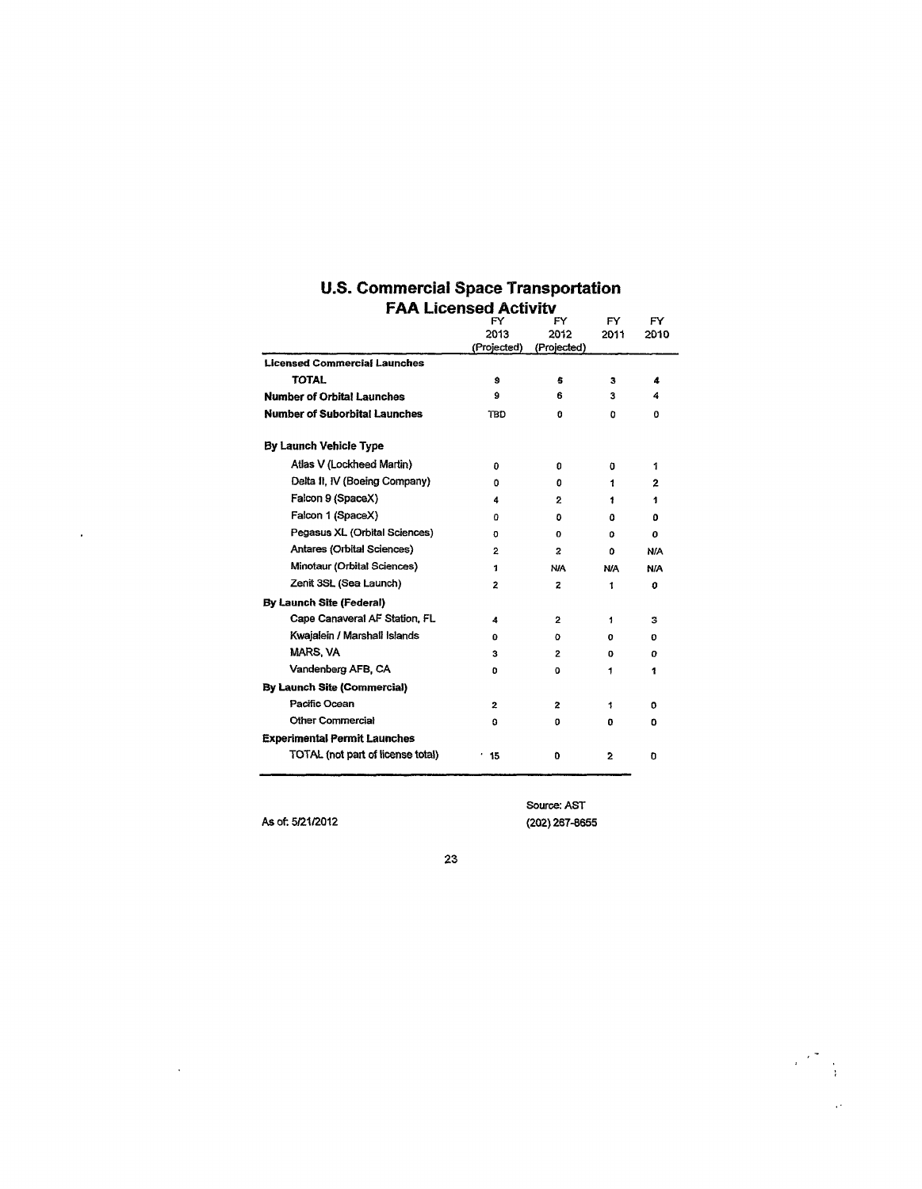# U.S. Commercial Space Transportation
## FAA Licensed Activity

| | FY 2013 (Projected) | FY 2012 (Projected) | FY 2011 | FY 2010 |
|---|---|---|---|---|
| **Licensed Commercial Launches** | | | | |
| **TOTAL** | 9 | 6 | 3 | 4 |
| **Number of Orbital Launches** | 9 | 6 | 3 | 4 |
| **Number of Suborbital Launches** | TBD | 0 | 0 | 0 |
| | | | | |
| **By Launch Vehicle Type** | | | | |
| Atlas V (Lockheed Martin) | 0 | 0 | 0 | 1 |
| Delta II, IV (Boeing Company) | 0 | 0 | 1 | 2 |
| Falcon 9 (SpaceX) | 4 | 2 | 1 | 1 |
| Falcon 1 (SpaceX) | 0 | 0 | 0 | 0 |
| Pegasus XL (Orbital Sciences) | 0 | 0 | 0 | 0 |
| Antares (Orbital Sciences) | 2 | 2 | 0 | N/A |
| Minotaur (Orbital Sciences) | 1 | N/A | N/A | N/A |
| Zenit 3SL (Sea Launch) | 2 | 2 | 1 | 0 |
| **By Launch Site (Federal)** | | | | |
| Cape Canaveral AF Station, FL | 4 | 2 | 1 | 3 |
| Kwajalein / Marshall Islands | 0 | 0 | 0 | 0 |
| MARS, VA | 3 | 2 | 0 | 0 |
| Vandenberg AFB, CA | 0 | 0 | 1 | 1 |
| **By Launch Site (Commercial)** | | | | |
| Pacific Ocean | 2 | 2 | 1 | 0 |
| Other Commercial | 0 | 0 | 0 | 0 |
| **Experimental Permit Launches** | | | | |
| TOTAL (not part of license total) | 15 | 0 | 2 | 0 |

As of: 5/21/2012

Source: AST
(202) 267-8655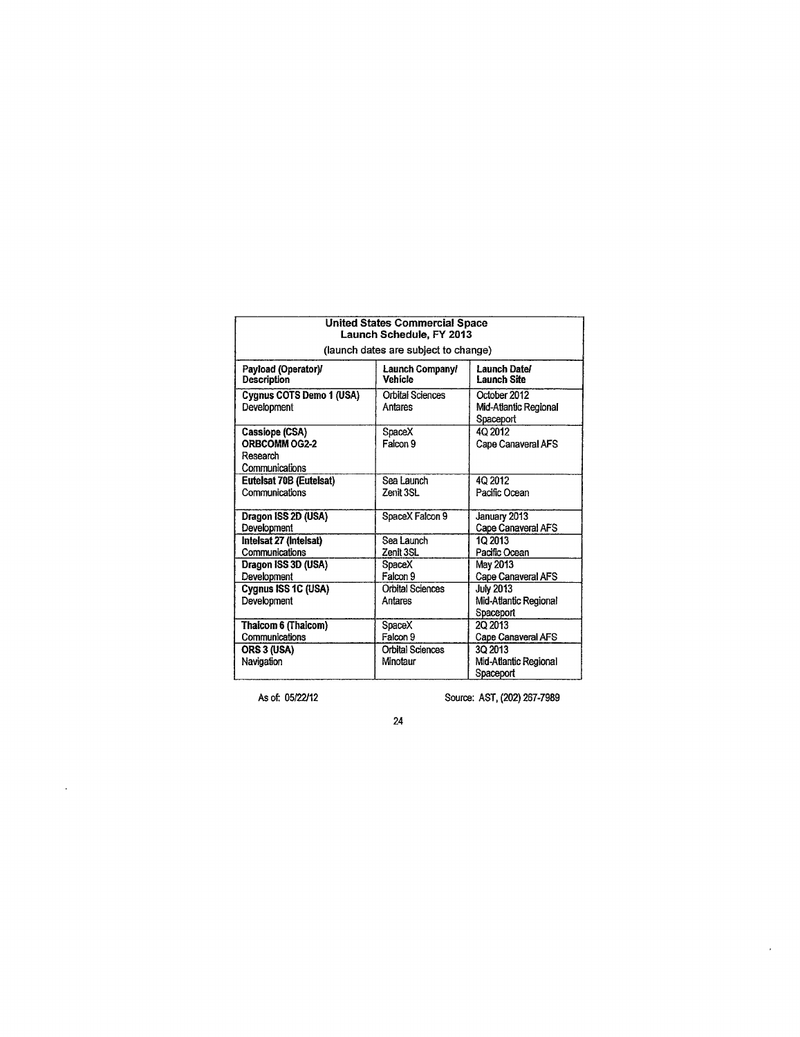| United States Commercial Space Launch Schedule, FY 2013 (launch dates are subject to change) | | |
|---|---|---|
| **Payload (Operator)/ Description** | **Launch Company/ Vehicle** | **Launch Date/ Launch Site** |
| **Cygnus COTS Demo 1 (USA)** Development | Orbital Sciences Antares | October 2012 Mid-Atlantic Regional Spaceport |
| **Cassiope (CSA) ORBCOMM OG2-2** Research Communications | SpaceX Falcon 9 | 4Q 2012 Cape Canaveral AFS |
| **Eutelsat 70B (Eutelsat)** Communications | Sea Launch Zenit 3SL | 4Q 2012 Pacific Ocean |
| **Dragon ISS 2D (USA)** Development | SpaceX Falcon 9 | January 2013 Cape Canaveral AFS |
| **Intelsat 27 (Intelsat)** Communications | Sea Launch Zenit 3SL | 1Q 2013 Pacific Ocean |
| **Dragon ISS 3D (USA)** Development | SpaceX Falcon 9 | May 2013 Cape Canaveral AFS |
| **Cygnus ISS 1C (USA)** Development | Orbital Sciences Antares | July 2013 Mid-Atlantic Regional Spaceport |
| **Thaicom 6 (Thaicom)** Communications | SpaceX Falcon 9 | 2Q 2013 Cape Canaveral AFS |
| **ORS 3 (USA)** Navigation | Orbital Sciences Minotaur | 3Q 2013 Mid-Atlantic Regional Spaceport |

As of: 05/22/12

Source: AST, (202) 267-7989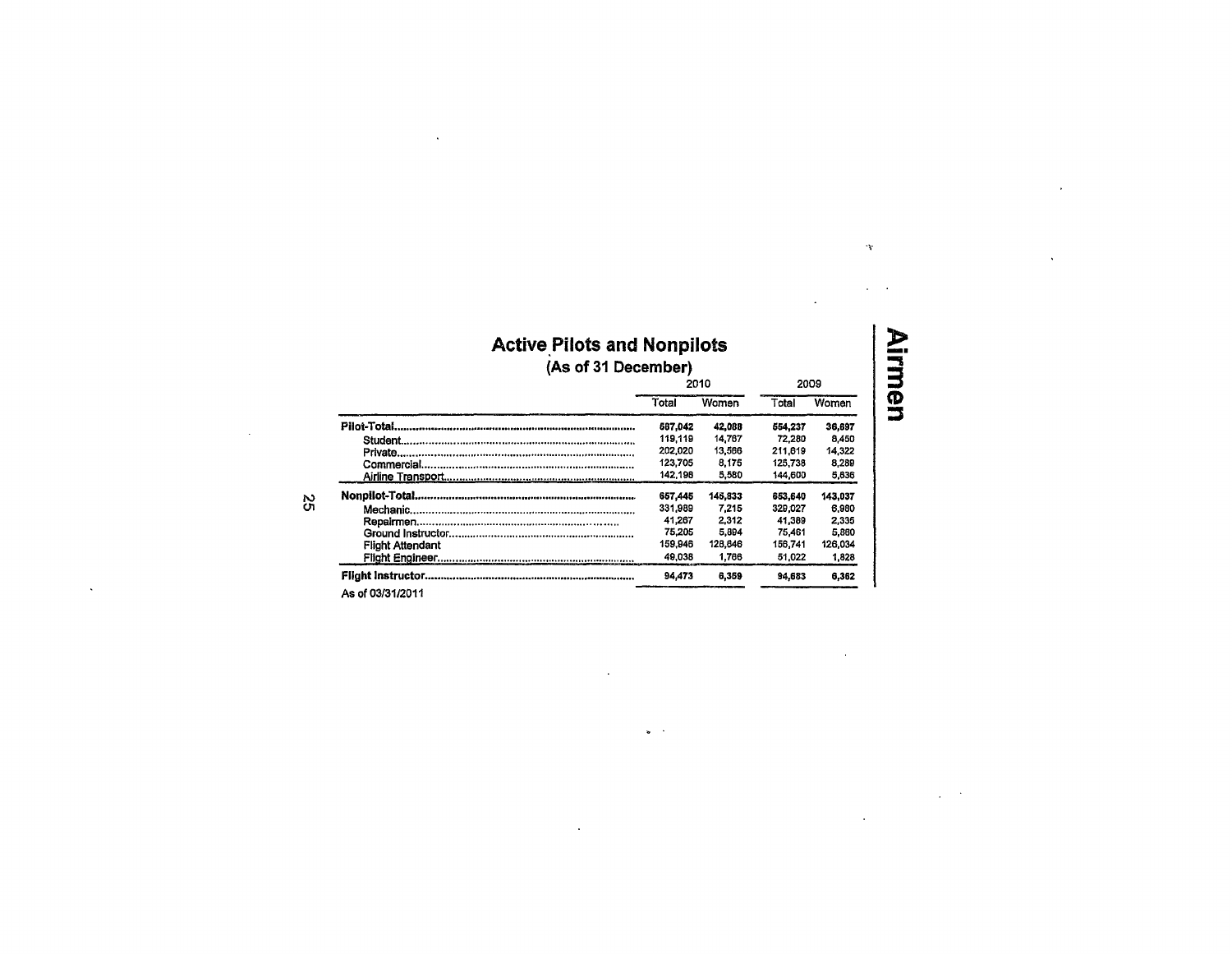## Active Pilots and Nonpilots

(As of 31 December)

| | 2010 | | 2009 | |
|---|---|---|---|---|
| | Total | Women | Total | Women |
| **Pilot-Total** | **627,042** | **42,088** | **594,237** | **36,697** |
| Student | 119,119 | 14,767 | 72,280 | 8,450 |
| Private | 202,020 | 13,566 | 211,619 | 14,322 |
| Commercial | 123,705 | 8,175 | 125,738 | 8,289 |
| Airline Transport | 142,198 | 5,580 | 144,600 | 5,636 |
| **Nonpilot-Total** | **657,445** | **145,833** | **653,640** | **143,037** |
| Mechanic | 331,989 | 7,215 | 329,027 | 6,980 |
| Repairmen | 41,267 | 2,312 | 41,389 | 2,335 |
| Ground Instructor | 75,205 | 5,894 | 75,461 | 5,860 |
| Flight Attendant | 159,946 | 128,646 | 156,741 | 126,034 |
| Flight Engineer | 49,038 | 1,766 | 51,022 | 1,828 |
| **Flight Instructor** | **94,473** | **6,359** | **94,863** | **6,362** |

As of 03/31/2011

# Airmen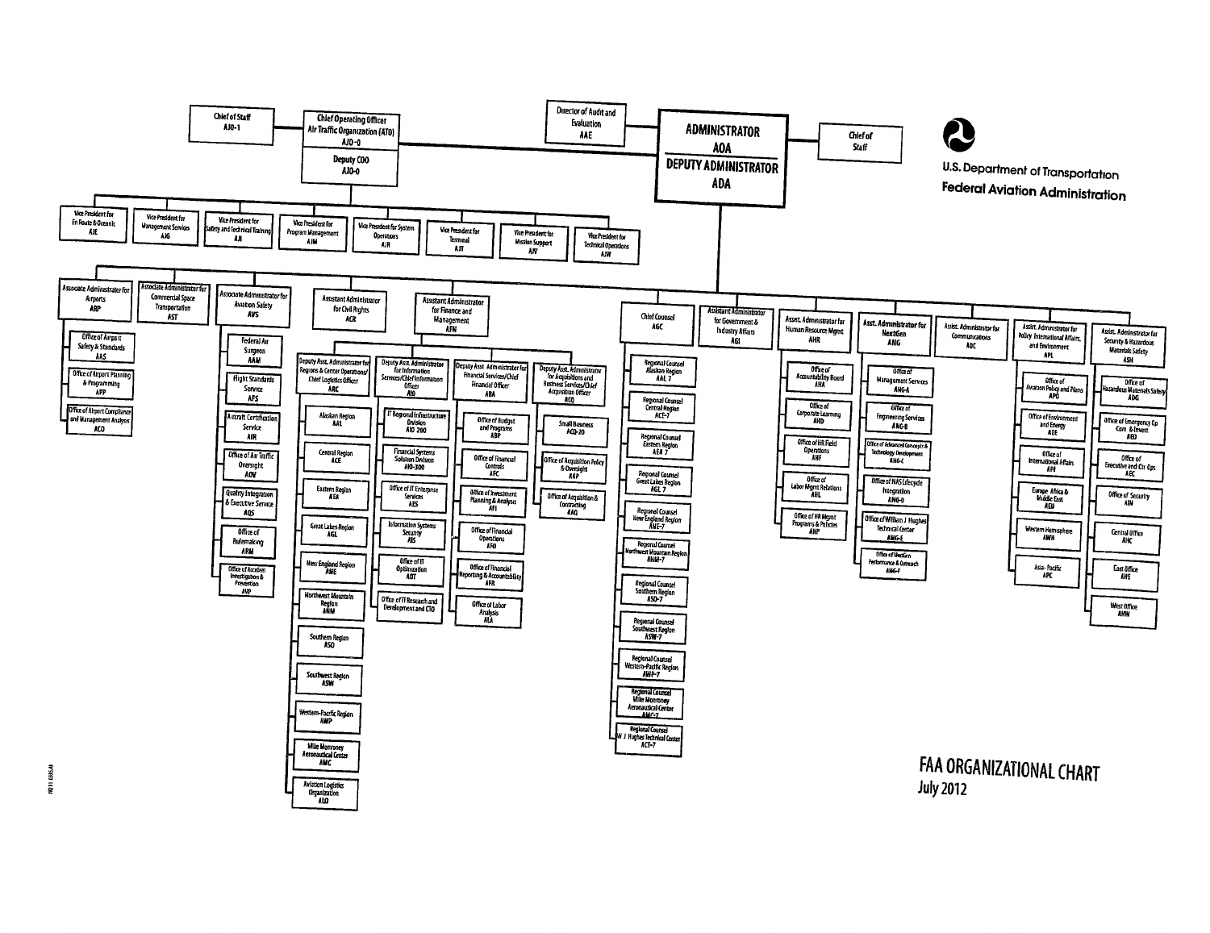# FAA ORGANIZATIONAL CHART

July 2012

U.S. Department of Transportation
**Federal Aviation Administration**

## ADMINISTRATOR AOA / DEPUTY ADMINISTRATOR ADA

- Chief of Staff
- Director of Audit and Evaluation AAE

### Chief Operating Officer Air Traffic Organization (ATO) AJO-0 / Deputy COO AJO-0

- Chief of Staff AJO-1
- Vice President for En Route & Oceanic AJE
- Vice President for Management Services AJG
- Vice President for Safety and Technical Training AJI
- Vice President for Program Management AJM
- Vice President for System Operations AJR
- Vice President for Terminal AJT
- Vice President for Mission Support AJV
- Vice President for Technical Operations AJW

### Associate Administrator for Airports ARP

- Office of Airport Safety & Standards AAS
- Office of Airport Planning & Programming APP
- Office of Airport Compliance and Management Analysis ACO

### Associate Administrator for Commercial Space Transportation AST

### Associate Administrator for Aviation Safety AVS

- Federal Air Surgeon AAM
- Flight Standards Service AFS
- Aircraft Certification Service AIR
- Office of Air Traffic Oversight AOV
- Quality Integration & Executive Service AQS
- Office of Rulemaking ARM
- Office of Accident Investigation & Prevention AVP

### Assistant Administrator for Civil Rights ACR

### Assistant Administrator for Finance and Management AFN

- Deputy Asst. Administrator for Regions & Center Operations/Chief Logistics Officer ARC
  - Alaskan Region AAL
  - Central Region ACE
  - Eastern Region AEA
  - Great Lakes Region AGL
  - New England Region ANE
  - Northwest Mountain Region ANM
  - Southern Region ASO
  - Southwest Region ASW
  - Western-Pacific Region AWP
  - Mike Monroney Aeronautical Center AMC
  - Aviation Logistics Organization ALO
- Deputy Asst. Administrator for Information Services/Chief Information Officer AIO
  - IT Regional Infrastructure Division AIO-200
  - Financial Systems Solution Division AIO-300
  - Office of IT Enterprise Services AES
  - Information Systems Security AIS
  - Office of IT Optimization AOT
  - Office of IT Research and Development and CTO
- Deputy Asst. Administrator for Financial Services/Chief Financial Officer ABA
  - Office of Budget and Programs ABP
  - Office of Financial Controls AFC
  - Office of Investment Planning & Analysis AFI
  - Office of Financial Operations AFO
  - Office of Financial Reporting & Accountability AFR
  - Office of Labor Analysis ALA
- Deputy Asst. Administrator for Acquisitions and Business Services/Chief Acquisition Officer ACQ
  - Small Business ACQ-20
  - Office of Acquisition Policy & Oversight AAP
  - Office of Acquisition & Contracting AAQ

### Chief Counsel AGC

- Regional Counsel Alaskan Region AAL-7
- Regional Counsel Central Region ACE-7
- Regional Counsel Eastern Region AEA-7
- Regional Counsel Great Lakes Region AGL-7
- Regional Counsel New England Region ANE-7
- Regional Counsel Northwest Mountain Region ANM-7
- Regional Counsel Southern Region ASO-7
- Regional Counsel Southwest Region ASW-7
- Regional Counsel Western-Pacific Region AWP-7
- Regional Counsel Mike Monroney Aeronautical Center AMC-7
- Regional Counsel W J Hughes Technical Center ACT-7

### Assistant Administrator for Government & Industry Affairs AGI

### Asst. Administrator for Human Resource Mgmt AHR

- Office of Accountability Board AHA
- Office of Corporate Learning AHD
- Office of HR Field Operations AHF
- Office of Labor Mgmt Relations AHL
- Office of HR Mgmt Programs & Policies AHP

### Asst. Administrator for NextGen ANG

- Office of Management Services ANG-A
- Office of Engineering Services ANG-B
- Office of Advanced Concepts & Technology Development ANG-C
- Office of NAS Lifecycle Integration ANG-D
- Office of William J. Hughes Technical Center ANG-E
- Office of NextGen Performance & Outreach ANG-F

### Asst. Administrator for Communications AOC

### Asst. Administrator for Policy, International Affairs, and Environment APL

- Office of Aviation Policy and Plans APO
- Office of Environment and Energy AEE
- Office of International Affairs API
- Europe, Africa & Middle East AEU
- Western Hemisphere AWH
- Asia-Pacific APC

### Asst. Administrator for Security & Hazardous Materials Safety ASH

- Office of Hazardous Materials Safety ADG
- Office of Emergency Op Com & Invest AEO
- Office of Executive and Ctr Ops AEC
- Office of Security AIN
- Central Office AHC
- East Office AHE
- West Office AHW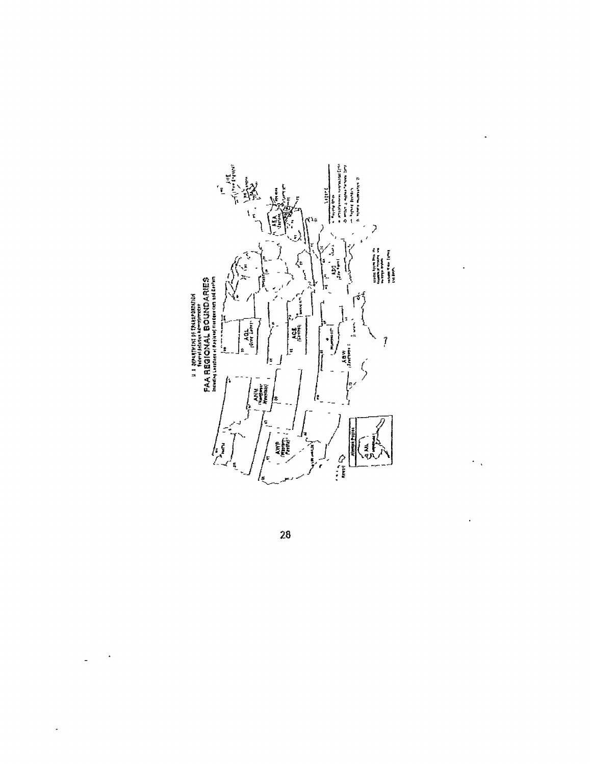U.S. DEPARTMENT OF TRANSPORTATION
Federal Aviation Administration

# FAA REGIONAL BOUNDARIES

Including Locations of Regional Headquarters and Centers

AGL (Great Lakes)

ACE (Central)

ANM (Northwest Mountain)

AWP (Western-Pacific)

ASW (Southwest)

ASO (Southern)

AEA (Eastern)

ANE (New England)

Alaskan Region

AAL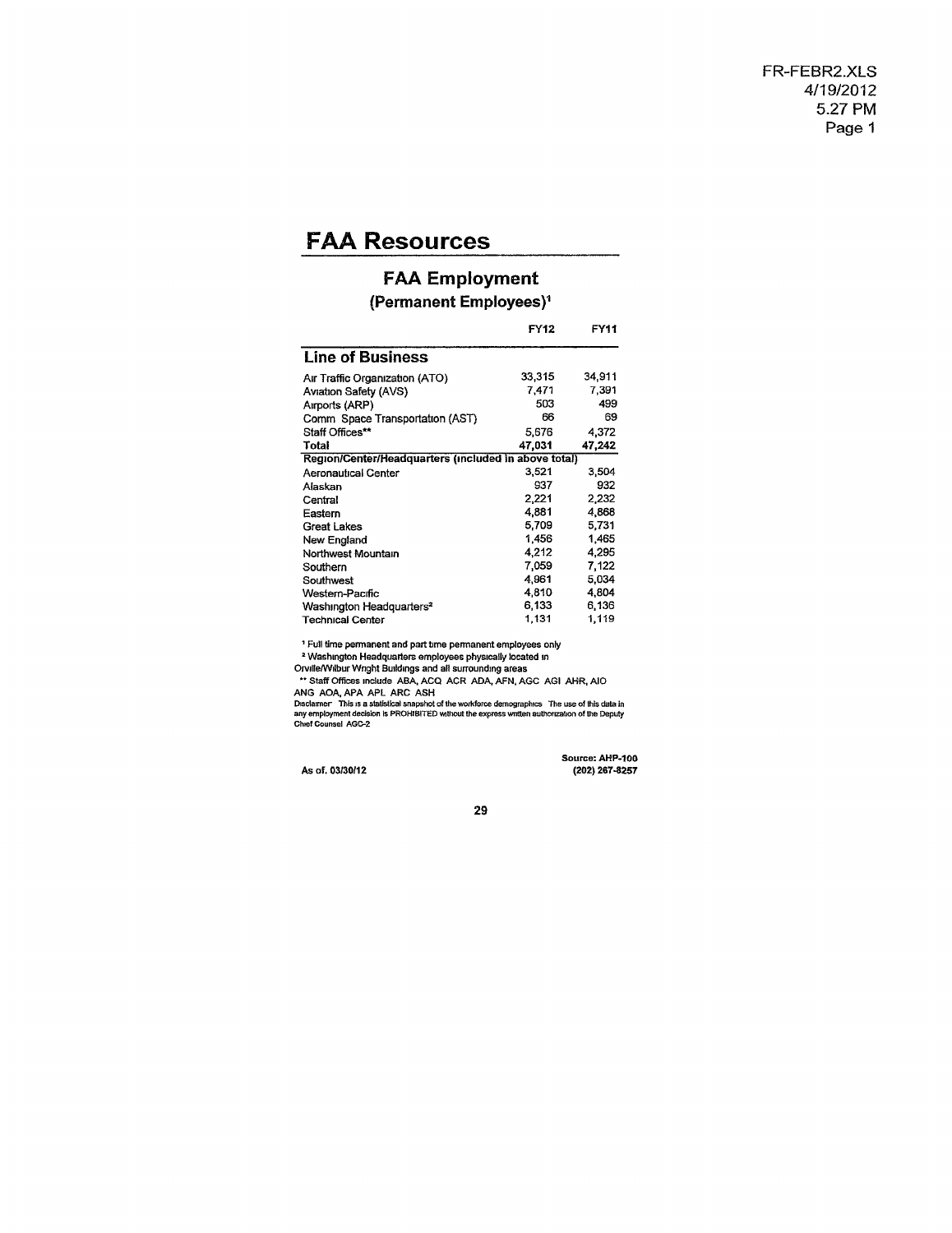# FAA Resources

## FAA Employment

### (Permanent Employees)[1]

| | FY12 | FY11 |
|---|---|---|
| **Line of Business** | | |
| Air Traffic Organization (ATO) | 33,315 | 34,911 |
| Aviation Safety (AVS) | 7,471 | 7,391 |
| Airports (ARP) | 503 | 499 |
| Comm Space Transportation (AST) | 66 | 69 |
| Staff Offices** | 5,676 | 4,372 |
| **Total** | **47,031** | **47,242** |
| **Region/Center/Headquarters (included in above total)** | | |
| Aeronautical Center | 3,521 | 3,504 |
| Alaskan | 937 | 932 |
| Central | 2,221 | 2,232 |
| Eastern | 4,881 | 4,868 |
| Great Lakes | 5,709 | 5,731 |
| New England | 1,456 | 1,465 |
| Northwest Mountain | 4,212 | 4,295 |
| Southern | 7,059 | 7,122 |
| Southwest | 4,961 | 5,034 |
| Western-Pacific | 4,810 | 4,804 |
| Washington Headquarters[2] | 6,133 | 6,136 |
| Technical Center | 1,131 | 1,119 |

[1] Full time permanent and part time permanent employees only

[2] Washington Headquarters employees physically located in Orville/Wilbur Wright Buildings and all surrounding areas

** Staff Offices include ABA, ACQ ACR ADA, AFN, AGC AGI AHR, AIO ANG AOA, APA APL ARC ASH

Disclaimer This is a statistical snapshot of the workforce demographics The use of this data in any employment decision is PROHIBITED without the express written authorization of the Deputy Chief Counsel AGC-2

As of. 03/30/12

Source: AHP-100
(202) 267-8257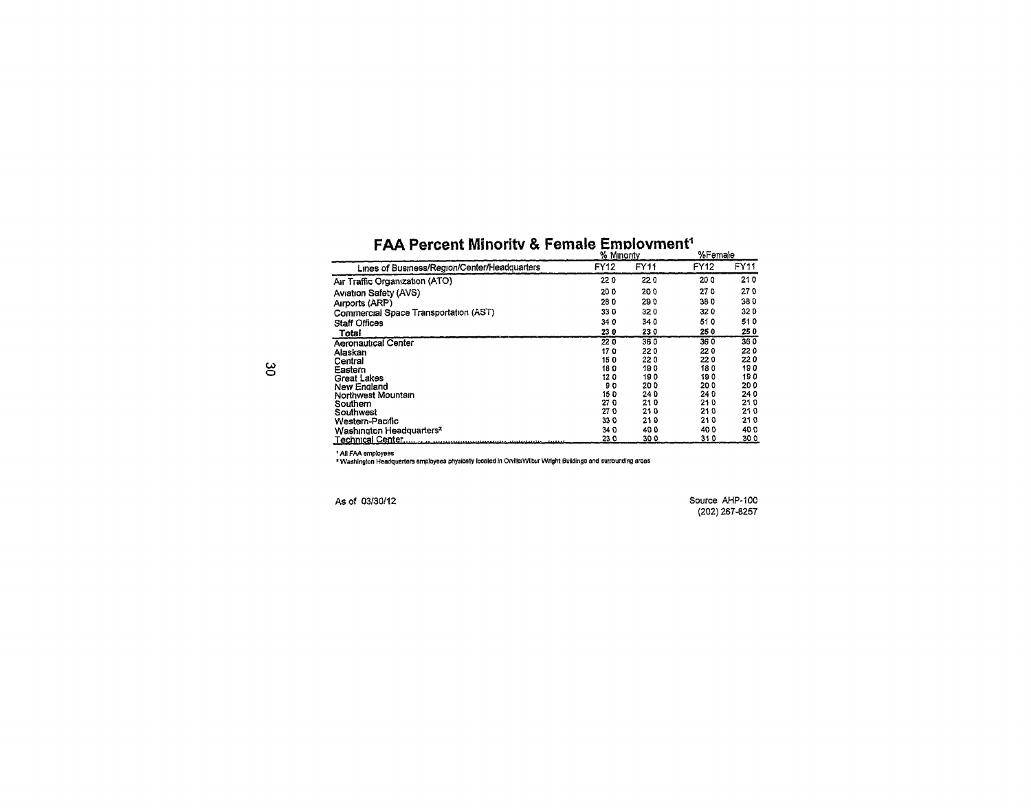# FAA Percent Minority & Female Employment[1]

| Lines of Business/Region/Center/Headquarters | % Minority | | %Female | |
|---|---|---|---|---|
| | FY12 | FY11 | FY12 | FY11 |
| Air Traffic Organization (ATO) | 22 0 | 22 0 | 20 0 | 21 0 |
| Aviation Safety (AVS) | 20 0 | 20 0 | 27 0 | 27 0 |
| Airports (ARP) | 28 0 | 29 0 | 38 0 | 38 0 |
| Commercial Space Transportation (AST) | 33 0 | 32 0 | 32 0 | 32 0 |
| Staff Offices | 34 0 | 34 0 | 51 0 | 51 0 |
| **Total** | **23 0** | **23 0** | **25 0** | **25 0** |
| Aeronautical Center | 22 0 | 36 0 | 36 0 | 36 0 |
| Alaskan | 17 0 | 22 0 | 22 0 | 22 0 |
| Central | 15 0 | 22 0 | 22 0 | 22 0 |
| Eastern | 18 0 | 19 0 | 18 0 | 19 0 |
| Great Lakes | 12 0 | 19 0 | 19 0 | 19 0 |
| New England | 9 0 | 20 0 | 20 0 | 20 0 |
| Northwest Mountain | 15 0 | 24 0 | 24 0 | 24 0 |
| Southern | 27 0 | 21 0 | 21 0 | 21 0 |
| Southwest | 27 0 | 21 0 | 21 0 | 21 0 |
| Western-Pacific | 33 0 | 21 0 | 21 0 | 21 0 |
| Washington Headquarters[2] | 34 0 | 40 0 | 40 0 | 40 0 |
| Technical Center | 23 0 | 30 0 | 31 0 | 30 0 |

[1] All FAA employees

[2] Washington Headquarters employees physically located in Orville/Wilbur Wright Buildings and surrounding areas

As of 03/30/12

Source AHP-100
(202) 267-8257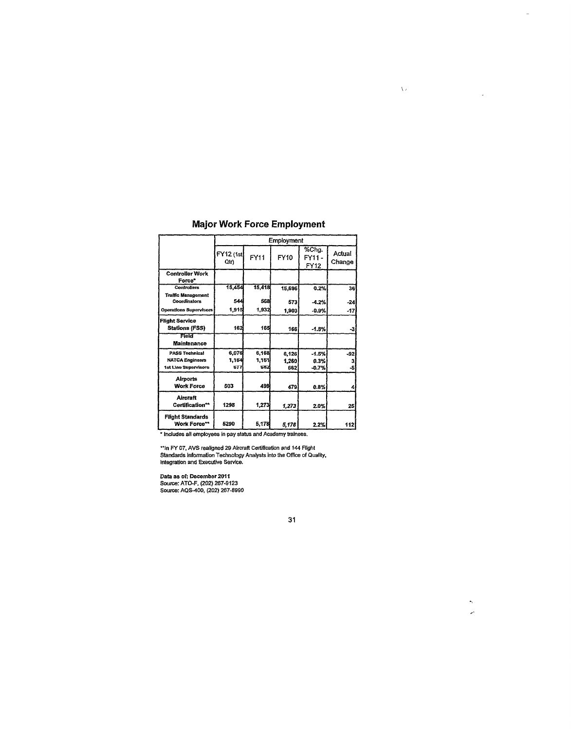## Major Work Force Employment

| | Employment | | | | |
|---|---|---|---|---|---|
| | FY12 (1st Qtr) | FY11 | FY10 | %Chg. FY11 - FY12 | Actual Change |
| **Controller Work Force*** | | | | | |
| **Controllers** | 15,454 | 15,418 | 15,696 | 0.2% | 36 |
| **Traffic Management Coordinators** | 544 | 568 | 573 | -4.2% | -24 |
| **Operations Supervisors** | 1,915 | 1,932 | 1,903 | -0.9% | -17 |
| **Flight Service Stations (FSS)** | 162 | 165 | 166 | -1.8% | -3 |
| **Field Maintenance** | | | | | |
| **PASS Technical** | 6,076 | 6,168 | 6,126 | -1.5% | -92 |
| **NATCA Engineers** | 1,154 | 1,151 | 1,260 | 0.3% | 3 |
| **1st Line Supervisors** | 677 | 682 | 662 | -0.7% | -5 |
| **Airports Work Force** | 503 | 499 | 479 | 0.8% | 4 |
| **Aircraft Certification**** | 1298 | 1,273 | 1,273 | 2.0% | 25 |
| **Flight Standards Work Force**** | 5290 | 5,178 | 5,178 | 2.2% | 112 |

* Includes all employees in pay status and Academy trainees.

**In FY 07, AVS realigned 29 Aircraft Certification and 144 Flight Standards Information Technology Analysts into the Office of Quality, Integration and Executive Service.

**Data as of: December 2011**
Source: ATO-F, (202) 267-9123
Source: AQS-400, (202) 267-8990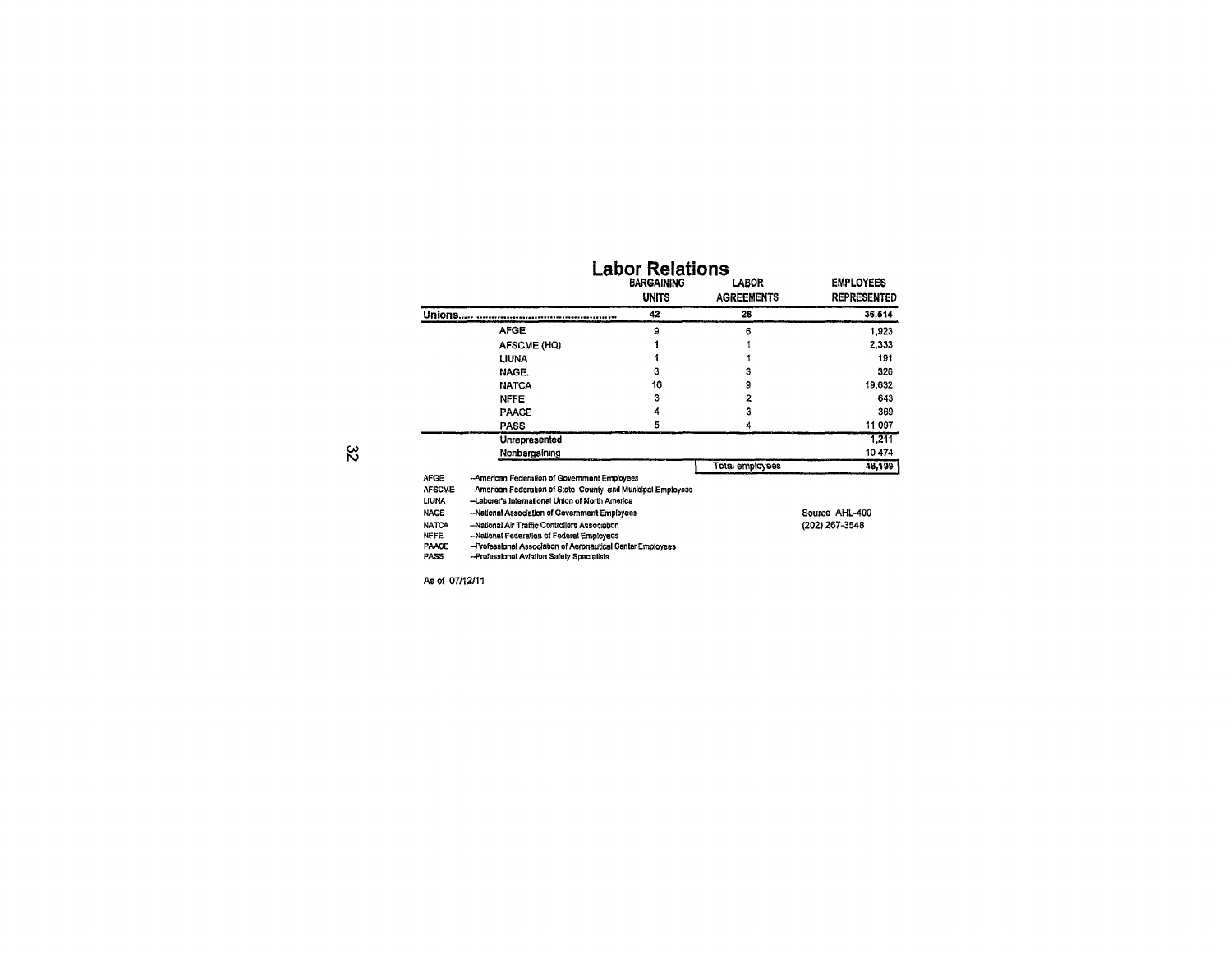# Labor Relations

| | BARGAINING UNITS | LABOR AGREEMENTS | EMPLOYEES REPRESENTED |
|---|---|---|---|
| **Unions.....** | 42 | 26 | 36,514 |
| AFGE | 9 | 6 | 1,923 |
| AFSCME (HQ) | 1 | 1 | 2,333 |
| LIUNA | 1 | 1 | 191 |
| NAGE. | 3 | 3 | 326 |
| NATCA | 16 | 9 | 19,632 |
| NFFE | 3 | 2 | 643 |
| PAACE | 4 | 3 | 369 |
| PASS | 5 | 4 | 11 097 |
| Unrepresented | | | 1,211 |
| Nonbargaining | | | 10 474 |
| | | Total employees | 48,199 |

AFGE --American Federation of Government Employees
AFSCME --American Federation of State County and Municipal Employees
LIUNA --Laborer's International Union of North America
NAGE --National Association of Government Employees
NATCA --National Air Traffic Controllers Association
NFFE --National Federation of Federal Employees
PAACE --Professional Association of Aeronautical Center Employees
PASS --Professional Aviation Safety Specialists

Source AHL-400
(202) 267-3548

As of 07/12/11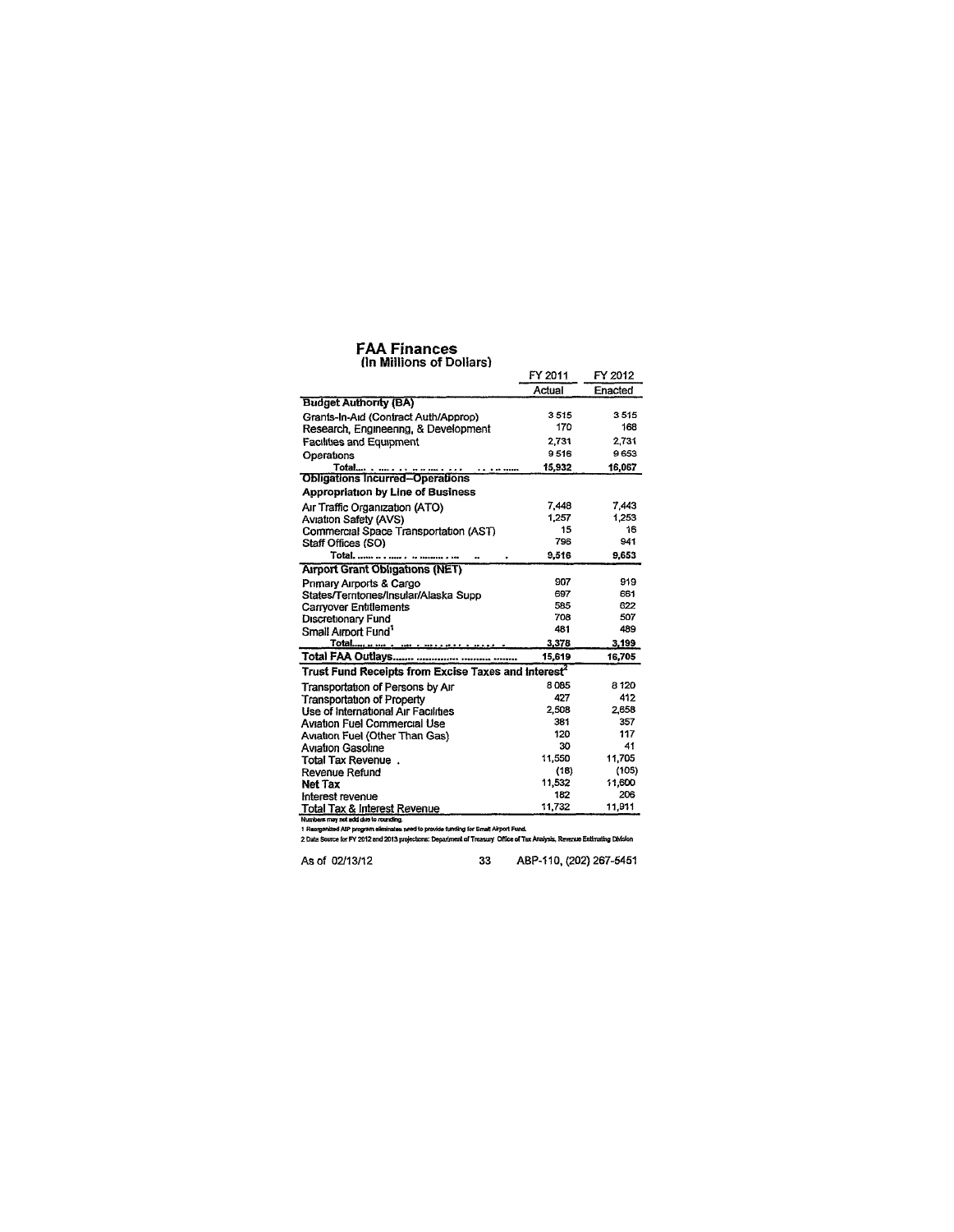# FAA Finances
(In Millions of Dollars)

| | FY 2011 Actual | FY 2012 Enacted |
|---|---|---|
| **Budget Authority (BA)** | | |
| Grants-In-Aid (Contract Auth/Approp) | 3 515 | 3 515 |
| Research, Engineering, & Development | 170 | 168 |
| Facilities and Equipment | 2,731 | 2,731 |
| Operations | 9 516 | 9 653 |
| Total | 15,932 | 16,067 |
| **Obligations Incurred–Operations** | | |
| **Appropriation by Line of Business** | | |
| Air Traffic Organization (ATO) | 7,448 | 7,443 |
| Aviation Safety (AVS) | 1,257 | 1,253 |
| Commercial Space Transportation (AST) | 15 | 16 |
| Staff Offices (SO) | 796 | 941 |
| Total | 9,516 | 9,653 |
| **Airport Grant Obligations (NET)** | | |
| Primary Airports & Cargo | 907 | 919 |
| States/Territories/Insular/Alaska Supp | 697 | 661 |
| Carryover Entitlements | 585 | 622 |
| Discretionary Fund | 708 | 507 |
| Small Airport Fund[1] | 481 | 489 |
| Total | 3,378 | 3,199 |
| **Total FAA Outlays** | 15,619 | 16,705 |
| **Trust Fund Receipts from Excise Taxes and Interest[2]** | | |
| Transportation of Persons by Air | 8 085 | 8 120 |
| Transportation of Property | 427 | 412 |
| Use of International Air Facilities | 2,508 | 2,658 |
| Aviation Fuel Commercial Use | 381 | 357 |
| Aviation Fuel (Other Than Gas) | 120 | 117 |
| Aviation Gasoline | 30 | 41 |
| Total Tax Revenue | 11,550 | 11,705 |
| Revenue Refund | (18) | (105) |
| **Net Tax** | 11,532 | 11,600 |
| Interest revenue | 182 | 206 |
| Total Tax & Interest Revenue | 11,732 | 11,911 |

Numbers may not add due to rounding.

1 Reorganized AIP program eliminates need to provide funding for Small Airport Fund.

2 Data Source for FY 2012 and 2013 projections: Department of Treasury Office of Tax Analysis, Revenue Estimating Division

As of 02/13/12 ABP-110, (202) 267-5451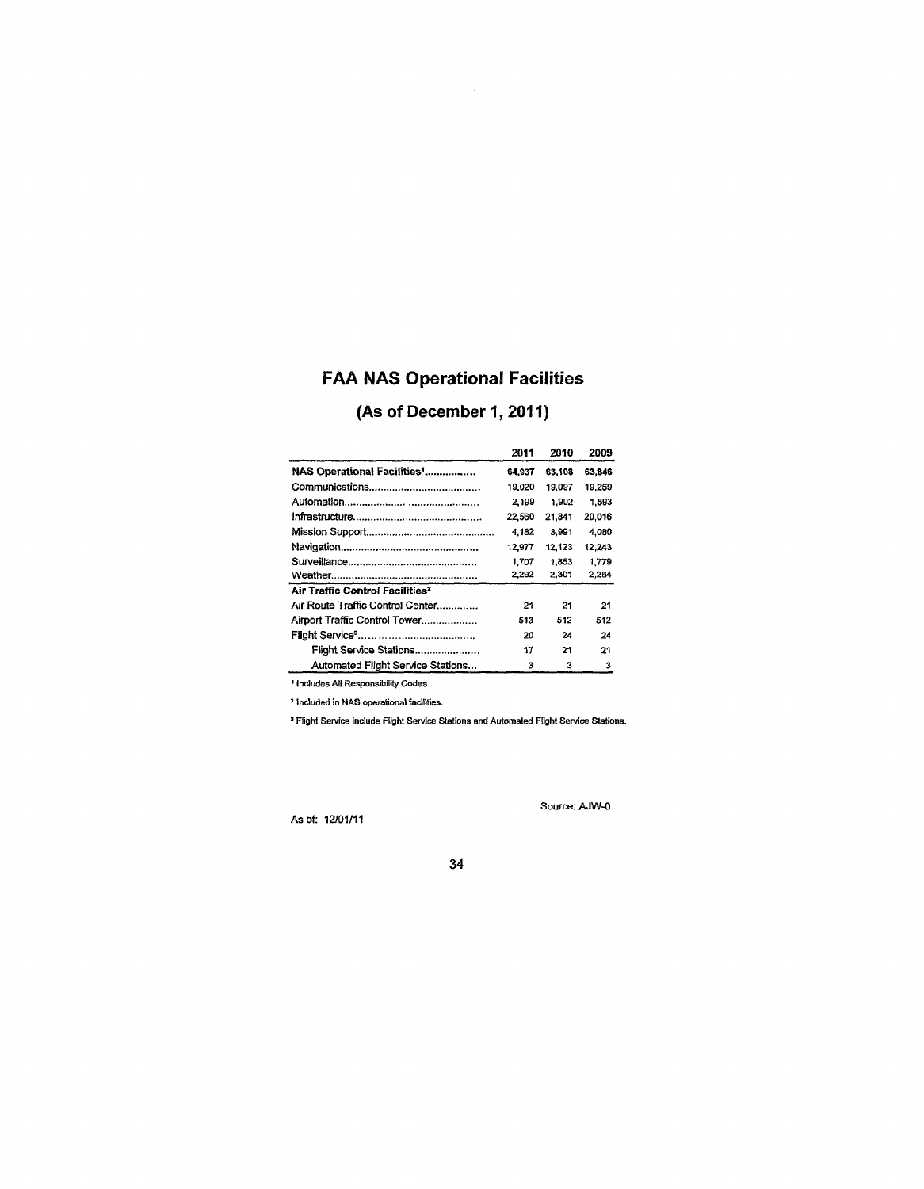# FAA NAS Operational Facilities

## (As of December 1, 2011)

| | 2011 | 2010 | 2009 |
|---|---|---|---|
| **NAS Operational Facilities[1]** | 64,937 | 63,108 | 63,846 |
| Communications | 19,020 | 19,097 | 19,259 |
| Automation | 2,199 | 1,902 | 1,593 |
| Infrastructure | 22,560 | 21,841 | 20,016 |
| Mission Support | 4,182 | 3,991 | 4,080 |
| Navigation | 12,977 | 12,123 | 12,243 |
| Surveillance | 1,707 | 1,853 | 1,779 |
| Weather | 2,292 | 2,301 | 2,284 |
| **Air Traffic Control Facilities[2]** | | | |
| Air Route Traffic Control Center | 21 | 21 | 21 |
| Airport Traffic Control Tower | 513 | 512 | 512 |
| Flight Service[3] | 20 | 24 | 24 |
| Flight Service Stations | 17 | 21 | 21 |
| Automated Flight Service Stations | 3 | 3 | 3 |

[1] Includes All Responsibility Codes

[2] Included in NAS operational facilities.

[3] Flight Service include Flight Service Stations and Automated Flight Service Stations.

Source: AJW-0

As of: 12/01/11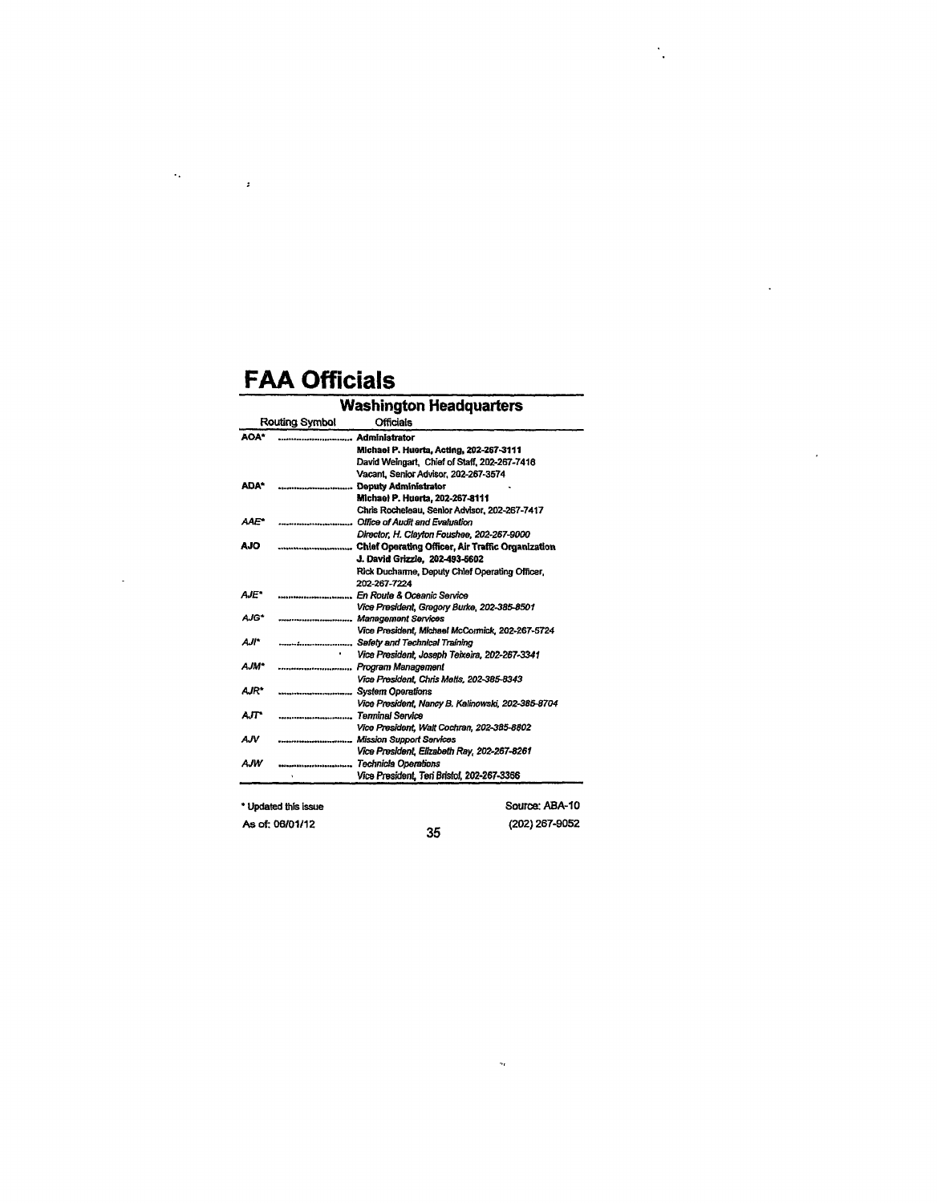# FAA Officials

## Washington Headquarters

| Routing Symbol | Officials |
|---|---|
| **AOA*** | **Administrator** |
| | **Michael P. Huerta, Acting, 202-267-3111** |
| | David Weingart, Chief of Staff, 202-267-7416 |
| | Vacant, Senior Advisor, 202-267-3574 |
| **ADA*** | **Deputy Administrator** |
| | **Michael P. Huerta, 202-267-8111** |
| | Chris Rocheleau, Senior Advisor, 202-267-7417 |
| *AAE** | *Office of Audit and Evaluation* |
| | *Director, H. Clayton Foushee, 202-267-9000* |
| **AJO** | **Chief Operating Officer, Air Traffic Organization** |
| | **J. David Grizzle, 202-493-5602** |
| | Rick Ducharme, Deputy Chief Operating Officer, 202-267-7224 |
| *AJE** | *En Route & Oceanic Service* |
| | *Vice President, Gregory Burke, 202-385-8501* |
| *AJG** | *Management Services* |
| | *Vice President, Michael McCormick, 202-267-5724* |
| *AJI** | *Safety and Technical Training* |
| | *Vice President, Joseph Teixeira, 202-267-3341* |
| *AJM** | *Program Management* |
| | *Vice President, Chris Metts, 202-385-8343* |
| *AJR** | *System Operations* |
| | *Vice President, Nancy B. Kalinowski, 202-385-8704* |
| *AJT** | *Terminal Service* |
| | *Vice President, Walt Cochran, 202-385-8802* |
| *AJV* | *Mission Support Services* |
| | *Vice President, Elizabeth Ray, 202-267-8261* |
| *AJW* | *Technical Operations* |
| | *Vice President, Teri Bristol, 202-267-3366* |

\* Updated this issue

As of: 06/01/12

Source: ABA-10

(202) 267-9052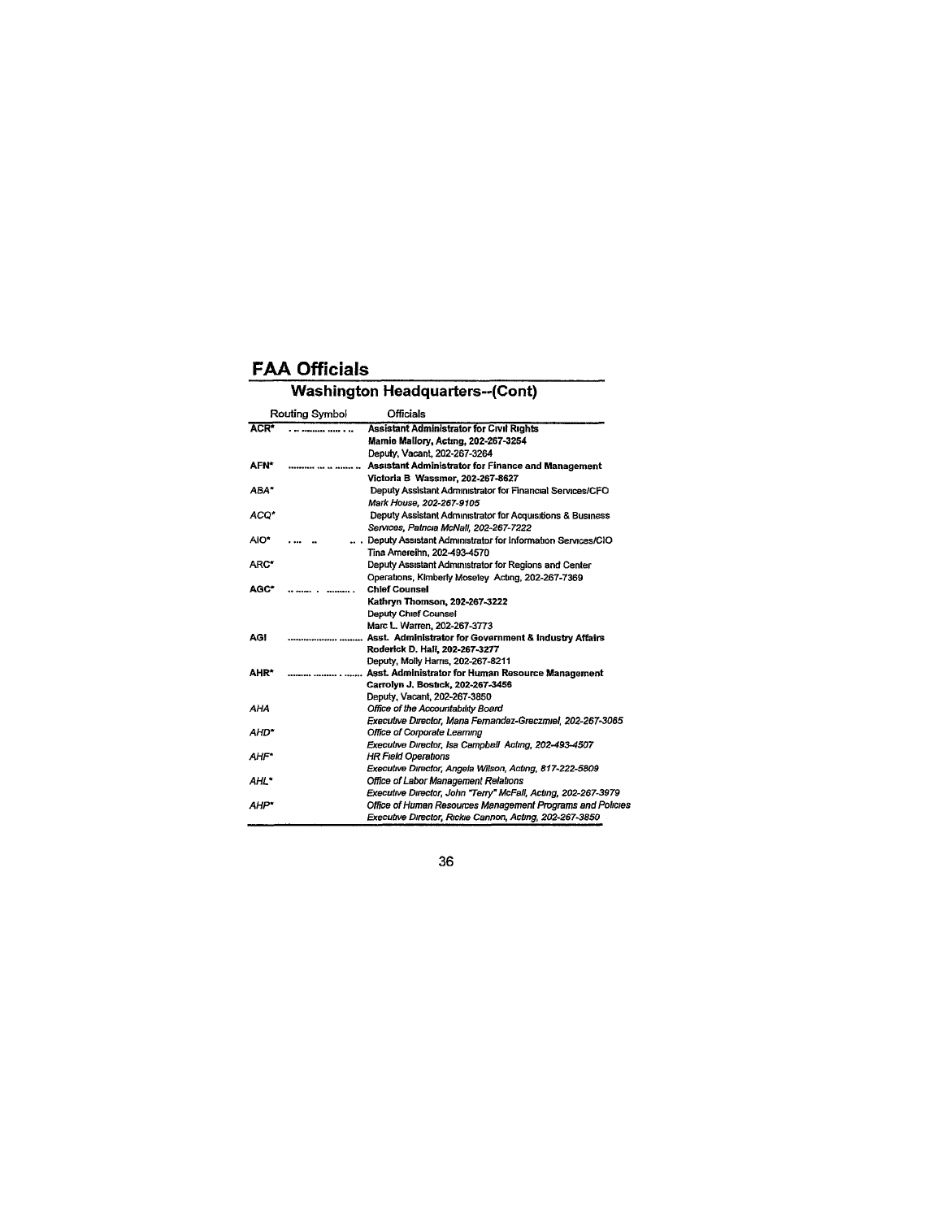# FAA Officials

## Washington Headquarters--(Cont)

| Routing Symbol | Officials |
|---|---|
| **ACR*** | **Assistant Administrator for Civil Rights**<br>**Mamie Mallory, Acting, 202-267-3254**<br>Deputy, Vacant, 202-267-3264 |
| **AFN*** | **Assistant Administrator for Finance and Management**<br>**Victoria B Wassmer, 202-267-8627** |
| *ABA** | Deputy Assistant Administrator for Financial Services/CFO<br>*Mark House, 202-267-9105* |
| *ACQ** | Deputy Assistant Administrator for Acquisitions & Business<br>*Services, Patricia McNall, 202-267-7222* |
| AIO* | Deputy Assistant Administrator for Information Services/CIO<br>Tina Amereihn, 202-493-4570 |
| ARC* | Deputy Assistant Administrator for Regions and Center<br>Operations, Kimberly Moseley Acting, 202-267-7369 |
| **AGC*** | **Chief Counsel**<br>**Kathryn Thomson, 202-267-3222**<br>Deputy Chief Counsel<br>Marc L. Warren, 202-267-3773 |
| **AGI** | **Asst. Administrator for Government & Industry Affairs**<br>**Roderick D. Hall, 202-267-3277**<br>Deputy, Molly Harris, 202-267-8211 |
| **AHR*** | **Asst. Administrator for Human Resource Management**<br>**Carrolyn J. Bostick, 202-267-3456**<br>Deputy, Vacant, 202-267-3850 |
| *AHA* | *Office of the Accountability Board*<br>*Executive Director, Maria Fernandez-Greczmiel, 202-267-3065* |
| *AHD** | *Office of Corporate Learning*<br>*Executive Director, Isa Campbell Acting, 202-493-4507* |
| *AHF** | *HR Field Operations*<br>*Executive Director, Angela Wilson, Acting, 817-222-5809* |
| *AHL** | *Office of Labor Management Relations*<br>*Executive Director, John "Terry" McFall, Acting, 202-267-3979* |
| *AHP** | *Office of Human Resources Management Programs and Policies*<br>*Executive Director, Rickie Cannon, Acting, 202-267-3850* |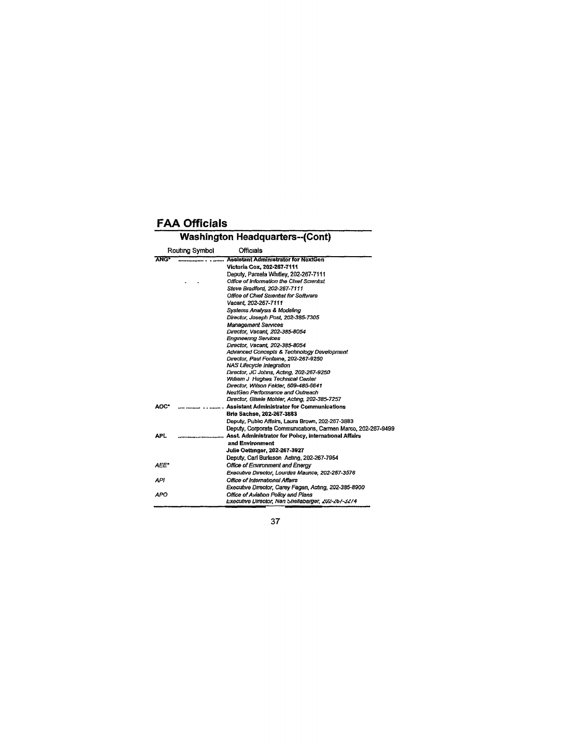# FAA Officials

## Washington Headquarters--(Cont)

| Routing Symbol | Officials |
|---|---|
| ANG* | **Assistant Administrator for NextGen** |
| | **Victoria Cox, 202-267-7111** |
| | Deputy, Pamela Whitley, 202-267-7111 |
| | *Office of Information the Chief Scientist* |
| | *Steve Bradford, 202-267-7111* |
| | *Office of Chief Scientist for Software* |
| | *Vacant, 202-267-7111* |
| | *Systems Analysis & Modeling* |
| | *Director, Joseph Post, 202-385-7305* |
| | *Management Services* |
| | *Director, Vacant, 202-385-8054* |
| | *Engineering Services* |
| | *Director, Vacant, 202-385-8054* |
| | *Advanced Concepts & Technology Development* |
| | *Director, Paul Fontaine, 202-267-9250* |
| | *NAS Lifecycle Integration* |
| | *Director, JC Johns, Acting, 202-267-9250* |
| | *William J Hughes Technical Center* |
| | *Director, Wilson Felder, 609-485-6641* |
| | *NextGen Performance and Outreach* |
| | *Director, Gisele Mohler, Acting, 202-385-7257* |
| AOC* | **Assistant Administrator for Communications** |
| | **Brie Sachse, 202-267-3883** |
| | Deputy, Public Affairs, Laura Brown, 202-267-3883 |
| | Deputy, Corporate Communications, Carmen Marco, 202-267-9499 |
| APL | **Asst. Administrator for Policy, International Affairs and Environment** |
| | **Julie Oettinger, 202-267-3927** |
| | Deputy, Carl Burleson Acting, 202-267-7954 |
| *AEE** | *Office of Environment and Energy* |
| | *Executive Director, Lourdes Maurice, 202-267-3576* |
| *API* | *Office of International Affairs* |
| | *Executive Director, Carey Fagan, Acting, 202-385-8900* |
| *APO* | *Office of Aviation Policy and Plans* |
| | *Executive Director, Nan Shellabarger, 202-267-3274* |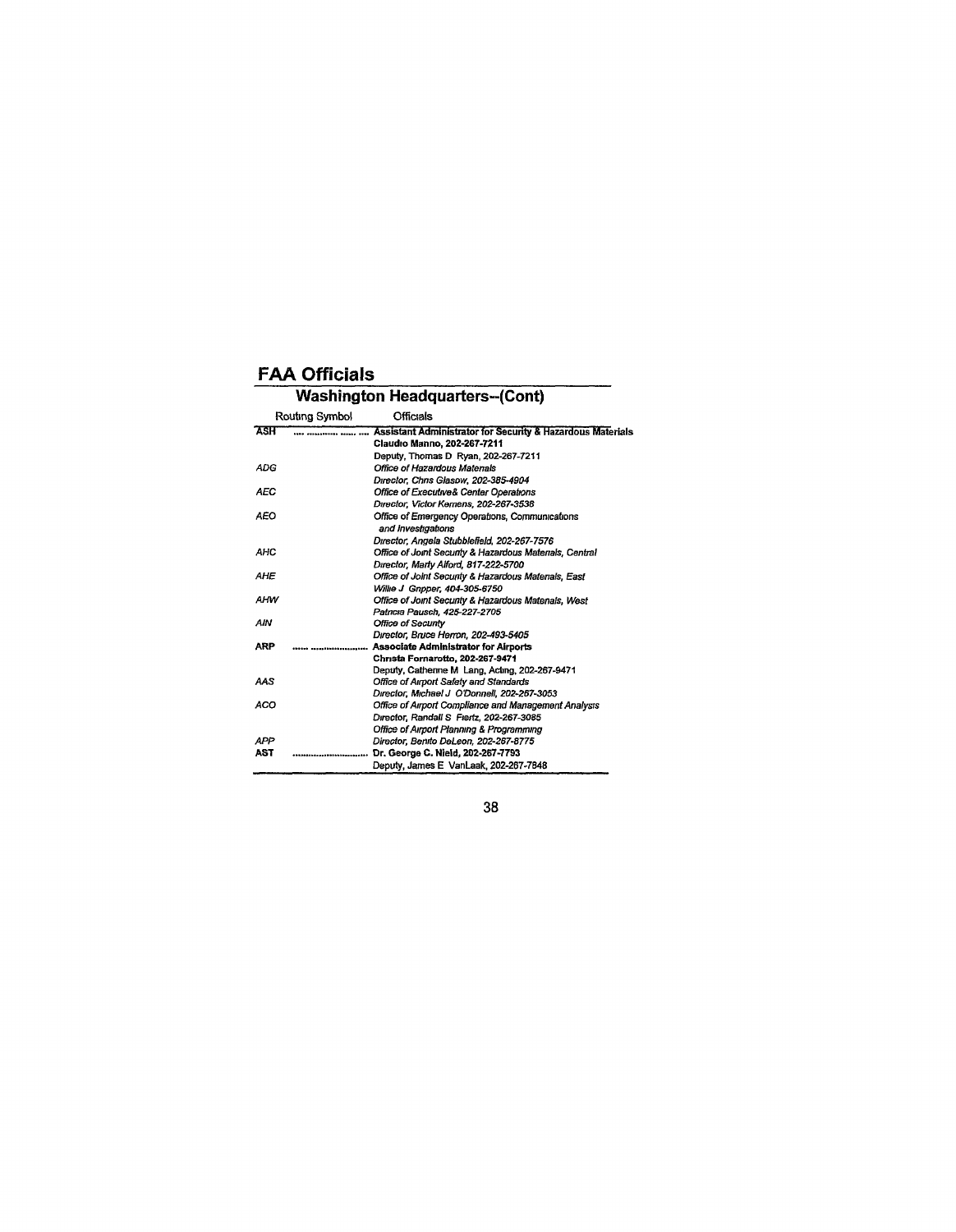# FAA Officials

## Washington Headquarters--(Cont)

| Routing Symbol | Officials |
|---|---|
| **ASH** | **Assistant Administrator for Security & Hazardous Materials** |
| | **Claudio Manno, 202-267-7211** |
| | Deputy, Thomas D Ryan, 202-267-7211 |
| *ADG* | *Office of Hazardous Materials* |
| | *Director, Chris Glasow, 202-385-4904* |
| *AEC* | *Office of Executive& Center Operations* |
| | *Director, Victor Kemens, 202-267-3538* |
| *AEO* | Office of Emergency Operations, Communications *and Investigations* |
| | *Director, Angela Stubblefield, 202-267-7576* |
| *AHC* | *Office of Joint Security & Hazardous Materials, Central* |
| | *Director, Marty Alford, 817-222-5700* |
| *AHE* | *Office of Joint Security & Hazardous Materials, East* |
| | *Willie J Gripper, 404-305-6750* |
| *AHW* | *Office of Joint Security & Hazardous Materials, West* |
| | *Patricia Pausch, 425-227-2705* |
| *AIN* | *Office of Security* |
| | *Director, Bruce Herron, 202-493-5405* |
| **ARP** | **Associate Administrator for Airports** |
| | **Christa Fornarotto, 202-267-9471** |
| | Deputy, Catherine M Lang, Acting, 202-267-9471 |
| *AAS* | *Office of Airport Safety and Standards* |
| | *Director, Michael J O'Donnell, 202-267-3053* |
| *ACO* | *Office of Airport Compliance and Management Analysis* |
| | *Director, Randall S Fiertz, 202-267-3085* |
| | *Office of Airport Planning & Programming* |
| *APP* | *Director, Benito DeLeon, 202-267-8775* |
| **AST** | **Dr. George C. Nield, 202-267-7793** |
| | Deputy, James E VanLaak, 202-267-7848 |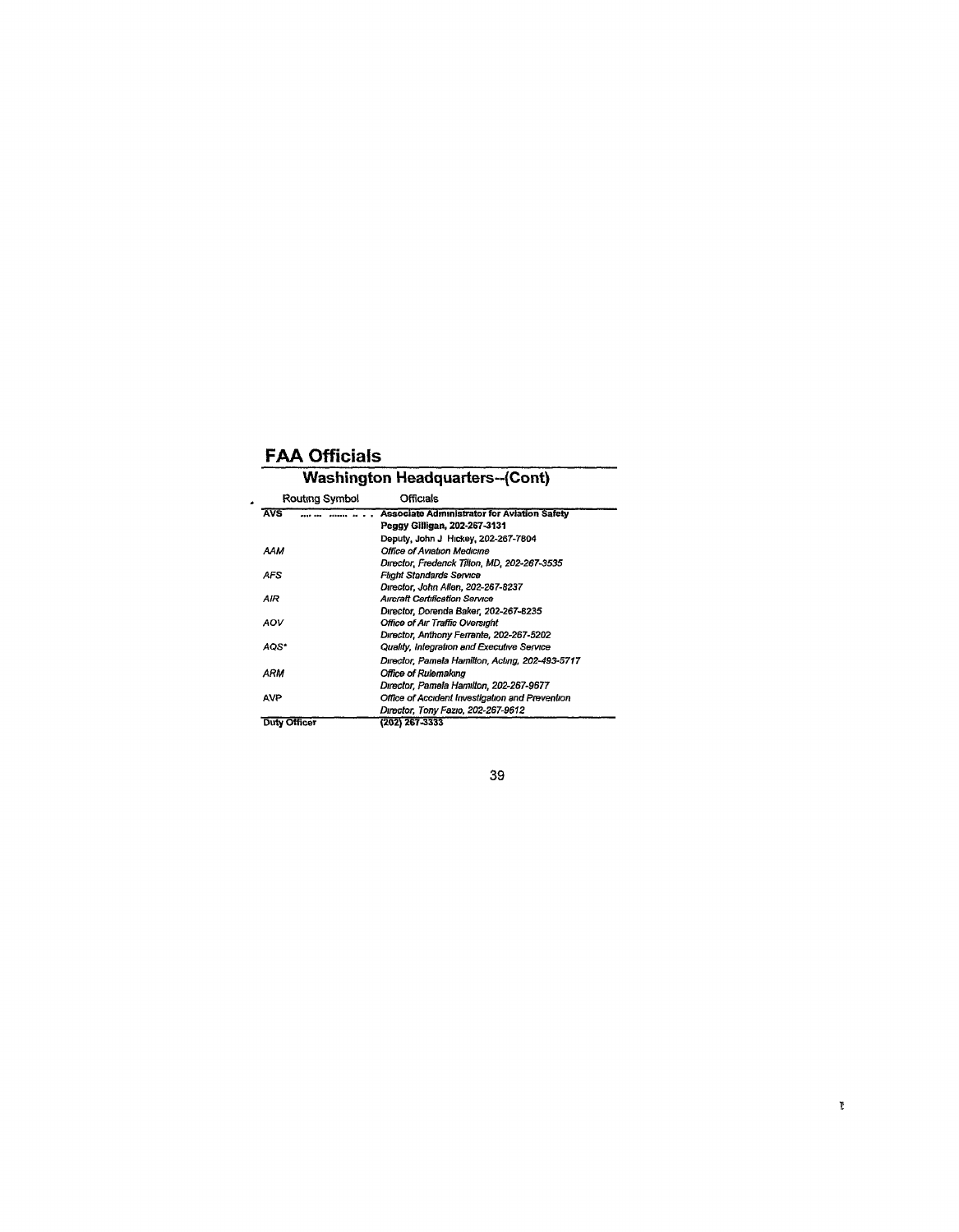# FAA Officials

## Washington Headquarters--(Cont)

| Routing Symbol | Officials |
|---|---|
| **AVS** | **Associate Administrator for Aviation Safety** |
| | **Peggy Gilligan, 202-267-3131** |
| | Deputy, John J Hickey, 202-267-7804 |
| *AAM* | *Office of Aviation Medicine* |
| | *Director, Frederick Tilton, MD, 202-267-3535* |
| *AFS* | *Flight Standards Service* |
| | *Director, John Allen, 202-267-8237* |
| *AIR* | *Aircraft Certification Service* |
| | *Director, Dorenda Baker, 202-267-8235* |
| *AOV* | *Office of Air Traffic Oversight* |
| | *Director, Anthony Ferrante, 202-267-5202* |
| *AQS** | *Quality, Integration and Executive Service* |
| | *Director, Pamela Hamilton, Acting, 202-493-5717* |
| *ARM* | *Office of Rulemaking* |
| | *Director, Pamela Hamilton, 202-267-9677* |
| AVP | *Office of Accident Investigation and Prevention* |
| | *Director, Tony Fazio, 202-267-9612* |
| **Duty Officer** | **(202) 267-3333** |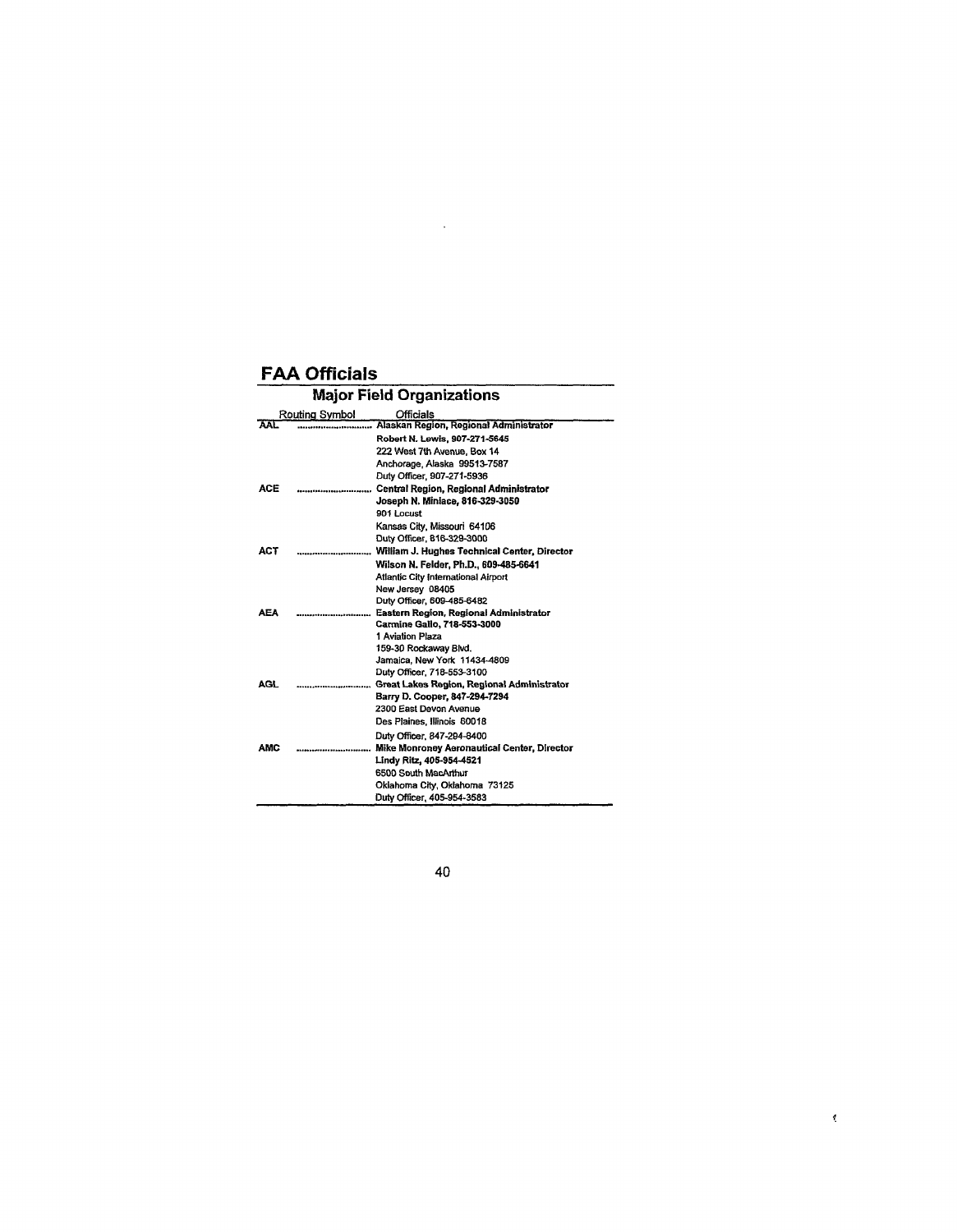# FAA Officials

## Major Field Organizations

| Routing Symbol | Officials |
|---|---|
| AAL | **Alaskan Region, Regional Administrator**<br>**Robert N. Lewis, 907-271-5645**<br>222 West 7th Avenue, Box 14<br>Anchorage, Alaska 99513-7587<br>Duty Officer, 907-271-5936 |
| ACE | **Central Region, Regional Administrator**<br>**Joseph N. Miniace, 816-329-3050**<br>901 Locust<br>Kansas City, Missouri 64106<br>Duty Officer, 816-329-3000 |
| ACT | **William J. Hughes Technical Center, Director**<br>**Wilson N. Felder, Ph.D., 609-485-6641**<br>Atlantic City International Airport<br>New Jersey 08405<br>Duty Officer, 609-485-6482 |
| AEA | **Eastern Region, Regional Administrator**<br>**Carmine Gallo, 718-553-3000**<br>1 Aviation Plaza<br>159-30 Rockaway Blvd.<br>Jamaica, New York 11434-4809<br>Duty Officer, 718-553-3100 |
| AGL | **Great Lakes Region, Regional Administrator**<br>**Barry D. Cooper, 847-294-7294**<br>2300 East Devon Avenue<br>Des Plaines, Illinois 60018<br>Duty Officer, 847-294-8400 |
| AMC | **Mike Monroney Aeronautical Center, Director**<br>**Lindy Ritz, 405-954-4521**<br>6500 South MacArthur<br>Oklahoma City, Oklahoma 73125<br>Duty Officer, 405-954-3583 |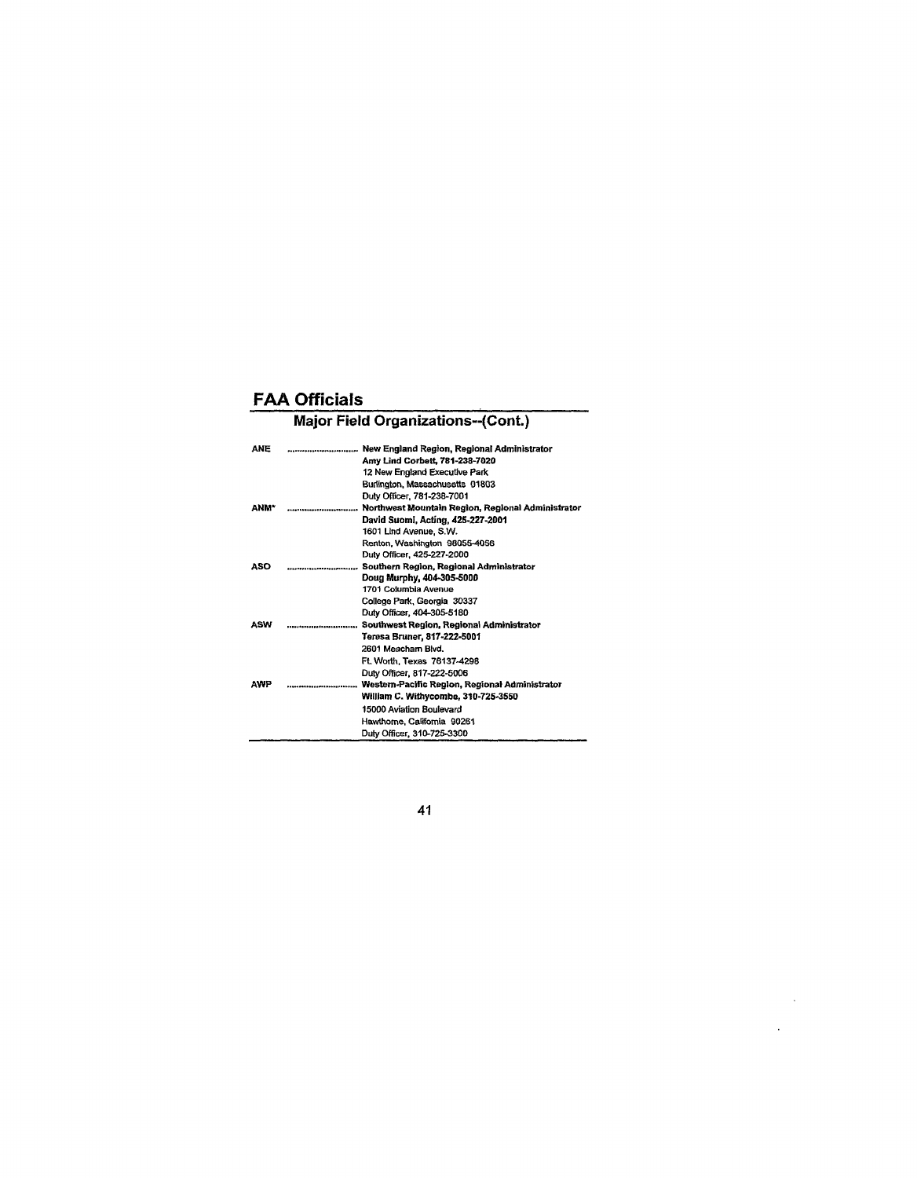# FAA Officials

## Major Field Organizations--(Cont.)

**ANE** .......................... **New England Region, Regional Administrator**
**Amy Lind Corbett, 781-238-7020**
12 New England Executive Park
Burlington, Massachusetts 01803
Duty Officer, 781-238-7001

**ANM*** .......................... **Northwest Mountain Region, Regional Administrator**
**David Suomi, Acting, 425-227-2001**
1601 Lind Avenue, S.W.
Renton, Washington 98055-4056
Duty Officer, 425-227-2000

**ASO** .......................... **Southern Region, Regional Administrator**
**Doug Murphy, 404-305-5000**
1701 Columbia Avenue
College Park, Georgia 30337
Duty Officer, 404-305-5180

**ASW** .......................... **Southwest Region, Regional Administrator**
**Teresa Bruner, 817-222-5001**
2601 Meacham Blvd.
Ft. Worth, Texas 76137-4298
Duty Officer, 817-222-5006

**AWP** .......................... **Western-Pacific Region, Regional Administrator**
**William C. Withycombe, 310-725-3550**
15000 Aviation Boulevard
Hawthorne, California 90261
Duty Officer, 310-725-3300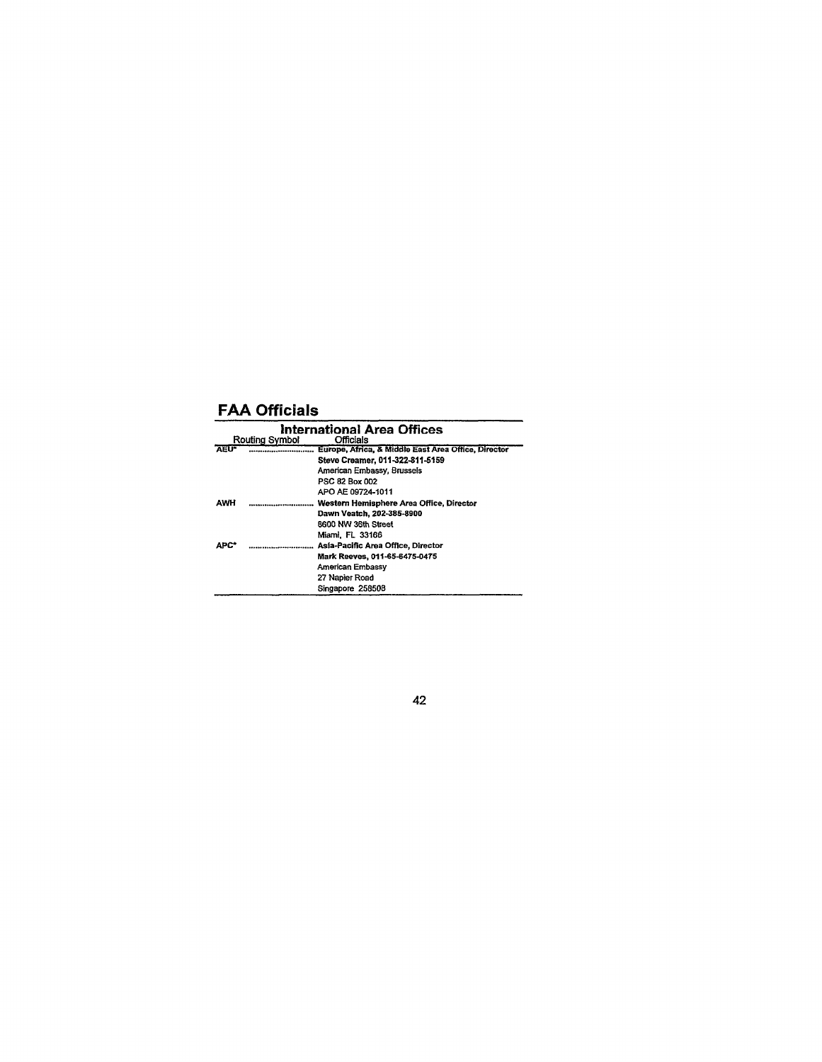# FAA Officials

## International Area Offices

| Routing Symbol | Officials |
|---|---|
| AEU* | **Europe, Africa, & Middle East Area Office, Director**<br>**Steve Creamer, 011-322-811-5159**<br>American Embassy, Brussels<br>PSC 82 Box 002<br>APO AE 09724-1011 |
| AWH | **Western Hemisphere Area Office, Director**<br>**Dawn Veatch, 202-385-8900**<br>8600 NW 36th Street<br>Miami, FL 33166 |
| APC* | **Asia-Pacific Area Office, Director**<br>**Mark Reeves, 011-65-6475-0475**<br>American Embassy<br>27 Napier Road<br>Singapore 258508 |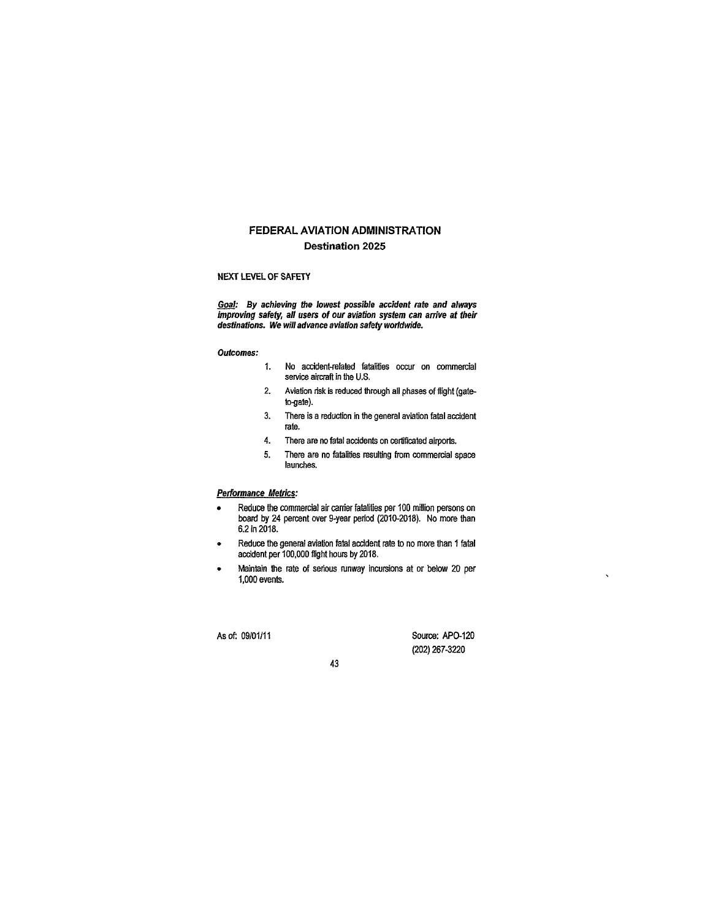# FEDERAL AVIATION ADMINISTRATION

## Destination 2025

### NEXT LEVEL OF SAFETY

***Goal:*** ***By achieving the lowest possible accident rate and always improving safety, all users of our aviation system can arrive at their destinations. We will advance aviation safety worldwide.***

***Outcomes:***

1. No accident-related fatalities occur on commercial service aircraft in the U.S.
2. Aviation risk is reduced through all phases of flight (gate-to-gate).
3. There is a reduction in the general aviation fatal accident rate.
4. There are no fatal accidents on certificated airports.
5. There are no fatalities resulting from commercial space launches.

***Performance Metrics:***

- Reduce the commercial air carrier fatalities per 100 million persons on board by 24 percent over 9-year period (2010-2018). No more than 6.2 in 2018.
- Reduce the general aviation fatal accident rate to no more than 1 fatal accident per 100,000 flight hours by 2018.
- Maintain the rate of serious runway incursions at or below 20 per 1,000 events.

As of: 09/01/11

Source: APO-120
(202) 267-3220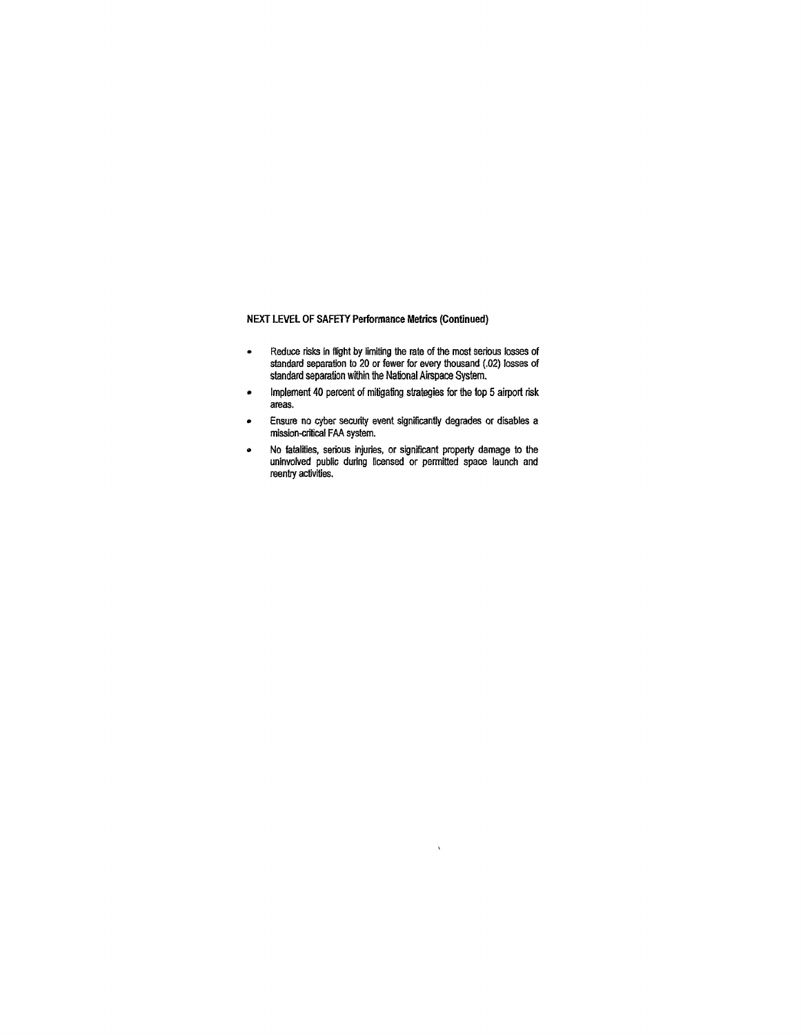**NEXT LEVEL OF SAFETY Performance Metrics (Continued)**

- Reduce risks in flight by limiting the rate of the most serious losses of standard separation to 20 or fewer for every thousand (.02) losses of standard separation within the National Airspace System.
- Implement 40 percent of mitigating strategies for the top 5 airport risk areas.
- Ensure no cyber security event significantly degrades or disables a mission-critical FAA system.
- No fatalities, serious injuries, or significant property damage to the uninvolved public during licensed or permitted space launch and reentry activities.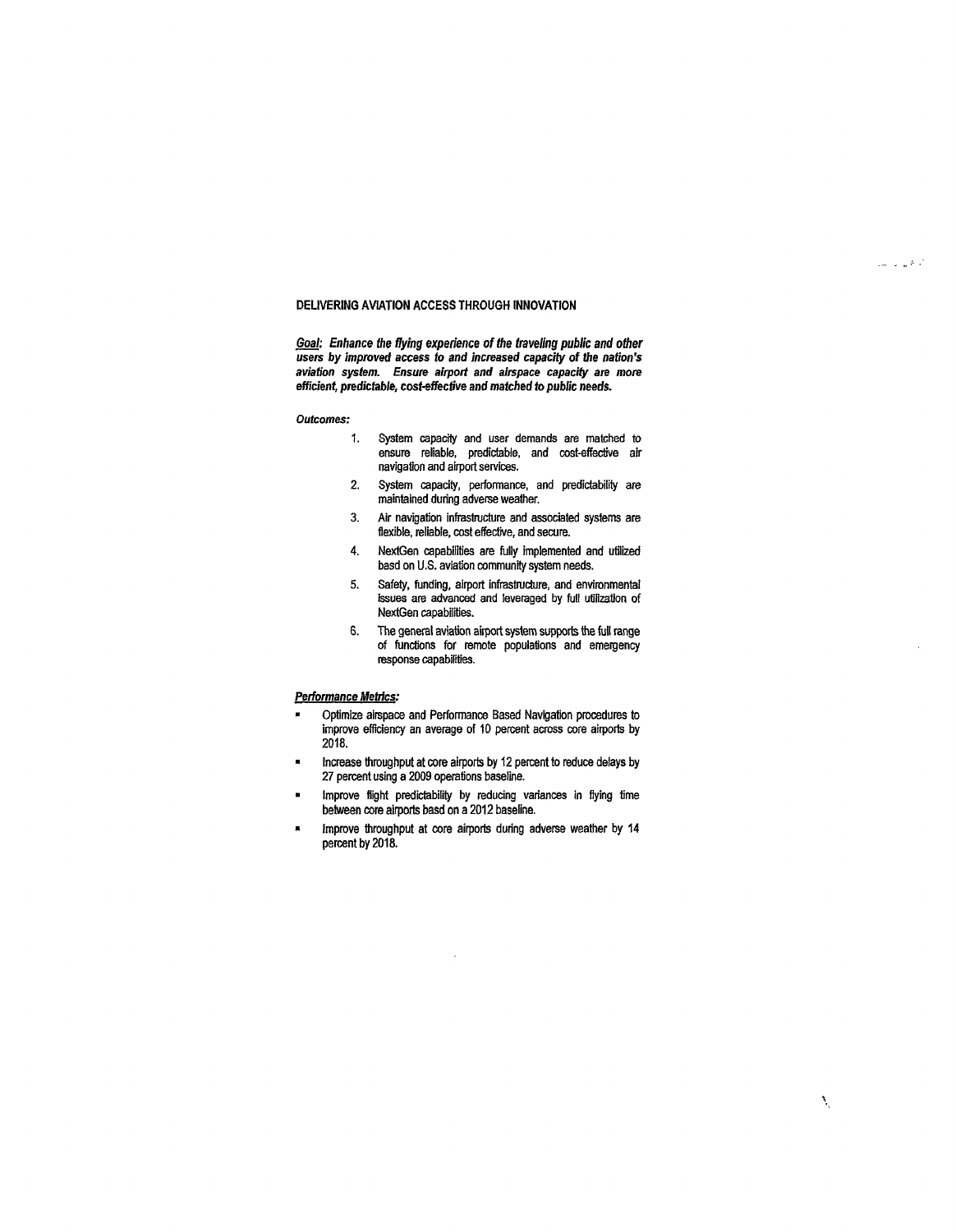## DELIVERING AVIATION ACCESS THROUGH INNOVATION

***Goal:*** ***Enhance the flying experience of the traveling public and other users by improved access to and increased capacity of the nation's aviation system. Ensure airport and airspace capacity are more efficient, predictable, cost-effective and matched to public needs.***

***Outcomes:***

1. System capacity and user demands are matched to ensure reliable, predictable, and cost-effective air navigation and airport services.
2. System capacity, performance, and predictability are maintained during adverse weather.
3. Air navigation infrastructure and associated systems are flexible, reliable, cost effective, and secure.
4. NextGen capabilities are fully implemented and utilized basd on U.S. aviation community system needs.
5. Safety, funding, airport infrastructure, and environmental issues are advanced and leveraged by full utilization of NextGen capabilities.
6. The general aviation airport system supports the full range of functions for remote populations and emergency response capabilities.

***Performance Metrics:***

- Optimize airspace and Performance Based Navigation procedures to improve efficiency an average of 10 percent across core airports by 2018.
- Increase throughput at core airports by 12 percent to reduce delays by 27 percent using a 2009 operations baseline.
- Improve flight predictability by reducing variances in flying time between core airports basd on a 2012 baseline.
- Improve throughput at core airports during adverse weather by 14 percent by 2018.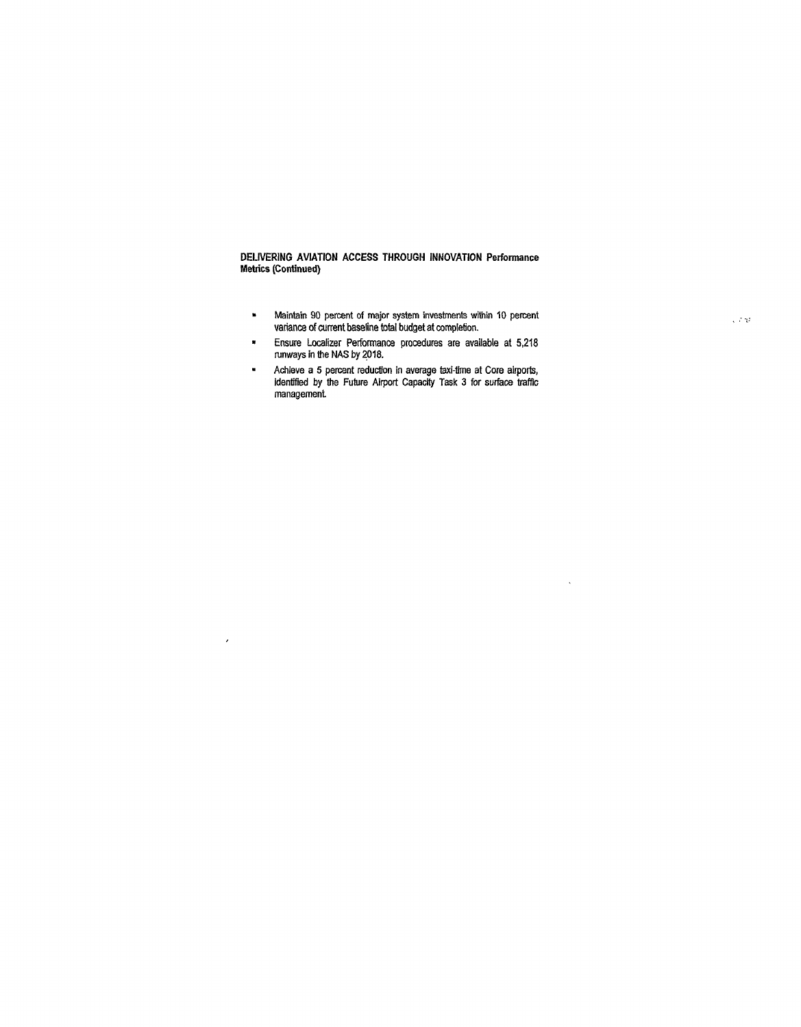**DELIVERING AVIATION ACCESS THROUGH INNOVATION Performance Metrics (Continued)**

- Maintain 90 percent of major system investments within 10 percent variance of current baseline total budget at completion.
- Ensure Localizer Performance procedures are available at 5,218 runways in the NAS by 2018.
- Achieve a 5 percent reduction in average taxi-time at Core airports, identified by the Future Airport Capacity Task 3 for surface traffic management.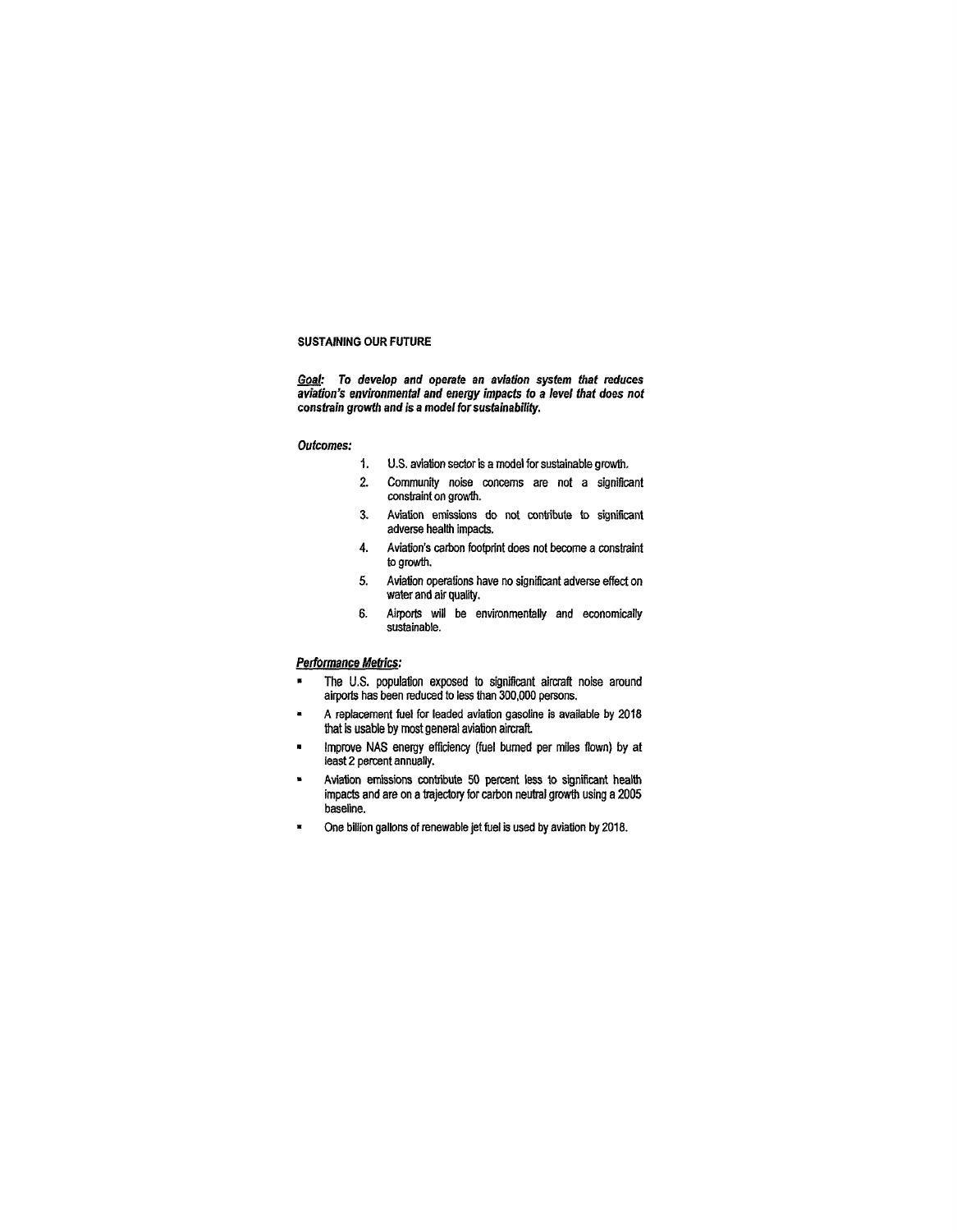## SUSTAINING OUR FUTURE

***Goal:*** ***To develop and operate an aviation system that reduces aviation's environmental and energy impacts to a level that does not constrain growth and is a model for sustainability.***

***Outcomes:***

1. U.S. aviation sector is a model for sustainable growth.
2. Community noise concerns are not a significant constraint on growth.
3. Aviation emissions do not contribute to significant adverse health impacts.
4. Aviation's carbon footprint does not become a constraint to growth.
5. Aviation operations have no significant adverse effect on water and air quality.
6. Airports will be environmentally and economically sustainable.

***Performance Metrics:***

- The U.S. population exposed to significant aircraft noise around airports has been reduced to less than 300,000 persons.
- A replacement fuel for leaded aviation gasoline is available by 2018 that is usable by most general aviation aircraft.
- Improve NAS energy efficiency (fuel burned per miles flown) by at least 2 percent annually.
- Aviation emissions contribute 50 percent less to significant health impacts and are on a trajectory for carbon neutral growth using a 2005 baseline.
- One billion gallons of renewable jet fuel is used by aviation by 2018.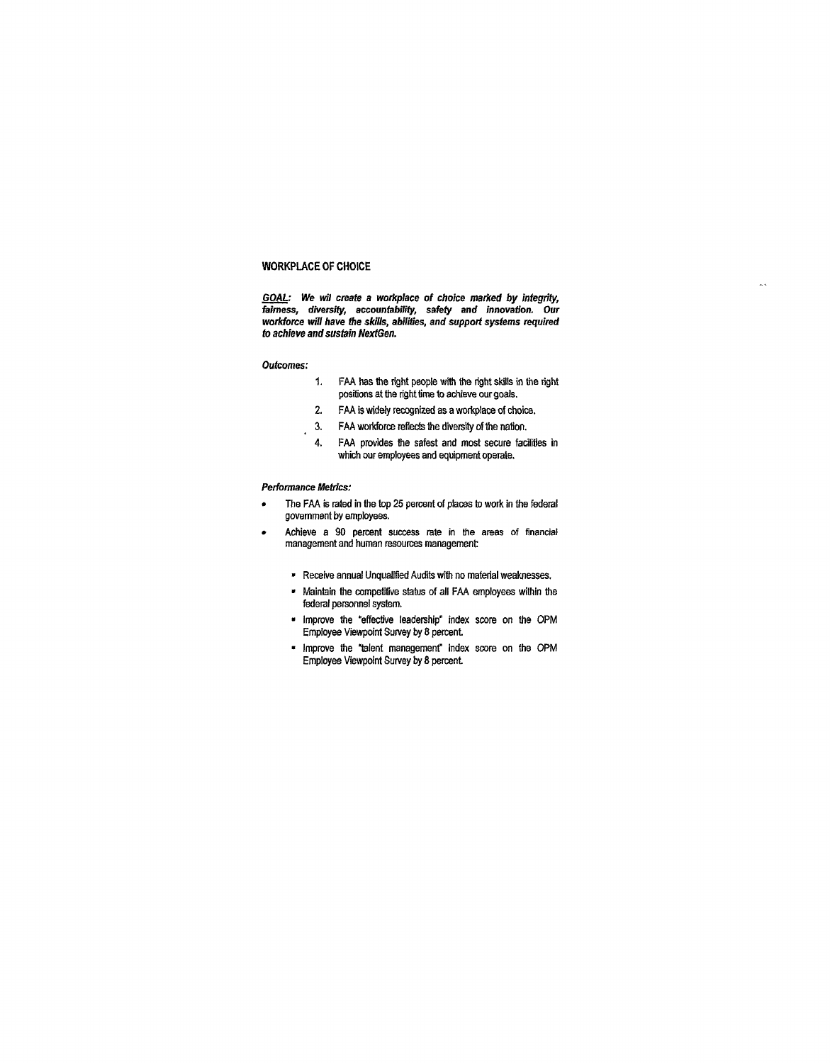## WORKPLACE OF CHOICE

***GOAL:*** ***We wil create a workplace of choice marked by integrity, fairness, diversity, accountability, safety and innovation. Our workforce will have the skills, abilities, and support systems required to achieve and sustain NextGen.***

***Outcomes:***

1. FAA has the right people with the right skills in the right positions at the right time to achieve our goals.
2. FAA is widely recognized as a workplace of choice.
3. FAA workforce reflects the diversity of the nation.
4. FAA provides the safest and most secure facilities in which our employees and equipment operate.

***Performance Metrics:***

- The FAA is rated in the top 25 percent of places to work in the federal government by employees.
- Achieve a 90 percent success rate in the areas of financial management and human resources management:
  - Receive annual Unqualified Audits with no material weaknesses.
  - Maintain the competitive status of all FAA employees within the federal personnel system.
  - Improve the "effective leadership" index score on the OPM Employee Viewpoint Survey by 8 percent.
  - Improve the "talent management" index score on the OPM Employee Viewpoint Survey by 8 percent.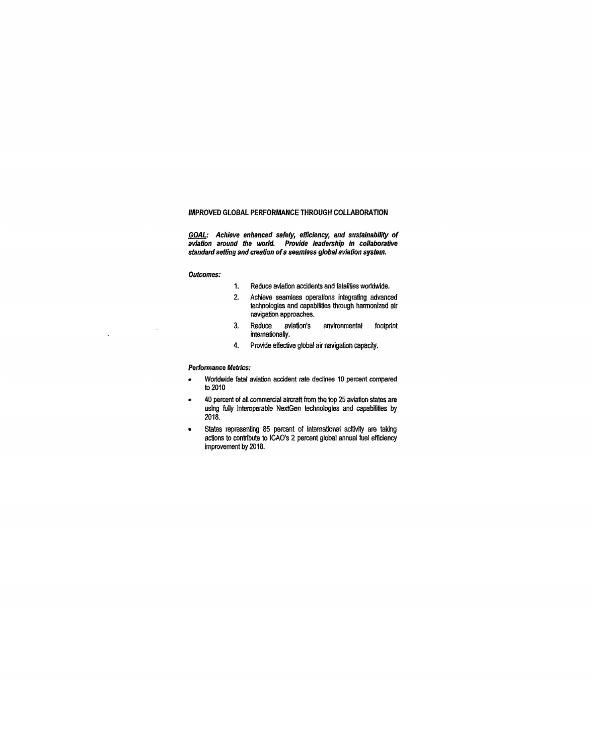## IMPROVED GLOBAL PERFORMANCE THROUGH COLLABORATION

***GOAL:*** ***Achieve enhanced safety, efficiency, and sustainability of aviation around the world. Provide leadership in collaborative standard setting and creation of a seamless global aviation system.***

***Outcomes:***

1. Reduce aviation accidents and fatalities worldwide.
2. Achieve seamless operations integrating advanced technologies and capabilities through harmonized air navigation approaches.
3. Reduce aviation's environmental footprint internationally.
4. Provide effective global air navigation capacity.

***Performance Metrics:***

- Worldwide fatal aviation accident rate declines 10 percent compared to 2010
- 40 percent of all commercial aircraft from the top 25 aviation states are using fully interoperable NextGen technologies and capabilities by 2018.
- States representing 85 percent of international acitivity are taking actions to contribute to ICAO's 2 percent global annual fuel efficiency improvement by 2018.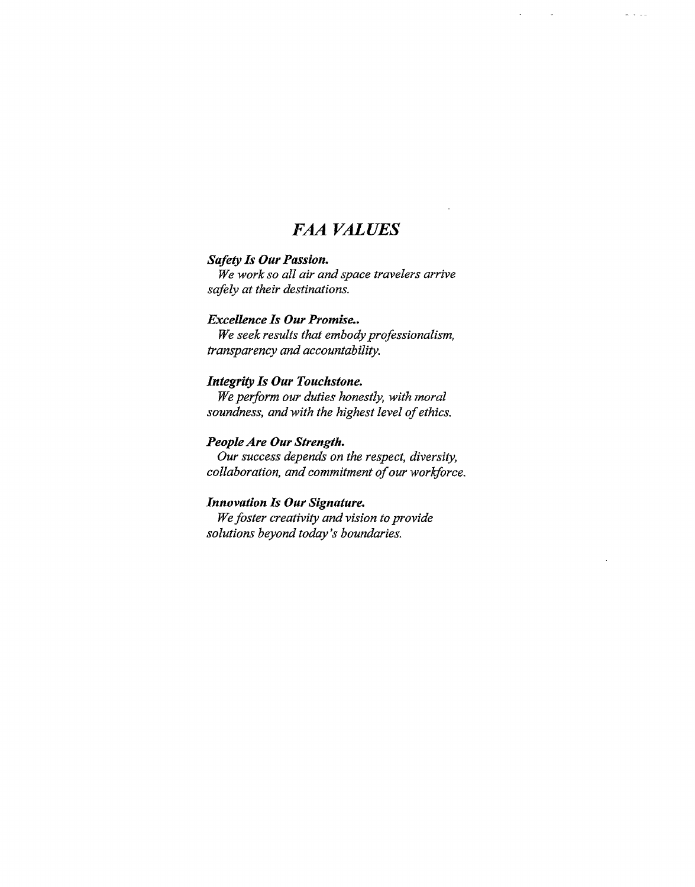# *FAA VALUES*

***Safety Is Our Passion.***
*We work so all air and space travelers arrive safely at their destinations.*

***Excellence Is Our Promise..***
*We seek results that embody professionalism, transparency and accountability.*

***Integrity Is Our Touchstone.***
*We perform our duties honestly, with moral soundness, and with the highest level of ethics.*

***People Are Our Strength.***
*Our success depends on the respect, diversity, collaboration, and commitment of our workforce.*

***Innovation Is Our Signature.***
*We foster creativity and vision to provide solutions beyond today's boundaries.*